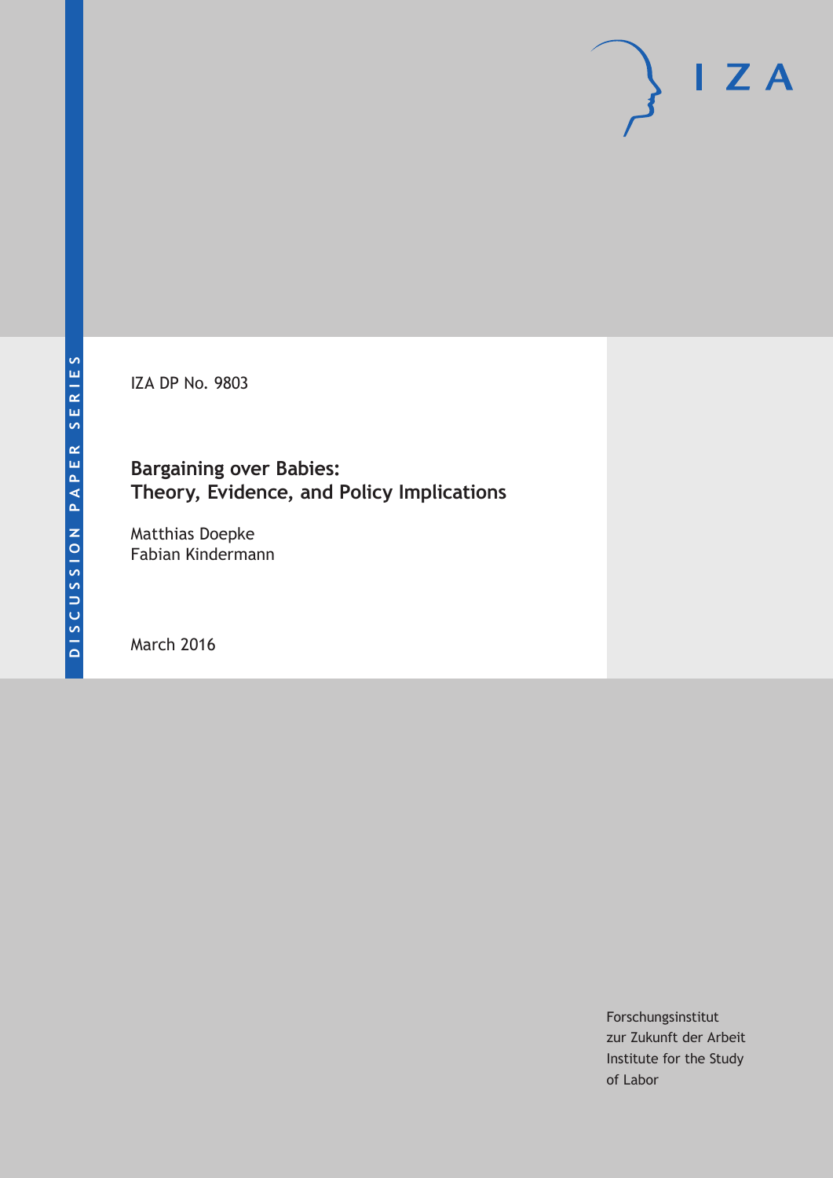DISCUSSION PAPER SERIES

IZA DP No. 9803

# Bargaining over Babies: Theory, Evidence, and Policy Implications

Matthias Doepke
Fabian Kindermann

March 2016

Forschungsinstitut
zur Zukunft der Arbeit
Institute for the Study
of Labor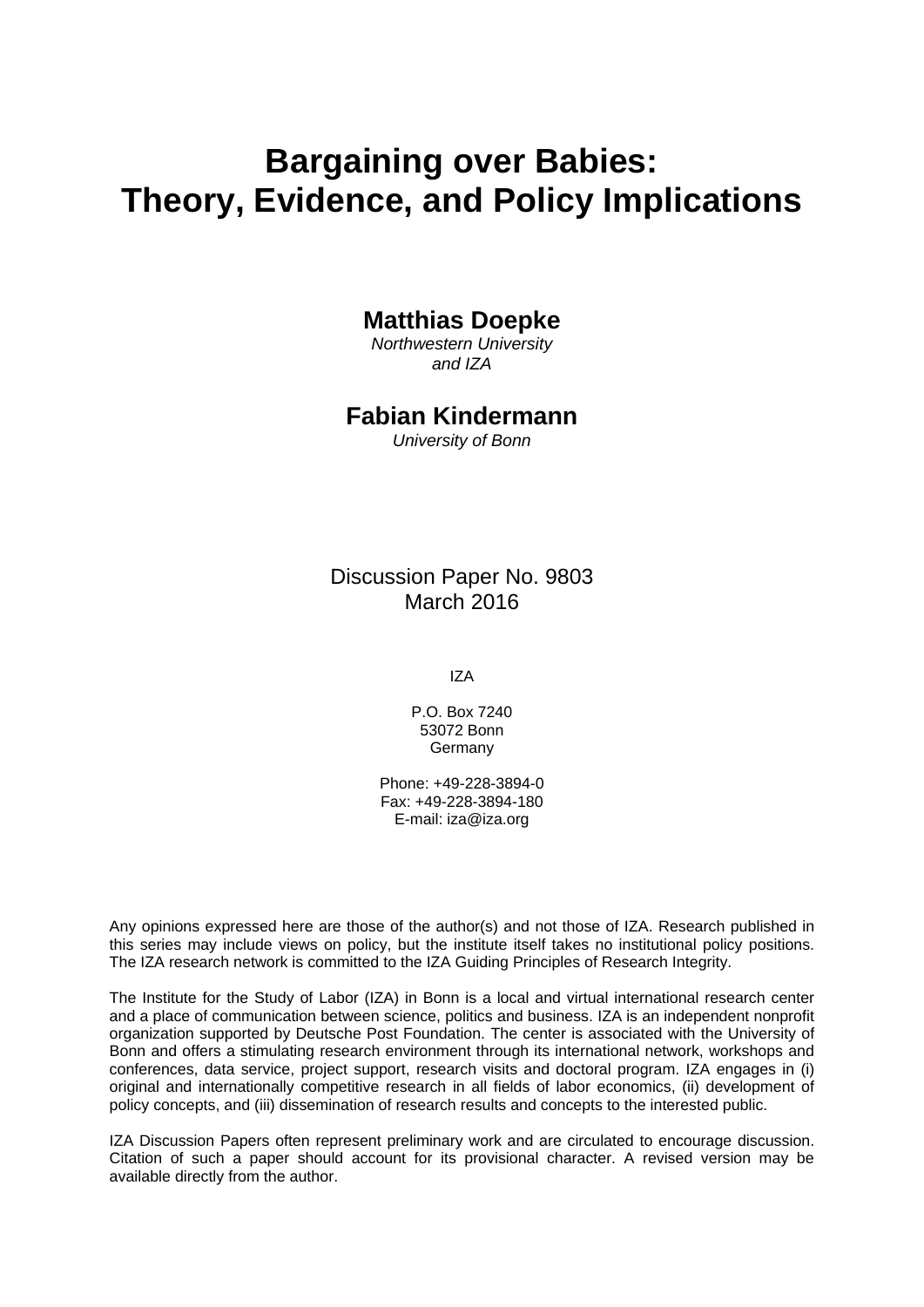# Bargaining over Babies: Theory, Evidence, and Policy Implications

**Matthias Doepke**

*Northwestern University and IZA*

**Fabian Kindermann**

*University of Bonn*

Discussion Paper No. 9803
March 2016

IZA

P.O. Box 7240
53072 Bonn
Germany

Phone: +49-228-3894-0
Fax: +49-228-3894-180
E-mail: iza@iza.org

Any opinions expressed here are those of the author(s) and not those of IZA. Research published in this series may include views on policy, but the institute itself takes no institutional policy positions. The IZA research network is committed to the IZA Guiding Principles of Research Integrity.

The Institute for the Study of Labor (IZA) in Bonn is a local and virtual international research center and a place of communication between science, politics and business. IZA is an independent nonprofit organization supported by Deutsche Post Foundation. The center is associated with the University of Bonn and offers a stimulating research environment through its international network, workshops and conferences, data service, project support, research visits and doctoral program. IZA engages in (i) original and internationally competitive research in all fields of labor economics, (ii) development of policy concepts, and (iii) dissemination of research results and concepts to the interested public.

IZA Discussion Papers often represent preliminary work and are circulated to encourage discussion. Citation of such a paper should account for its provisional character. A revised version may be available directly from the author.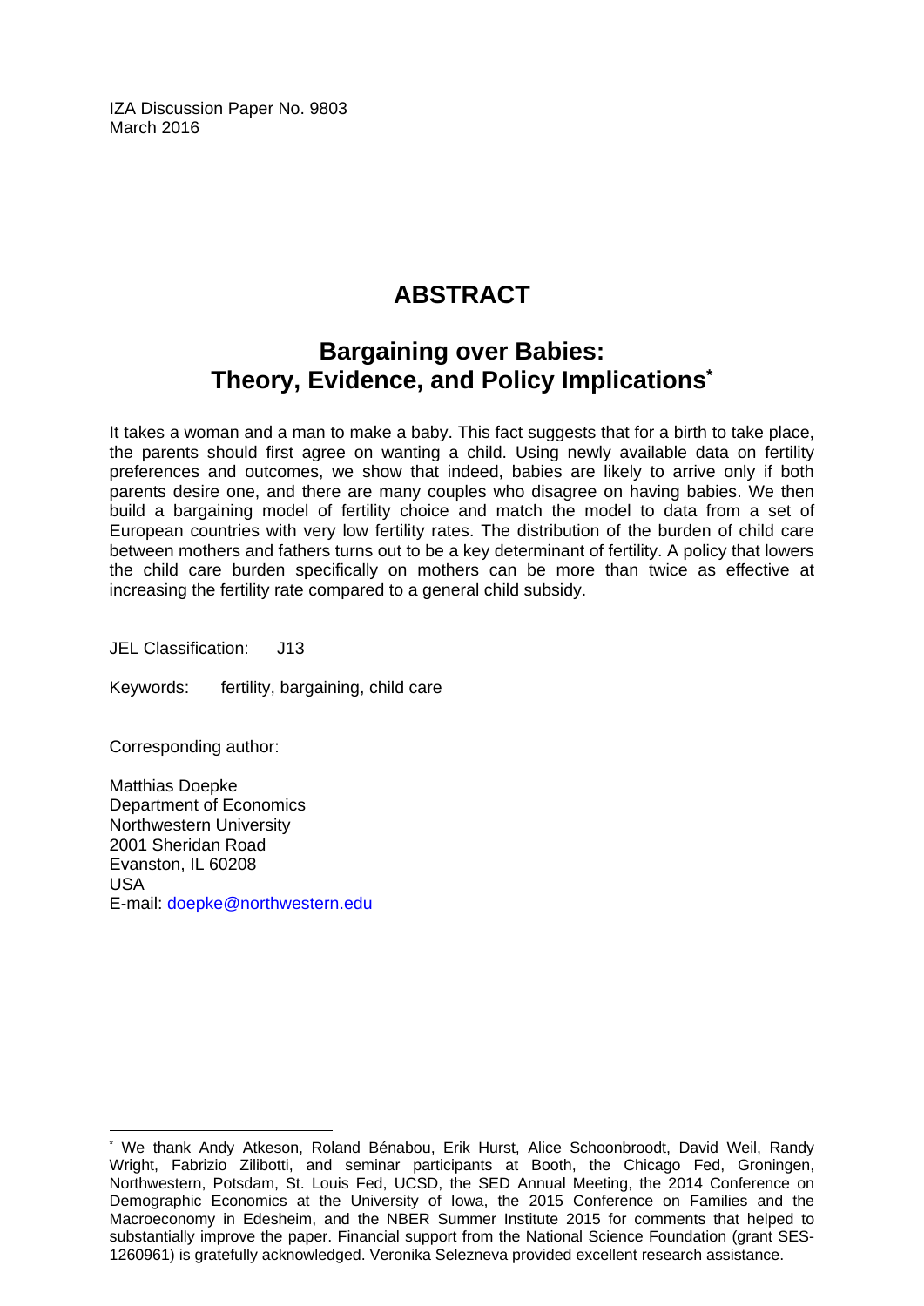IZA Discussion Paper No. 9803
March 2016

# ABSTRACT

## Bargaining over Babies: Theory, Evidence, and Policy Implications*

It takes a woman and a man to make a baby. This fact suggests that for a birth to take place, the parents should first agree on wanting a child. Using newly available data on fertility preferences and outcomes, we show that indeed, babies are likely to arrive only if both parents desire one, and there are many couples who disagree on having babies. We then build a bargaining model of fertility choice and match the model to data from a set of European countries with very low fertility rates. The distribution of the burden of child care between mothers and fathers turns out to be a key determinant of fertility. A policy that lowers the child care burden specifically on mothers can be more than twice as effective at increasing the fertility rate compared to a general child subsidy.

JEL Classification: J13

Keywords: fertility, bargaining, child care

Corresponding author:

Matthias Doepke
Department of Economics
Northwestern University
2001 Sheridan Road
Evanston, IL 60208
USA
E-mail: doepke@northwestern.edu

* We thank Andy Atkeson, Roland Bénabou, Erik Hurst, Alice Schoonbroodt, David Weil, Randy Wright, Fabrizio Zilibotti, and seminar participants at Booth, the Chicago Fed, Groningen, Northwestern, Potsdam, St. Louis Fed, UCSD, the SED Annual Meeting, the 2014 Conference on Demographic Economics at the University of Iowa, the 2015 Conference on Families and the Macroeconomy in Edesheim, and the NBER Summer Institute 2015 for comments that helped to substantially improve the paper. Financial support from the National Science Foundation (grant SES-1260961) is gratefully acknowledged. Veronika Selezneva provided excellent research assistance.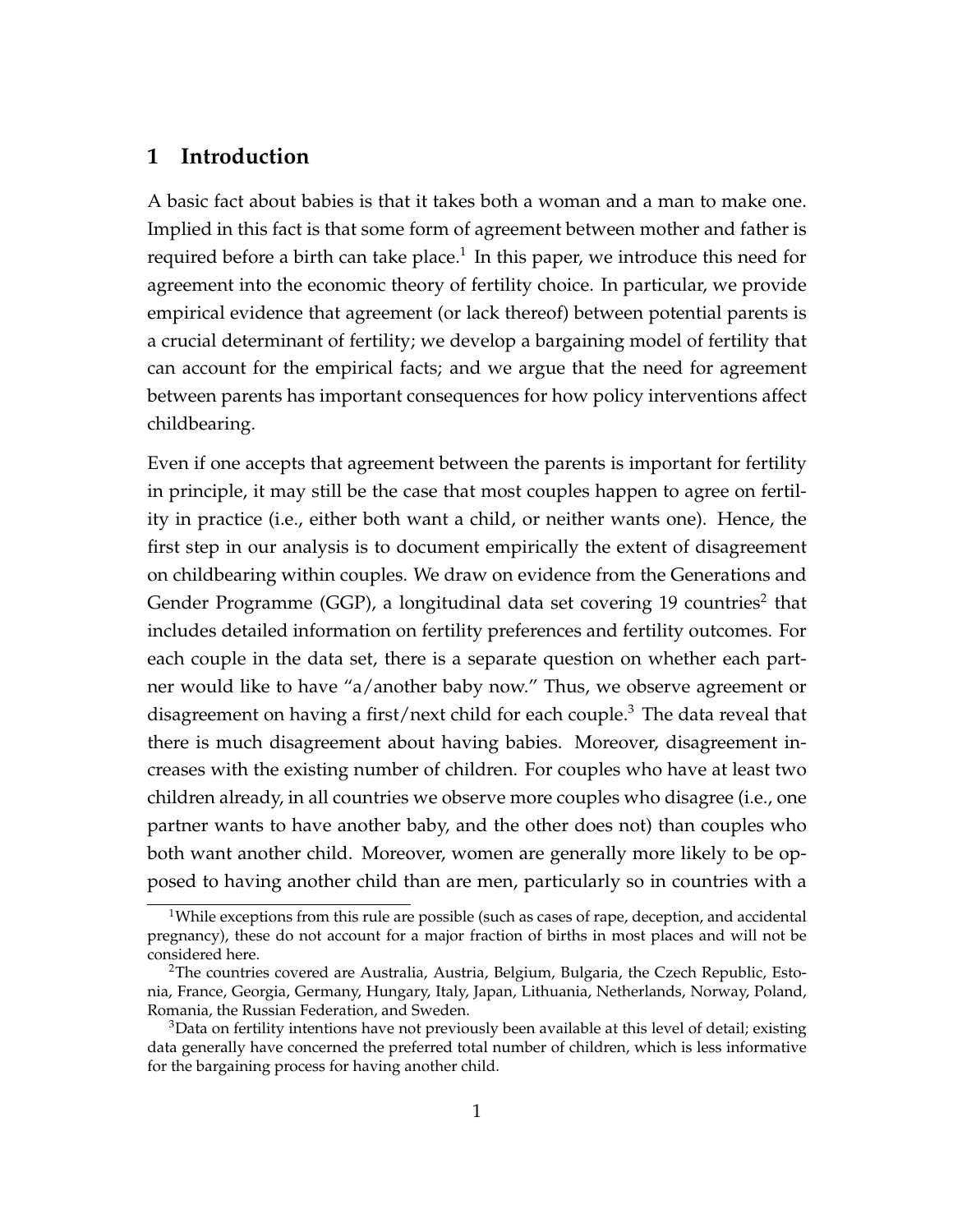## 1 Introduction

A basic fact about babies is that it takes both a woman and a man to make one. Implied in this fact is that some form of agreement between mother and father is required before a birth can take place.[1] In this paper, we introduce this need for agreement into the economic theory of fertility choice. In particular, we provide empirical evidence that agreement (or lack thereof) between potential parents is a crucial determinant of fertility; we develop a bargaining model of fertility that can account for the empirical facts; and we argue that the need for agreement between parents has important consequences for how policy interventions affect childbearing.

Even if one accepts that agreement between the parents is important for fertility in principle, it may still be the case that most couples happen to agree on fertility in practice (i.e., either both want a child, or neither wants one). Hence, the first step in our analysis is to document empirically the extent of disagreement on childbearing within couples. We draw on evidence from the Generations and Gender Programme (GGP), a longitudinal data set covering 19 countries[2] that includes detailed information on fertility preferences and fertility outcomes. For each couple in the data set, there is a separate question on whether each partner would like to have "a/another baby now." Thus, we observe agreement or disagreement on having a first/next child for each couple.[3] The data reveal that there is much disagreement about having babies. Moreover, disagreement increases with the existing number of children. For couples who have at least two children already, in all countries we observe more couples who disagree (i.e., one partner wants to have another baby, and the other does not) than couples who both want another child. Moreover, women are generally more likely to be opposed to having another child than are men, particularly so in countries with a

[1] While exceptions from this rule are possible (such as cases of rape, deception, and accidental pregnancy), these do not account for a major fraction of births in most places and will not be considered here.

[2] The countries covered are Australia, Austria, Belgium, Bulgaria, the Czech Republic, Estonia, France, Georgia, Germany, Hungary, Italy, Japan, Lithuania, Netherlands, Norway, Poland, Romania, the Russian Federation, and Sweden.

[3] Data on fertility intentions have not previously been available at this level of detail; existing data generally have concerned the preferred total number of children, which is less informative for the bargaining process for having another child.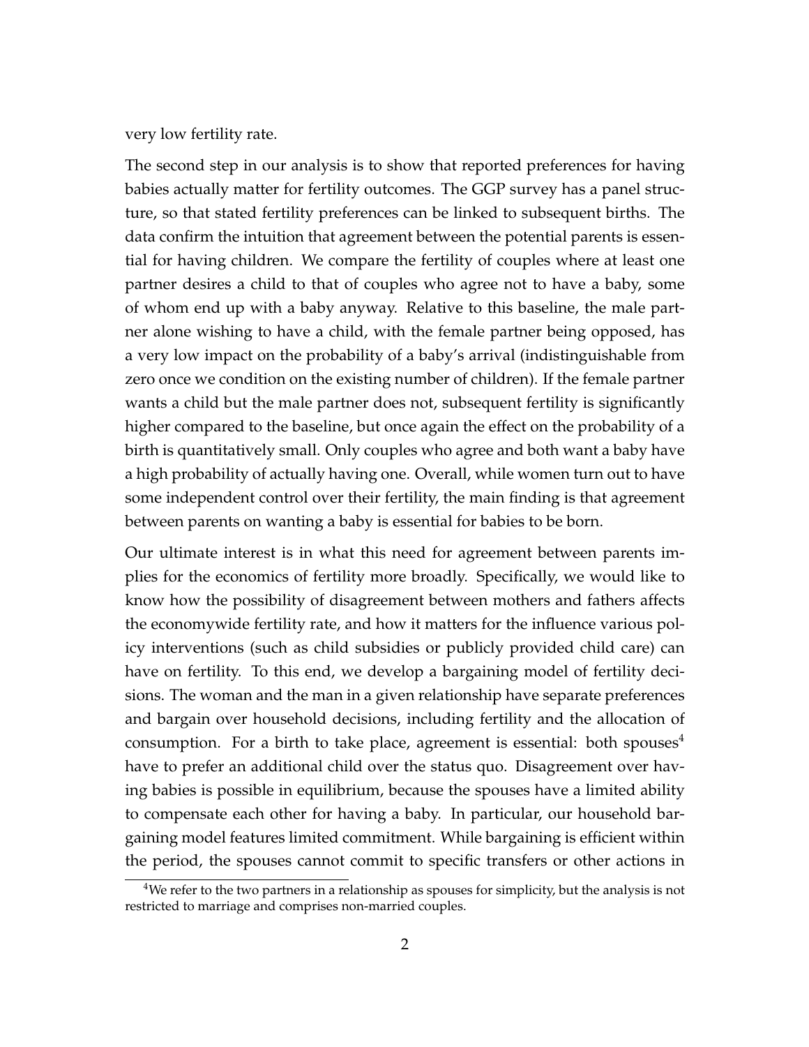very low fertility rate.

The second step in our analysis is to show that reported preferences for having babies actually matter for fertility outcomes. The GGP survey has a panel structure, so that stated fertility preferences can be linked to subsequent births. The data confirm the intuition that agreement between the potential parents is essential for having children. We compare the fertility of couples where at least one partner desires a child to that of couples who agree not to have a baby, some of whom end up with a baby anyway. Relative to this baseline, the male partner alone wishing to have a child, with the female partner being opposed, has a very low impact on the probability of a baby's arrival (indistinguishable from zero once we condition on the existing number of children). If the female partner wants a child but the male partner does not, subsequent fertility is significantly higher compared to the baseline, but once again the effect on the probability of a birth is quantitatively small. Only couples who agree and both want a baby have a high probability of actually having one. Overall, while women turn out to have some independent control over their fertility, the main finding is that agreement between parents on wanting a baby is essential for babies to be born.

Our ultimate interest is in what this need for agreement between parents implies for the economics of fertility more broadly. Specifically, we would like to know how the possibility of disagreement between mothers and fathers affects the economywide fertility rate, and how it matters for the influence various policy interventions (such as child subsidies or publicly provided child care) can have on fertility. To this end, we develop a bargaining model of fertility decisions. The woman and the man in a given relationship have separate preferences and bargain over household decisions, including fertility and the allocation of consumption. For a birth to take place, agreement is essential: both spouses[4] have to prefer an additional child over the status quo. Disagreement over having babies is possible in equilibrium, because the spouses have a limited ability to compensate each other for having a baby. In particular, our household bargaining model features limited commitment. While bargaining is efficient within the period, the spouses cannot commit to specific transfers or other actions in

[4] We refer to the two partners in a relationship as spouses for simplicity, but the analysis is not restricted to marriage and comprises non-married couples.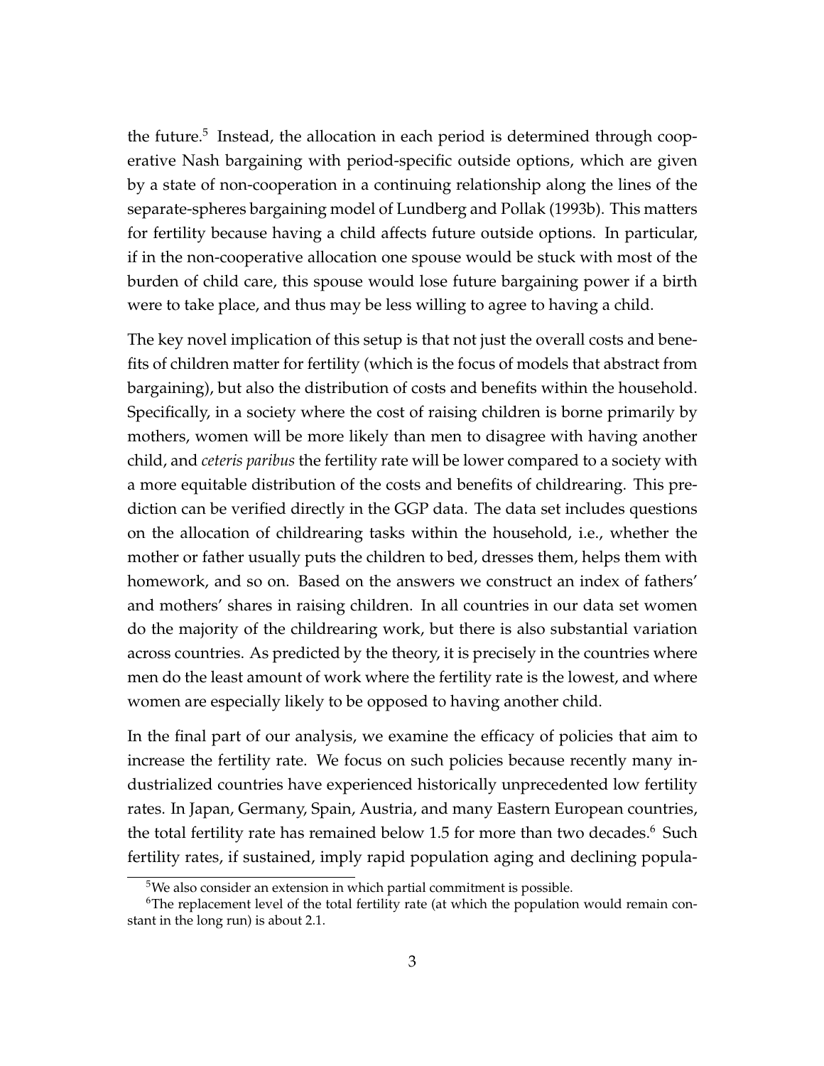the future.[5] Instead, the allocation in each period is determined through cooperative Nash bargaining with period-specific outside options, which are given by a state of non-cooperation in a continuing relationship along the lines of the separate-spheres bargaining model of Lundberg and Pollak (1993b). This matters for fertility because having a child affects future outside options. In particular, if in the non-cooperative allocation one spouse would be stuck with most of the burden of child care, this spouse would lose future bargaining power if a birth were to take place, and thus may be less willing to agree to having a child.

The key novel implication of this setup is that not just the overall costs and benefits of children matter for fertility (which is the focus of models that abstract from bargaining), but also the distribution of costs and benefits within the household. Specifically, in a society where the cost of raising children is borne primarily by mothers, women will be more likely than men to disagree with having another child, and *ceteris paribus* the fertility rate will be lower compared to a society with a more equitable distribution of the costs and benefits of childrearing. This prediction can be verified directly in the GGP data. The data set includes questions on the allocation of childrearing tasks within the household, i.e., whether the mother or father usually puts the children to bed, dresses them, helps them with homework, and so on. Based on the answers we construct an index of fathers' and mothers' shares in raising children. In all countries in our data set women do the majority of the childrearing work, but there is also substantial variation across countries. As predicted by the theory, it is precisely in the countries where men do the least amount of work where the fertility rate is the lowest, and where women are especially likely to be opposed to having another child.

In the final part of our analysis, we examine the efficacy of policies that aim to increase the fertility rate. We focus on such policies because recently many industrialized countries have experienced historically unprecedented low fertility rates. In Japan, Germany, Spain, Austria, and many Eastern European countries, the total fertility rate has remained below 1.5 for more than two decades.[6] Such fertility rates, if sustained, imply rapid population aging and declining popula-

[5] We also consider an extension in which partial commitment is possible.

[6] The replacement level of the total fertility rate (at which the population would remain constant in the long run) is about 2.1.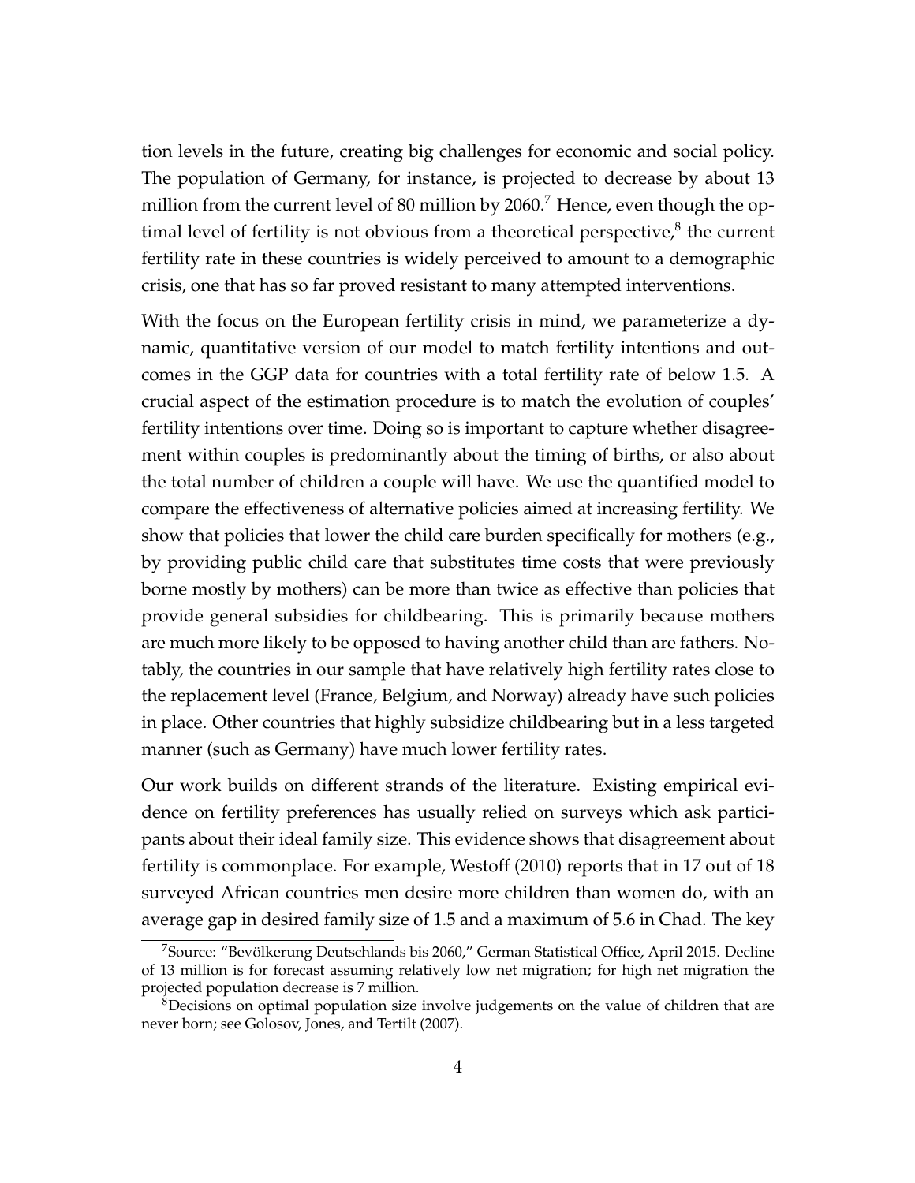tion levels in the future, creating big challenges for economic and social policy. The population of Germany, for instance, is projected to decrease by about 13 million from the current level of 80 million by 2060.[7] Hence, even though the optimal level of fertility is not obvious from a theoretical perspective,[8] the current fertility rate in these countries is widely perceived to amount to a demographic crisis, one that has so far proved resistant to many attempted interventions.

With the focus on the European fertility crisis in mind, we parameterize a dynamic, quantitative version of our model to match fertility intentions and outcomes in the GGP data for countries with a total fertility rate of below 1.5. A crucial aspect of the estimation procedure is to match the evolution of couples' fertility intentions over time. Doing so is important to capture whether disagreement within couples is predominantly about the timing of births, or also about the total number of children a couple will have. We use the quantified model to compare the effectiveness of alternative policies aimed at increasing fertility. We show that policies that lower the child care burden specifically for mothers (e.g., by providing public child care that substitutes time costs that were previously borne mostly by mothers) can be more than twice as effective than policies that provide general subsidies for childbearing. This is primarily because mothers are much more likely to be opposed to having another child than are fathers. Notably, the countries in our sample that have relatively high fertility rates close to the replacement level (France, Belgium, and Norway) already have such policies in place. Other countries that highly subsidize childbearing but in a less targeted manner (such as Germany) have much lower fertility rates.

Our work builds on different strands of the literature. Existing empirical evidence on fertility preferences has usually relied on surveys which ask participants about their ideal family size. This evidence shows that disagreement about fertility is commonplace. For example, Westoff (2010) reports that in 17 out of 18 surveyed African countries men desire more children than women do, with an average gap in desired family size of 1.5 and a maximum of 5.6 in Chad. The key

[7] Source: "Bevölkerung Deutschlands bis 2060," German Statistical Office, April 2015. Decline of 13 million is for forecast assuming relatively low net migration; for high net migration the projected population decrease is 7 million.

[8] Decisions on optimal population size involve judgements on the value of children that are never born; see Golosov, Jones, and Tertilt (2007).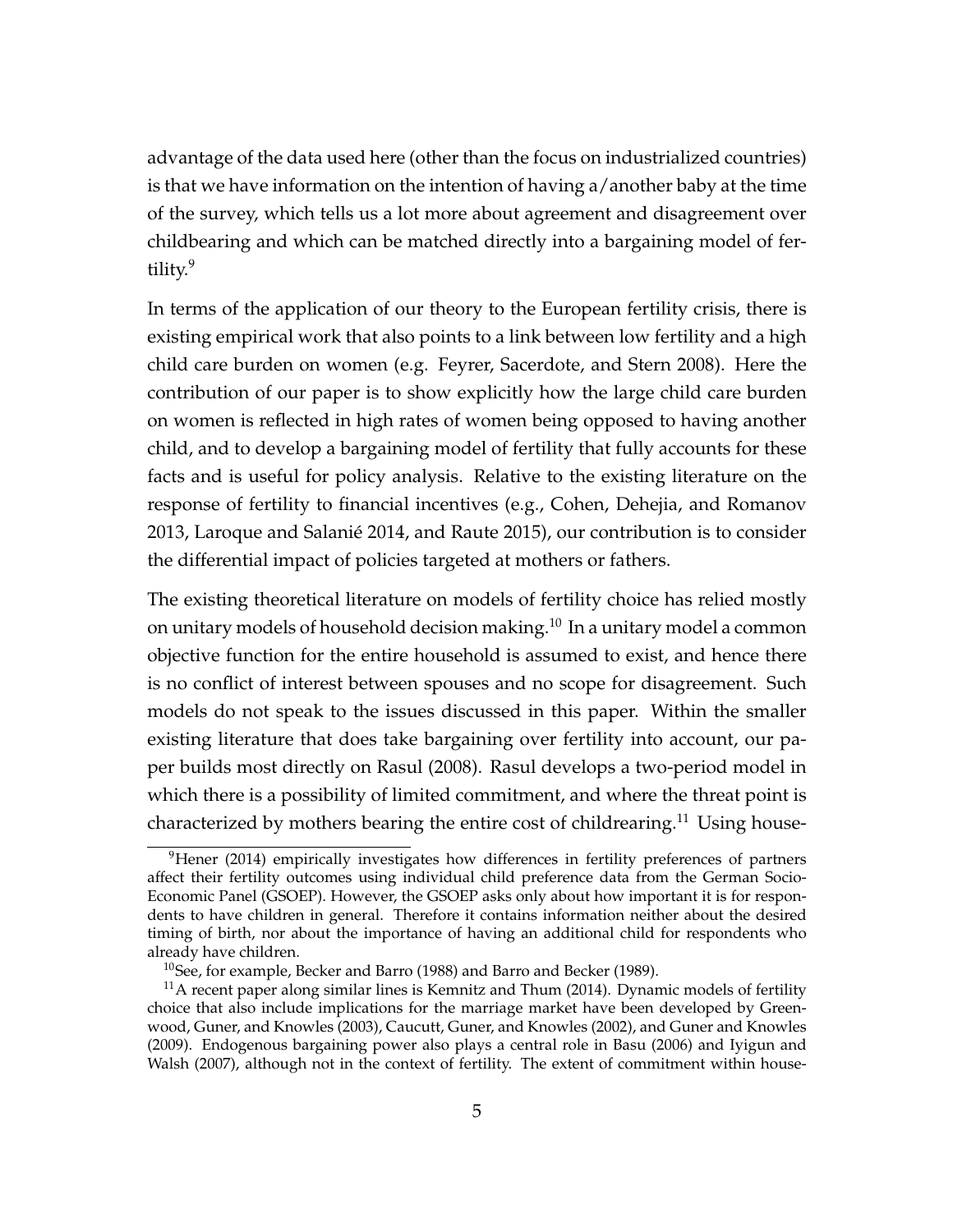advantage of the data used here (other than the focus on industrialized countries) is that we have information on the intention of having a/another baby at the time of the survey, which tells us a lot more about agreement and disagreement over childbearing and which can be matched directly into a bargaining model of fertility.[9]

In terms of the application of our theory to the European fertility crisis, there is existing empirical work that also points to a link between low fertility and a high child care burden on women (e.g. Feyrer, Sacerdote, and Stern 2008). Here the contribution of our paper is to show explicitly how the large child care burden on women is reflected in high rates of women being opposed to having another child, and to develop a bargaining model of fertility that fully accounts for these facts and is useful for policy analysis. Relative to the existing literature on the response of fertility to financial incentives (e.g., Cohen, Dehejia, and Romanov 2013, Laroque and Salanié 2014, and Raute 2015), our contribution is to consider the differential impact of policies targeted at mothers or fathers.

The existing theoretical literature on models of fertility choice has relied mostly on unitary models of household decision making.[10] In a unitary model a common objective function for the entire household is assumed to exist, and hence there is no conflict of interest between spouses and no scope for disagreement. Such models do not speak to the issues discussed in this paper. Within the smaller existing literature that does take bargaining over fertility into account, our paper builds most directly on Rasul (2008). Rasul develops a two-period model in which there is a possibility of limited commitment, and where the threat point is characterized by mothers bearing the entire cost of childrearing.[11] Using house-

[9] Hener (2014) empirically investigates how differences in fertility preferences of partners affect their fertility outcomes using individual child preference data from the German Socio-Economic Panel (GSOEP). However, the GSOEP asks only about how important it is for respondents to have children in general. Therefore it contains information neither about the desired timing of birth, nor about the importance of having an additional child for respondents who already have children.

[10] See, for example, Becker and Barro (1988) and Barro and Becker (1989).

[11] A recent paper along similar lines is Kemnitz and Thum (2014). Dynamic models of fertility choice that also include implications for the marriage market have been developed by Greenwood, Guner, and Knowles (2003), Caucutt, Guner, and Knowles (2002), and Guner and Knowles (2009). Endogenous bargaining power also plays a central role in Basu (2006) and Iyigun and Walsh (2007), although not in the context of fertility. The extent of commitment within house-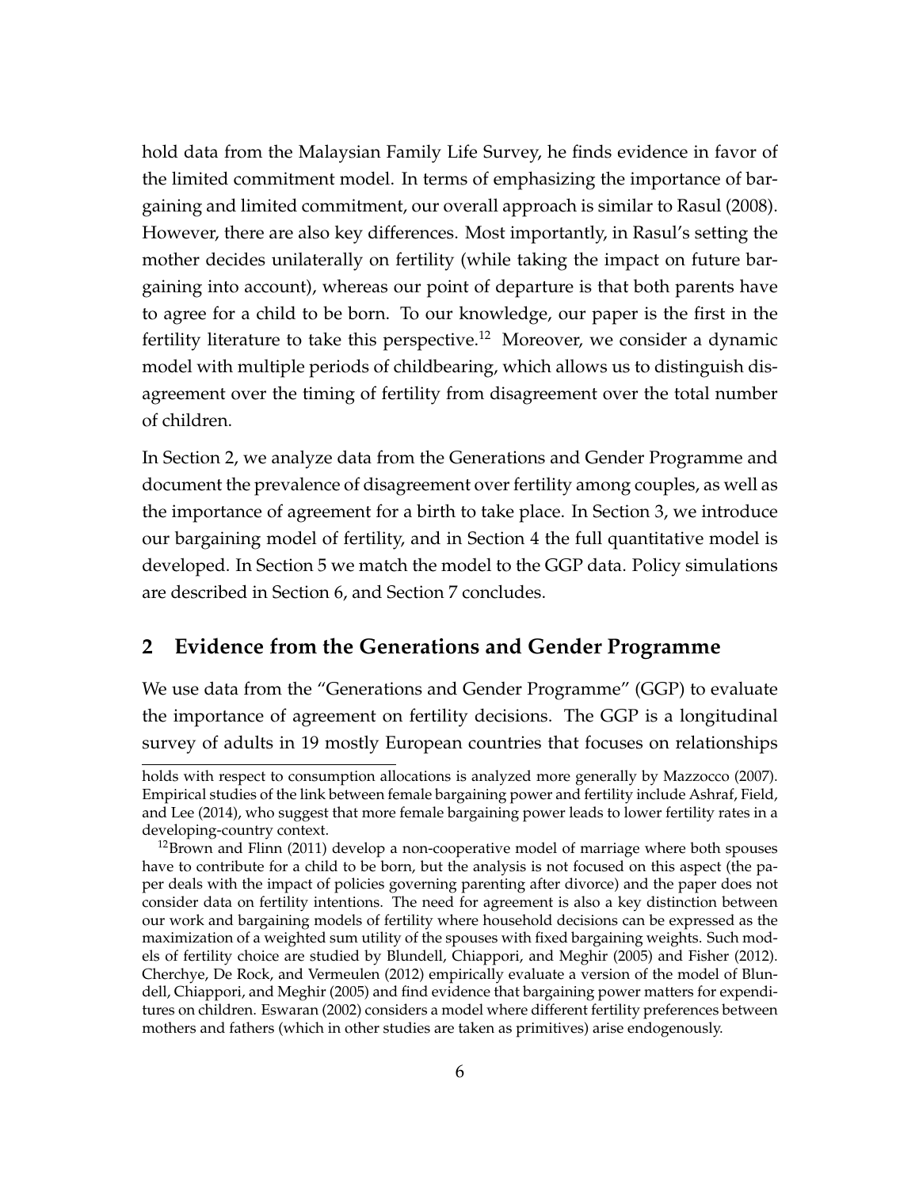hold data from the Malaysian Family Life Survey, he finds evidence in favor of the limited commitment model. In terms of emphasizing the importance of bargaining and limited commitment, our overall approach is similar to Rasul (2008). However, there are also key differences. Most importantly, in Rasul's setting the mother decides unilaterally on fertility (while taking the impact on future bargaining into account), whereas our point of departure is that both parents have to agree for a child to be born. To our knowledge, our paper is the first in the fertility literature to take this perspective.[12] Moreover, we consider a dynamic model with multiple periods of childbearing, which allows us to distinguish disagreement over the timing of fertility from disagreement over the total number of children.

In Section 2, we analyze data from the Generations and Gender Programme and document the prevalence of disagreement over fertility among couples, as well as the importance of agreement for a birth to take place. In Section 3, we introduce our bargaining model of fertility, and in Section 4 the full quantitative model is developed. In Section 5 we match the model to the GGP data. Policy simulations are described in Section 6, and Section 7 concludes.

## 2 Evidence from the Generations and Gender Programme

We use data from the "Generations and Gender Programme" (GGP) to evaluate the importance of agreement on fertility decisions. The GGP is a longitudinal survey of adults in 19 mostly European countries that focuses on relationships

holds with respect to consumption allocations is analyzed more generally by Mazzocco (2007). Empirical studies of the link between female bargaining power and fertility include Ashraf, Field, and Lee (2014), who suggest that more female bargaining power leads to lower fertility rates in a developing-country context.

[12] Brown and Flinn (2011) develop a non-cooperative model of marriage where both spouses have to contribute for a child to be born, but the analysis is not focused on this aspect (the paper deals with the impact of policies governing parenting after divorce) and the paper does not consider data on fertility intentions. The need for agreement is also a key distinction between our work and bargaining models of fertility where household decisions can be expressed as the maximization of a weighted sum utility of the spouses with fixed bargaining weights. Such models of fertility choice are studied by Blundell, Chiappori, and Meghir (2005) and Fisher (2012). Cherchye, De Rock, and Vermeulen (2012) empirically evaluate a version of the model of Blundell, Chiappori, and Meghir (2005) and find evidence that bargaining power matters for expenditures on children. Eswaran (2002) considers a model where different fertility preferences between mothers and fathers (which in other studies are taken as primitives) arise endogenously.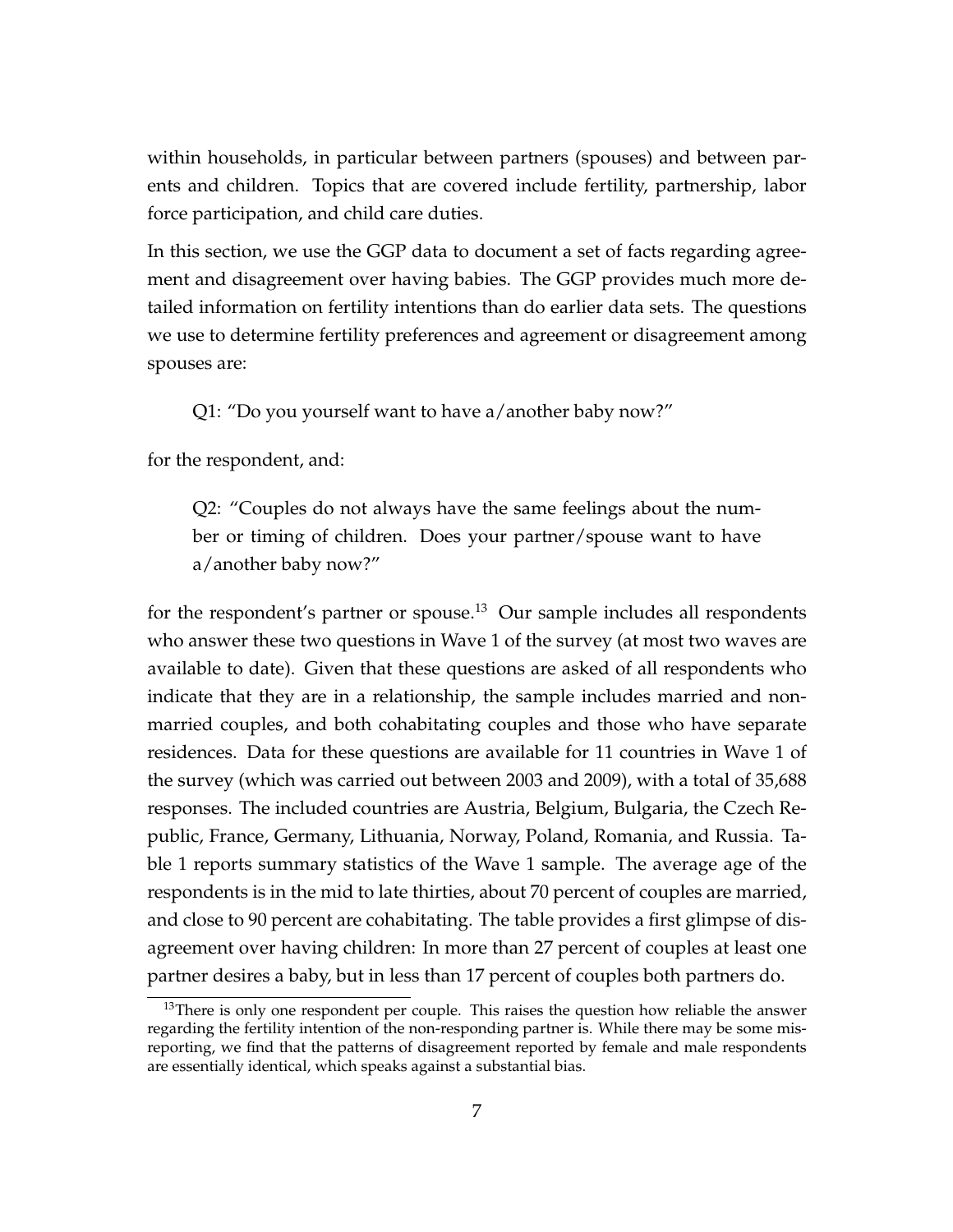within households, in particular between partners (spouses) and between parents and children. Topics that are covered include fertility, partnership, labor force participation, and child care duties.

In this section, we use the GGP data to document a set of facts regarding agreement and disagreement over having babies. The GGP provides much more detailed information on fertility intentions than do earlier data sets. The questions we use to determine fertility preferences and agreement or disagreement among spouses are:

> Q1: "Do you yourself want to have a/another baby now?"

for the respondent, and:

> Q2: "Couples do not always have the same feelings about the number or timing of children. Does your partner/spouse want to have a/another baby now?"

for the respondent's partner or spouse.[13] Our sample includes all respondents who answer these two questions in Wave 1 of the survey (at most two waves are available to date). Given that these questions are asked of all respondents who indicate that they are in a relationship, the sample includes married and non-married couples, and both cohabitating couples and those who have separate residences. Data for these questions are available for 11 countries in Wave 1 of the survey (which was carried out between 2003 and 2009), with a total of 35,688 responses. The included countries are Austria, Belgium, Bulgaria, the Czech Republic, France, Germany, Lithuania, Norway, Poland, Romania, and Russia. Table 1 reports summary statistics of the Wave 1 sample. The average age of the respondents is in the mid to late thirties, about 70 percent of couples are married, and close to 90 percent are cohabitating. The table provides a first glimpse of disagreement over having children: In more than 27 percent of couples at least one partner desires a baby, but in less than 17 percent of couples both partners do.

[13] There is only one respondent per couple. This raises the question how reliable the answer regarding the fertility intention of the non-responding partner is. While there may be some misreporting, we find that the patterns of disagreement reported by female and male respondents are essentially identical, which speaks against a substantial bias.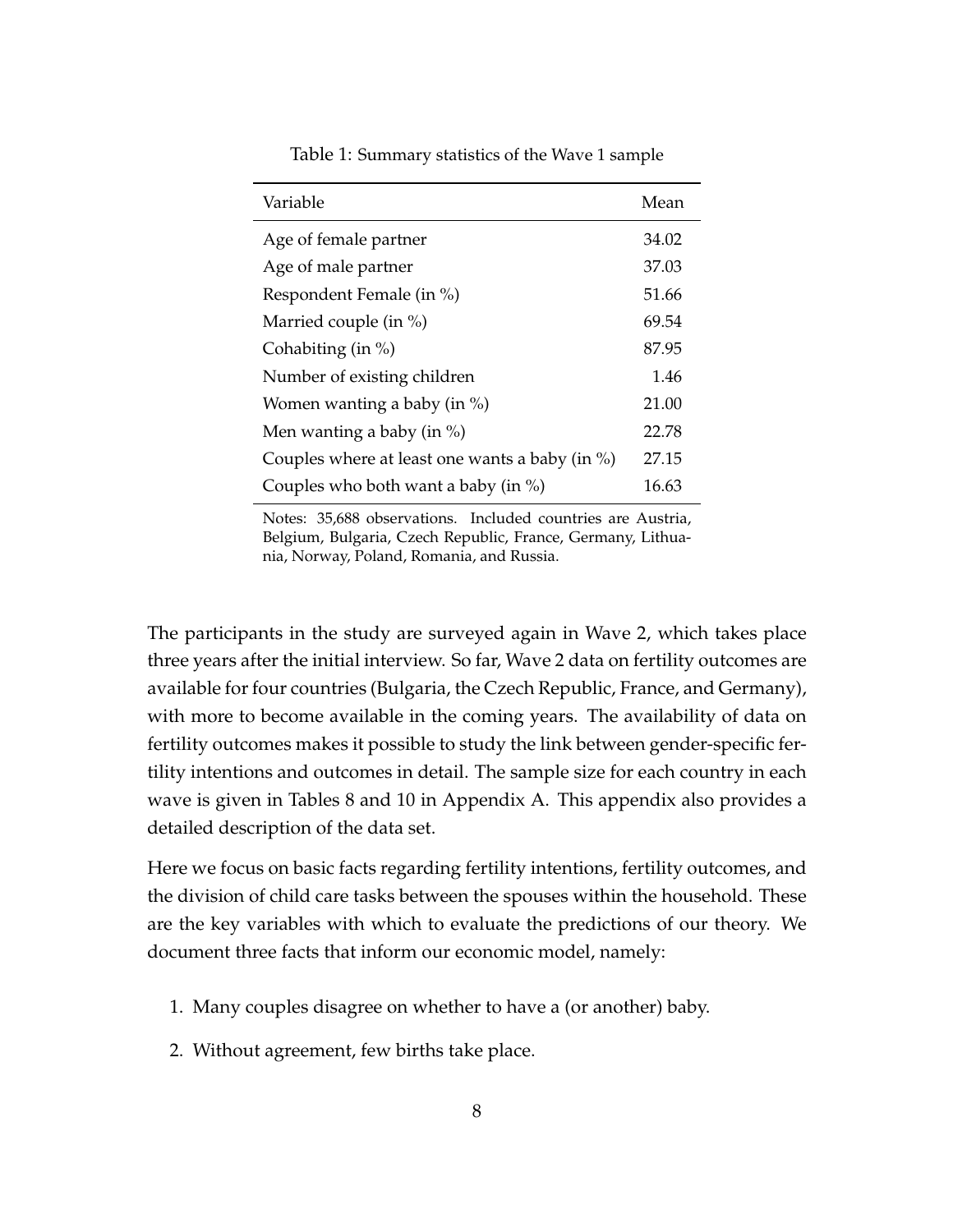Table 1: Summary statistics of the Wave 1 sample

| Variable | Mean |
|---|---|
| Age of female partner | 34.02 |
| Age of male partner | 37.03 |
| Respondent Female (in %) | 51.66 |
| Married couple (in %) | 69.54 |
| Cohabiting (in %) | 87.95 |
| Number of existing children | 1.46 |
| Women wanting a baby (in %) | 21.00 |
| Men wanting a baby (in %) | 22.78 |
| Couples where at least one wants a baby (in %) | 27.15 |
| Couples who both want a baby (in %) | 16.63 |

Notes: 35,688 observations. Included countries are Austria, Belgium, Bulgaria, Czech Republic, France, Germany, Lithuania, Norway, Poland, Romania, and Russia.

The participants in the study are surveyed again in Wave 2, which takes place three years after the initial interview. So far, Wave 2 data on fertility outcomes are available for four countries (Bulgaria, the Czech Republic, France, and Germany), with more to become available in the coming years. The availability of data on fertility outcomes makes it possible to study the link between gender-specific fertility intentions and outcomes in detail. The sample size for each country in each wave is given in Tables 8 and 10 in Appendix A. This appendix also provides a detailed description of the data set.

Here we focus on basic facts regarding fertility intentions, fertility outcomes, and the division of child care tasks between the spouses within the household. These are the key variables with which to evaluate the predictions of our theory. We document three facts that inform our economic model, namely:

1. Many couples disagree on whether to have a (or another) baby.
2. Without agreement, few births take place.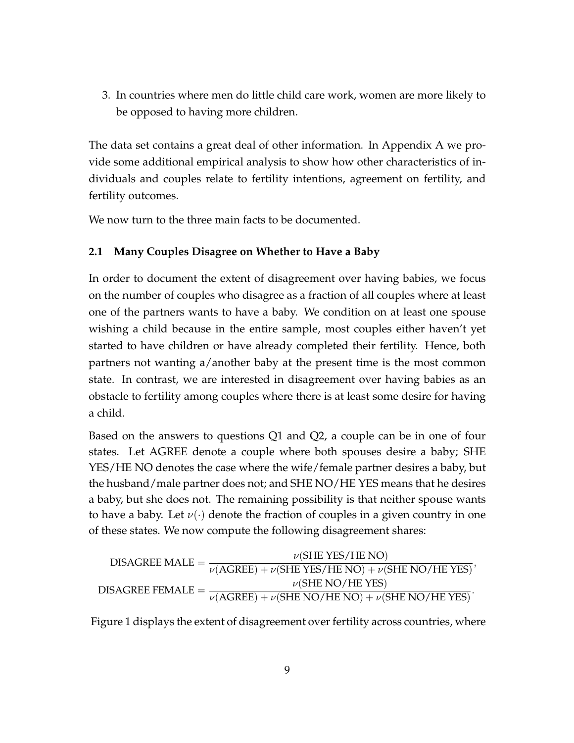3. In countries where men do little child care work, women are more likely to be opposed to having more children.

The data set contains a great deal of other information. In Appendix A we provide some additional empirical analysis to show how other characteristics of individuals and couples relate to fertility intentions, agreement on fertility, and fertility outcomes.

We now turn to the three main facts to be documented.

### 2.1 Many Couples Disagree on Whether to Have a Baby

In order to document the extent of disagreement over having babies, we focus on the number of couples who disagree as a fraction of all couples where at least one of the partners wants to have a baby. We condition on at least one spouse wishing a child because in the entire sample, most couples either haven't yet started to have children or have already completed their fertility. Hence, both partners not wanting a/another baby at the present time is the most common state. In contrast, we are interested in disagreement over having babies as an obstacle to fertility among couples where there is at least some desire for having a child.

Based on the answers to questions Q1 and Q2, a couple can be in one of four states. Let AGREE denote a couple where both spouses desire a baby; SHE YES/HE NO denotes the case where the wife/female partner desires a baby, but the husband/male partner does not; and SHE NO/HE YES means that he desires a baby, but she does not. The remaining possibility is that neither spouse wants to have a baby. Let $\nu(\cdot)$ denote the fraction of couples in a given country in one of these states. We now compute the following disagreement shares:

$$\text{DISAGREE MALE} = \frac{\nu(\text{SHE YES/HE NO})}{\nu(\text{AGREE}) + \nu(\text{SHE YES/HE NO}) + \nu(\text{SHE NO/HE YES})},$$

$$\text{DISAGREE FEMALE} = \frac{\nu(\text{SHE NO/HE YES})}{\nu(\text{AGREE}) + \nu(\text{SHE NO/HE NO}) + \nu(\text{SHE NO/HE YES})}.$$

Figure 1 displays the extent of disagreement over fertility across countries, where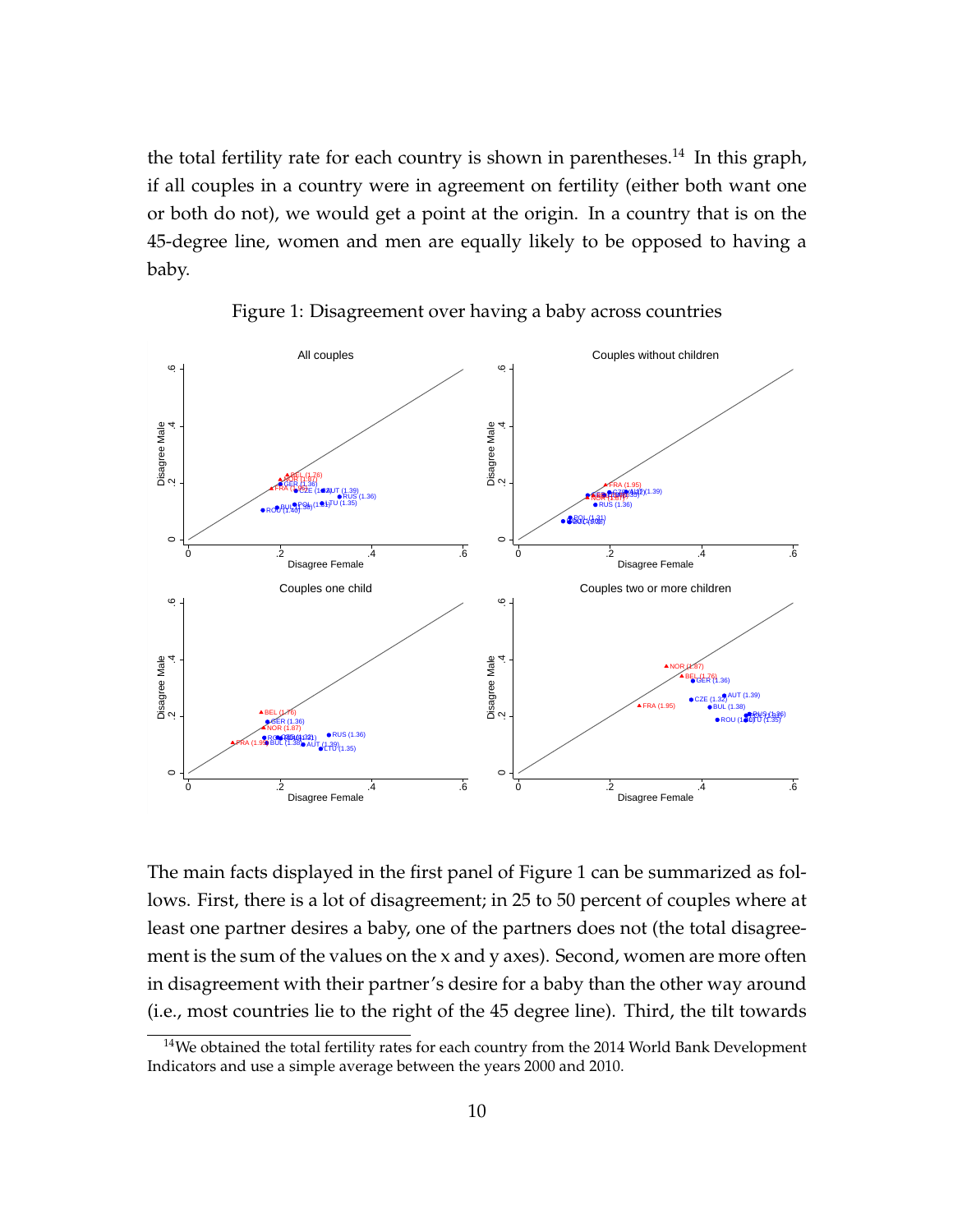the total fertility rate for each country is shown in parentheses.[14] In this graph, if all couples in a country were in agreement on fertility (either both want one or both do not), we would get a point at the origin. In a country that is on the 45-degree line, women and men are equally likely to be opposed to having a baby.

Figure 1: Disagreement over having a baby across countries

The main facts displayed in the first panel of Figure 1 can be summarized as follows. First, there is a lot of disagreement; in 25 to 50 percent of couples where at least one partner desires a baby, one of the partners does not (the total disagreement is the sum of the values on the x and y axes). Second, women are more often in disagreement with their partner's desire for a baby than the other way around (i.e., most countries lie to the right of the 45 degree line). Third, the tilt towards

[14]We obtained the total fertility rates for each country from the 2014 World Bank Development Indicators and use a simple average between the years 2000 and 2010.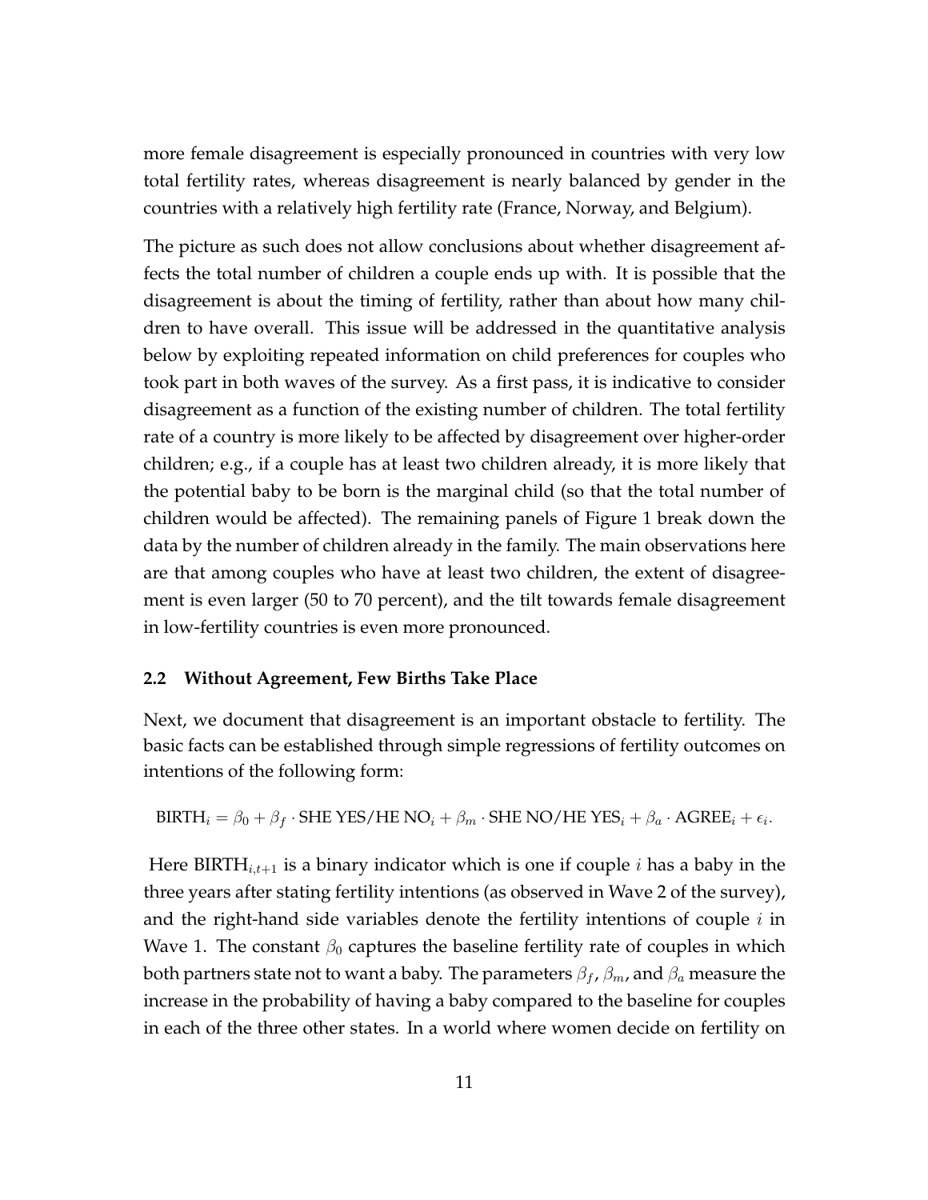more female disagreement is especially pronounced in countries with very low total fertility rates, whereas disagreement is nearly balanced by gender in the countries with a relatively high fertility rate (France, Norway, and Belgium).

The picture as such does not allow conclusions about whether disagreement affects the total number of children a couple ends up with. It is possible that the disagreement is about the timing of fertility, rather than about how many children to have overall. This issue will be addressed in the quantitative analysis below by exploiting repeated information on child preferences for couples who took part in both waves of the survey. As a first pass, it is indicative to consider disagreement as a function of the existing number of children. The total fertility rate of a country is more likely to be affected by disagreement over higher-order children; e.g., if a couple has at least two children already, it is more likely that the potential baby to be born is the marginal child (so that the total number of children would be affected). The remaining panels of Figure 1 break down the data by the number of children already in the family. The main observations here are that among couples who have at least two children, the extent of disagreement is even larger (50 to 70 percent), and the tilt towards female disagreement in low-fertility countries is even more pronounced.

### 2.2 Without Agreement, Few Births Take Place

Next, we document that disagreement is an important obstacle to fertility. The basic facts can be established through simple regressions of fertility outcomes on intentions of the following form:

$$\text{BIRTH}_i = \beta_0 + \beta_f \cdot \text{SHE YES/HE NO}_i + \beta_m \cdot \text{SHE NO/HE YES}_i + \beta_a \cdot \text{AGREE}_i + \epsilon_i.$$

Here $\text{BIRTH}_{i,t+1}$ is a binary indicator which is one if couple $i$ has a baby in the three years after stating fertility intentions (as observed in Wave 2 of the survey), and the right-hand side variables denote the fertility intentions of couple $i$ in Wave 1. The constant $\beta_0$ captures the baseline fertility rate of couples in which both partners state not to want a baby. The parameters $\beta_f$, $\beta_m$, and $\beta_a$ measure the increase in the probability of having a baby compared to the baseline for couples in each of the three other states. In a world where women decide on fertility on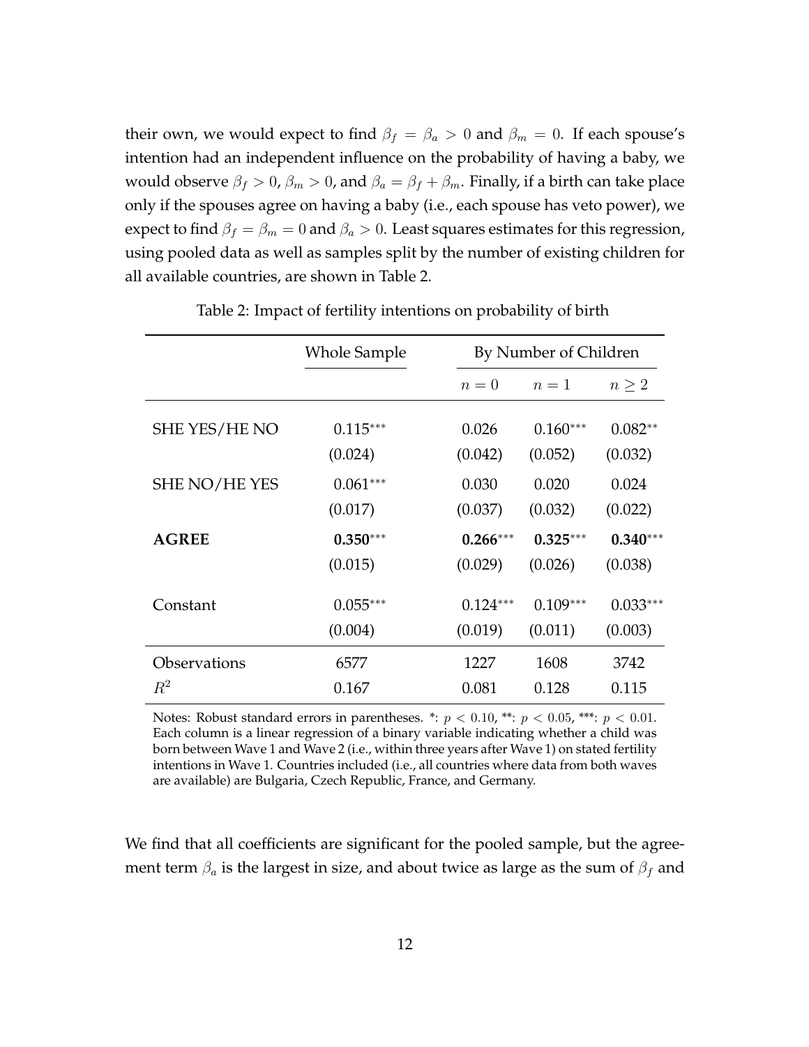their own, we would expect to find $\beta_f = \beta_a > 0$ and $\beta_m = 0$. If each spouse's intention had an independent influence on the probability of having a baby, we would observe $\beta_f > 0$, $\beta_m > 0$, and $\beta_a = \beta_f + \beta_m$. Finally, if a birth can take place only if the spouses agree on having a baby (i.e., each spouse has veto power), we expect to find $\beta_f = \beta_m = 0$ and $\beta_a > 0$. Least squares estimates for this regression, using pooled data as well as samples split by the number of existing children for all available countries, are shown in Table 2.

Table 2: Impact of fertility intentions on probability of birth

| | Whole Sample | By Number of Children | | |
|---|---|---|---|---|
| | | $n = 0$ | $n = 1$ | $n \geq 2$ |
| SHE YES/HE NO | $0.115^{***}$ | 0.026 | $0.160^{***}$ | $0.082^{**}$ |
| | (0.024) | (0.042) | (0.052) | (0.032) |
| SHE NO/HE YES | $0.061^{***}$ | 0.030 | 0.020 | 0.024 |
| | (0.017) | (0.037) | (0.032) | (0.022) |
| **AGREE** | $\mathbf{0.350}^{***}$ | $\mathbf{0.266}^{***}$ | $\mathbf{0.325}^{***}$ | $\mathbf{0.340}^{***}$ |
| | (0.015) | (0.029) | (0.026) | (0.038) |
| Constant | $0.055^{***}$ | $0.124^{***}$ | $0.109^{***}$ | $0.033^{***}$ |
| | (0.004) | (0.019) | (0.011) | (0.003) |
| Observations | 6577 | 1227 | 1608 | 3742 |
| $R^2$ | 0.167 | 0.081 | 0.128 | 0.115 |

Notes: Robust standard errors in parentheses. *: $p < 0.10$, **: $p < 0.05$, ***: $p < 0.01$. Each column is a linear regression of a binary variable indicating whether a child was born between Wave 1 and Wave 2 (i.e., within three years after Wave 1) on stated fertility intentions in Wave 1. Countries included (i.e., all countries where data from both waves are available) are Bulgaria, Czech Republic, France, and Germany.

We find that all coefficients are significant for the pooled sample, but the agreement term $\beta_a$ is the largest in size, and about twice as large as the sum of $\beta_f$ and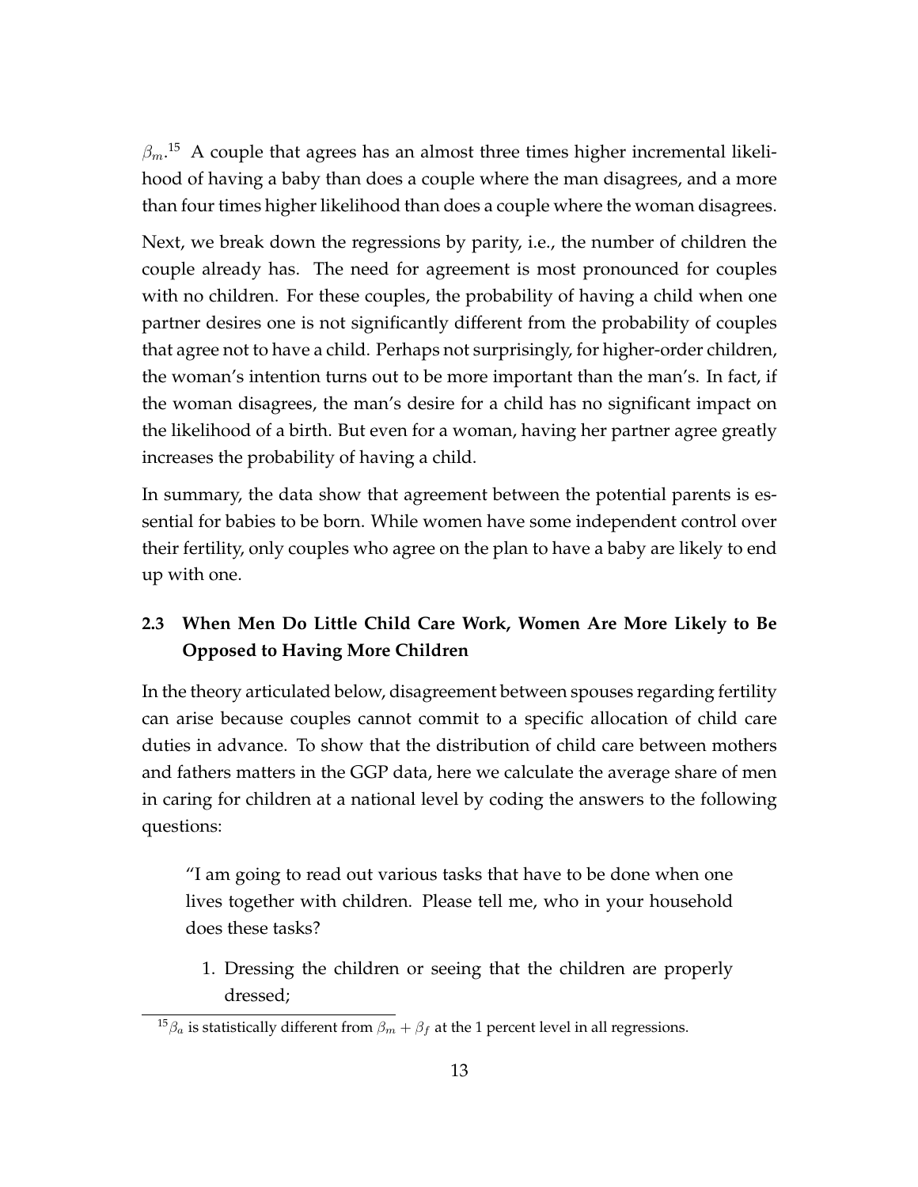$\beta_m$.[15] A couple that agrees has an almost three times higher incremental likelihood of having a baby than does a couple where the man disagrees, and a more than four times higher likelihood than does a couple where the woman disagrees.

Next, we break down the regressions by parity, i.e., the number of children the couple already has. The need for agreement is most pronounced for couples with no children. For these couples, the probability of having a child when one partner desires one is not significantly different from the probability of couples that agree not to have a child. Perhaps not surprisingly, for higher-order children, the woman's intention turns out to be more important than the man's. In fact, if the woman disagrees, the man's desire for a child has no significant impact on the likelihood of a birth. But even for a woman, having her partner agree greatly increases the probability of having a child.

In summary, the data show that agreement between the potential parents is essential for babies to be born. While women have some independent control over their fertility, only couples who agree on the plan to have a baby are likely to end up with one.

### 2.3 When Men Do Little Child Care Work, Women Are More Likely to Be Opposed to Having More Children

In the theory articulated below, disagreement between spouses regarding fertility can arise because couples cannot commit to a specific allocation of child care duties in advance. To show that the distribution of child care between mothers and fathers matters in the GGP data, here we calculate the average share of men in caring for children at a national level by coding the answers to the following questions:

> "I am going to read out various tasks that have to be done when one lives together with children. Please tell me, who in your household does these tasks?
>
> 1. Dressing the children or seeing that the children are properly dressed;

[15] $\beta_a$ is statistically different from $\beta_m + \beta_f$ at the 1 percent level in all regressions.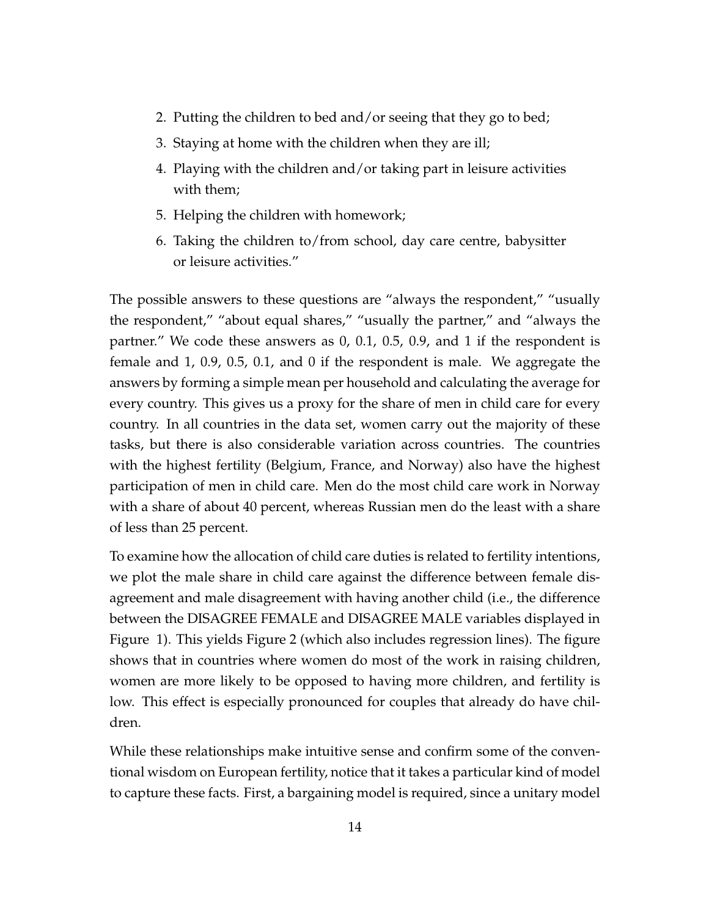2. Putting the children to bed and/or seeing that they go to bed;
3. Staying at home with the children when they are ill;
4. Playing with the children and/or taking part in leisure activities with them;
5. Helping the children with homework;
6. Taking the children to/from school, day care centre, babysitter or leisure activities."

The possible answers to these questions are "always the respondent," "usually the respondent," "about equal shares," "usually the partner," and "always the partner." We code these answers as 0, 0.1, 0.5, 0.9, and 1 if the respondent is female and 1, 0.9, 0.5, 0.1, and 0 if the respondent is male. We aggregate the answers by forming a simple mean per household and calculating the average for every country. This gives us a proxy for the share of men in child care for every country. In all countries in the data set, women carry out the majority of these tasks, but there is also considerable variation across countries. The countries with the highest fertility (Belgium, France, and Norway) also have the highest participation of men in child care. Men do the most child care work in Norway with a share of about 40 percent, whereas Russian men do the least with a share of less than 25 percent.

To examine how the allocation of child care duties is related to fertility intentions, we plot the male share in child care against the difference between female disagreement and male disagreement with having another child (i.e., the difference between the DISAGREE FEMALE and DISAGREE MALE variables displayed in Figure 1). This yields Figure 2 (which also includes regression lines). The figure shows that in countries where women do most of the work in raising children, women are more likely to be opposed to having more children, and fertility is low. This effect is especially pronounced for couples that already do have children.

While these relationships make intuitive sense and confirm some of the conventional wisdom on European fertility, notice that it takes a particular kind of model to capture these facts. First, a bargaining model is required, since a unitary model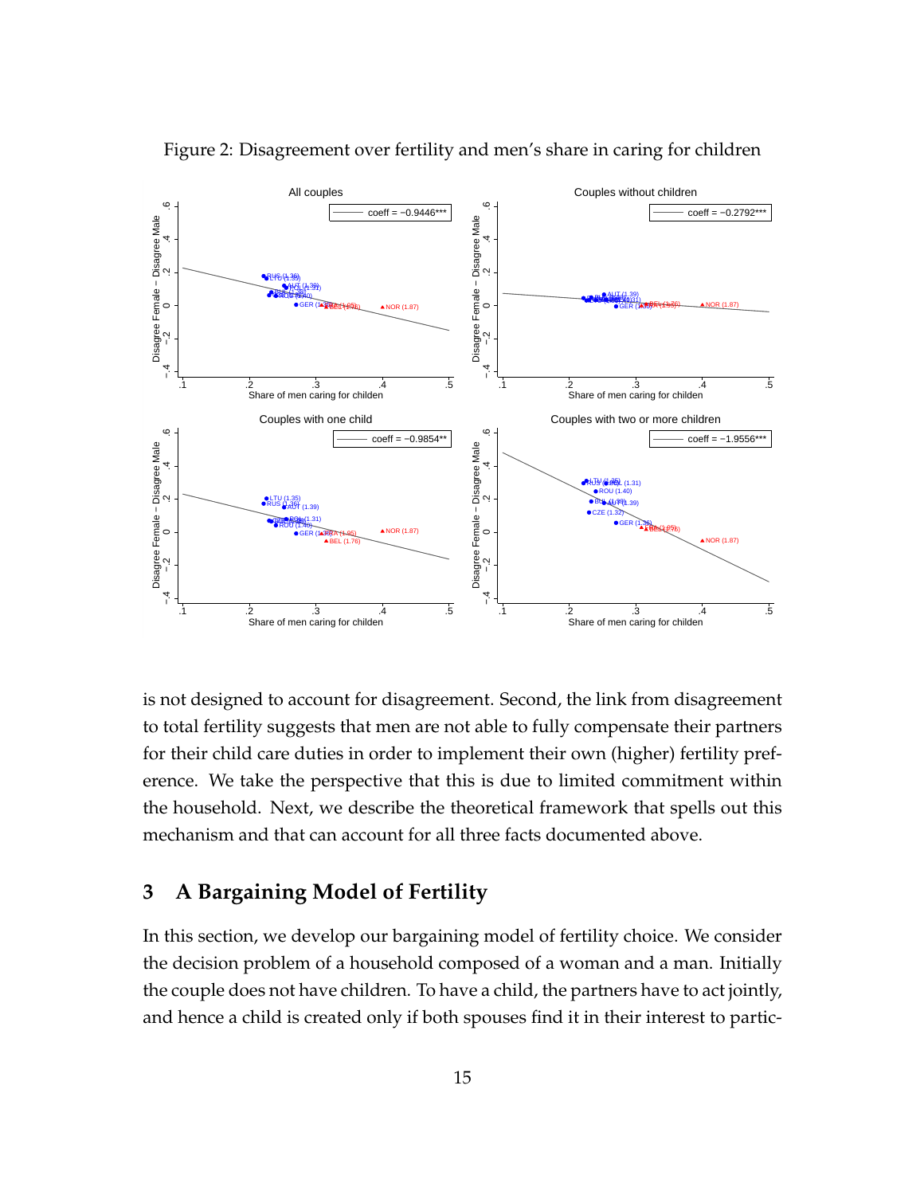Figure 2: Disagreement over fertility and men's share in caring for children

is not designed to account for disagreement. Second, the link from disagreement to total fertility suggests that men are not able to fully compensate their partners for their child care duties in order to implement their own (higher) fertility preference. We take the perspective that this is due to limited commitment within the household. Next, we describe the theoretical framework that spells out this mechanism and that can account for all three facts documented above.

## 3 A Bargaining Model of Fertility

In this section, we develop our bargaining model of fertility choice. We consider the decision problem of a household composed of a woman and a man. Initially the couple does not have children. To have a child, the partners have to act jointly, and hence a child is created only if both spouses find it in their interest to partic-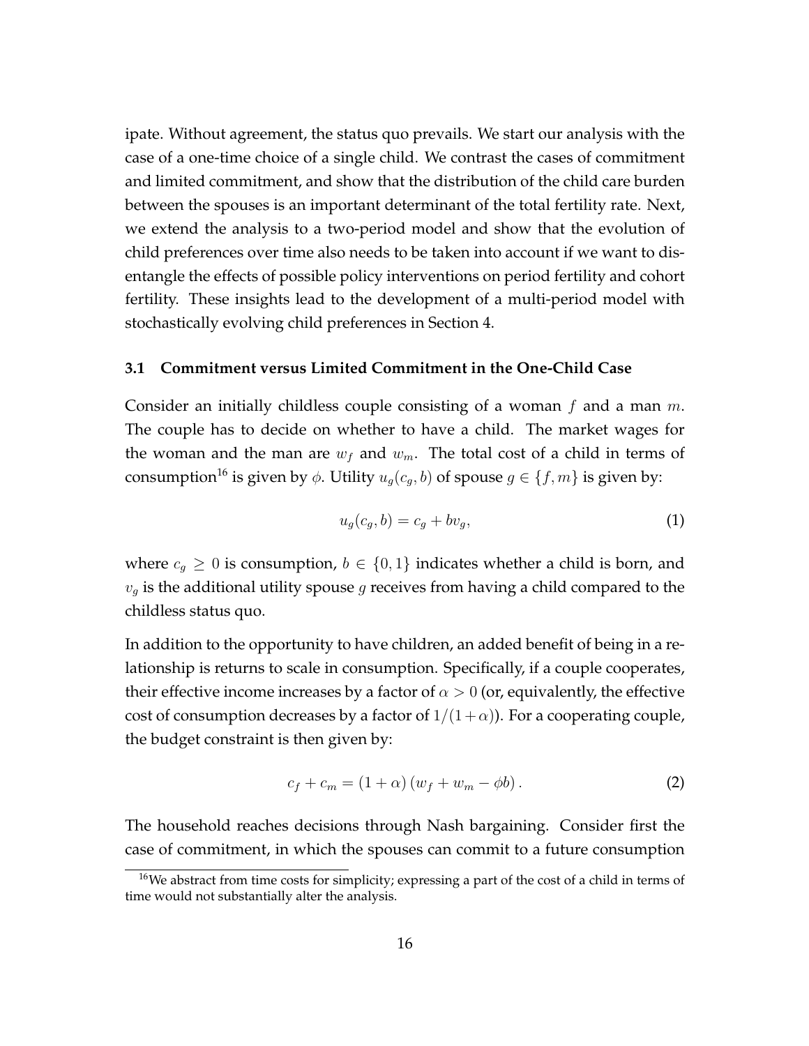ipate. Without agreement, the status quo prevails. We start our analysis with the case of a one-time choice of a single child. We contrast the cases of commitment and limited commitment, and show that the distribution of the child care burden between the spouses is an important determinant of the total fertility rate. Next, we extend the analysis to a two-period model and show that the evolution of child preferences over time also needs to be taken into account if we want to disentangle the effects of possible policy interventions on period fertility and cohort fertility. These insights lead to the development of a multi-period model with stochastically evolving child preferences in Section 4.

### 3.1 Commitment versus Limited Commitment in the One-Child Case

Consider an initially childless couple consisting of a woman $f$ and a man $m$. The couple has to decide on whether to have a child. The market wages for the woman and the man are $w_f$ and $w_m$. The total cost of a child in terms of consumption[16] is given by $\phi$. Utility $u_g(c_g, b)$ of spouse $g \in \{f, m\}$ is given by:

$$u_g(c_g, b) = c_g + bv_g, \tag{1}$$

where $c_g \geq 0$ is consumption, $b \in \{0, 1\}$ indicates whether a child is born, and $v_g$ is the additional utility spouse $g$ receives from having a child compared to the childless status quo.

In addition to the opportunity to have children, an added benefit of being in a relationship is returns to scale in consumption. Specifically, if a couple cooperates, their effective income increases by a factor of $\alpha > 0$ (or, equivalently, the effective cost of consumption decreases by a factor of $1/(1+\alpha)$). For a cooperating couple, the budget constraint is then given by:

$$c_f + c_m = (1 + \alpha)(w_f + w_m - \phi b). \tag{2}$$

The household reaches decisions through Nash bargaining. Consider first the case of commitment, in which the spouses can commit to a future consumption

[16] We abstract from time costs for simplicity; expressing a part of the cost of a child in terms of time would not substantially alter the analysis.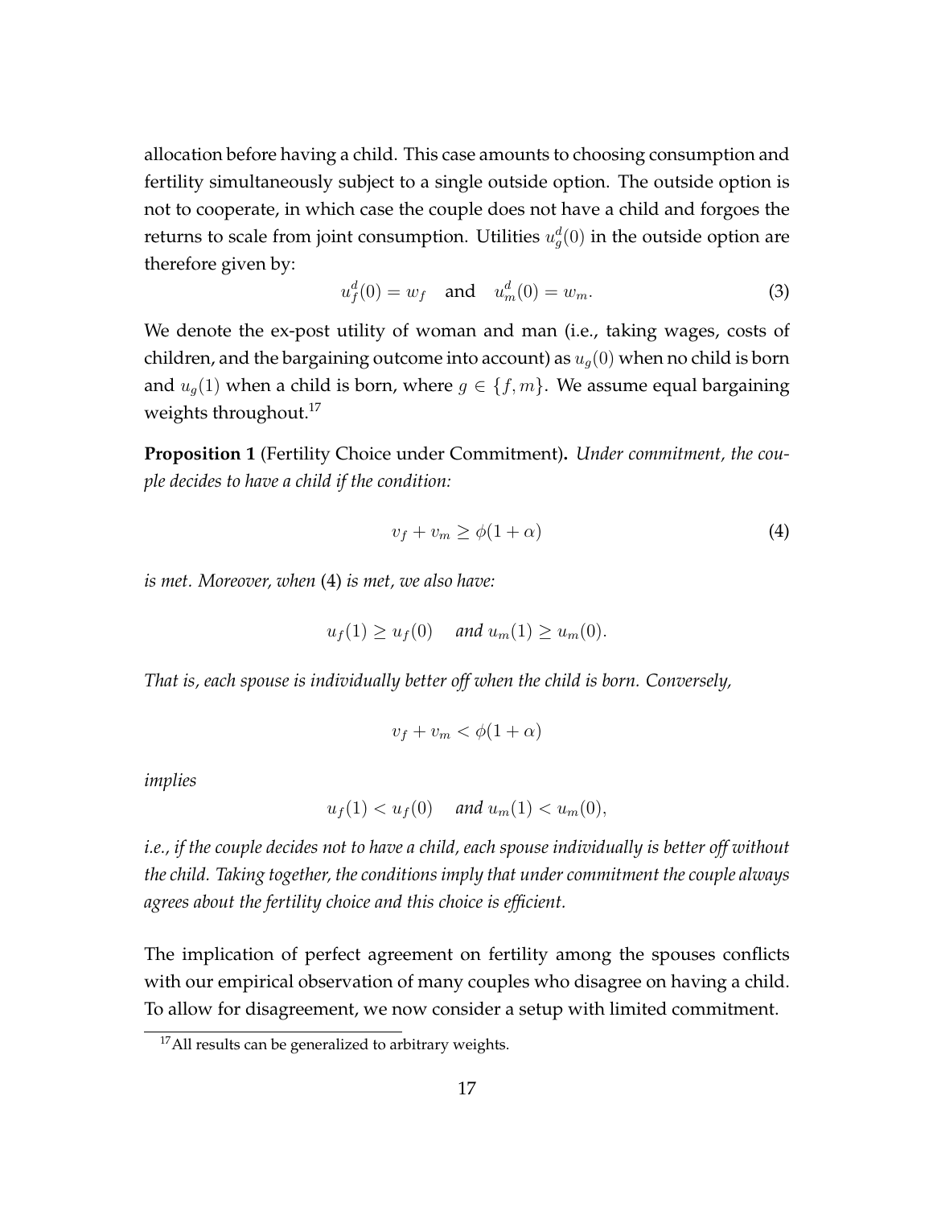allocation before having a child. This case amounts to choosing consumption and fertility simultaneously subject to a single outside option. The outside option is not to cooperate, in which case the couple does not have a child and forgoes the returns to scale from joint consumption. Utilities $u_g^d(0)$ in the outside option are therefore given by:

$$u_f^d(0) = w_f \quad \text{and} \quad u_m^d(0) = w_m. \tag{3}$$

We denote the ex-post utility of woman and man (i.e., taking wages, costs of children, and the bargaining outcome into account) as $u_g(0)$ when no child is born and $u_g(1)$ when a child is born, where $g \in \{f, m\}$. We assume equal bargaining weights throughout.[17]

**Proposition 1** (Fertility Choice under Commitment)**.** *Under commitment, the couple decides to have a child if the condition:*

$$v_f + v_m \geq \phi(1 + \alpha) \tag{4}$$

*is met. Moreover, when* (4) *is met, we also have:*

$$u_f(1) \geq u_f(0) \quad \textit{and } u_m(1) \geq u_m(0).$$

*That is, each spouse is individually better off when the child is born. Conversely,*

$$v_f + v_m < \phi(1 + \alpha)$$

*implies*

$$u_f(1) < u_f(0) \quad \textit{and } u_m(1) < u_m(0),$$

*i.e., if the couple decides not to have a child, each spouse individually is better off without the child. Taking together, the conditions imply that under commitment the couple always agrees about the fertility choice and this choice is efficient.*

The implication of perfect agreement on fertility among the spouses conflicts with our empirical observation of many couples who disagree on having a child. To allow for disagreement, we now consider a setup with limited commitment.

[17] All results can be generalized to arbitrary weights.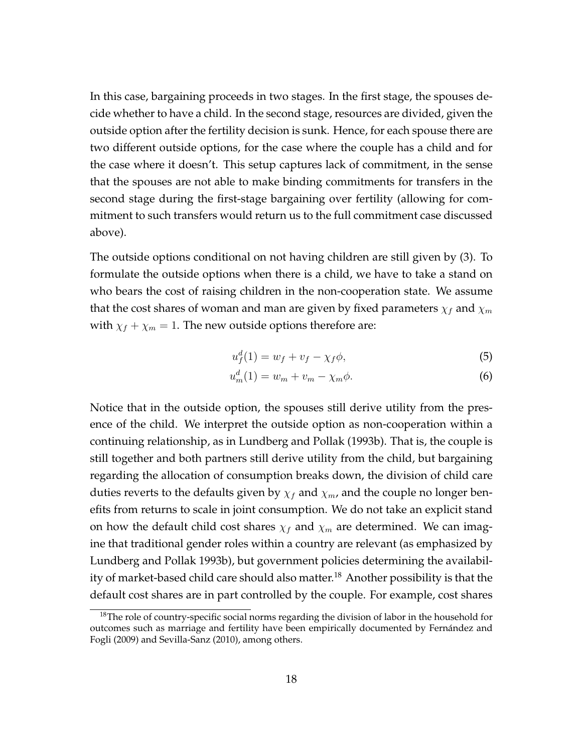In this case, bargaining proceeds in two stages. In the first stage, the spouses decide whether to have a child. In the second stage, resources are divided, given the outside option after the fertility decision is sunk. Hence, for each spouse there are two different outside options, for the case where the couple has a child and for the case where it doesn't. This setup captures lack of commitment, in the sense that the spouses are not able to make binding commitments for transfers in the second stage during the first-stage bargaining over fertility (allowing for commitment to such transfers would return us to the full commitment case discussed above).

The outside options conditional on not having children are still given by (3). To formulate the outside options when there is a child, we have to take a stand on who bears the cost of raising children in the non-cooperation state. We assume that the cost shares of woman and man are given by fixed parameters $\chi_f$ and $\chi_m$ with $\chi_f + \chi_m = 1$. The new outside options therefore are:

$$u_f^d(1) = w_f + v_f - \chi_f \phi, \tag{5}$$

$$u_m^d(1) = w_m + v_m - \chi_m \phi. \tag{6}$$

Notice that in the outside option, the spouses still derive utility from the presence of the child. We interpret the outside option as non-cooperation within a continuing relationship, as in Lundberg and Pollak (1993b). That is, the couple is still together and both partners still derive utility from the child, but bargaining regarding the allocation of consumption breaks down, the division of child care duties reverts to the defaults given by $\chi_f$ and $\chi_m$, and the couple no longer benefits from returns to scale in joint consumption. We do not take an explicit stand on how the default child cost shares $\chi_f$ and $\chi_m$ are determined. We can imagine that traditional gender roles within a country are relevant (as emphasized by Lundberg and Pollak 1993b), but government policies determining the availability of market-based child care should also matter.[18] Another possibility is that the default cost shares are in part controlled by the couple. For example, cost shares

[18] The role of country-specific social norms regarding the division of labor in the household for outcomes such as marriage and fertility have been empirically documented by Fernández and Fogli (2009) and Sevilla-Sanz (2010), among others.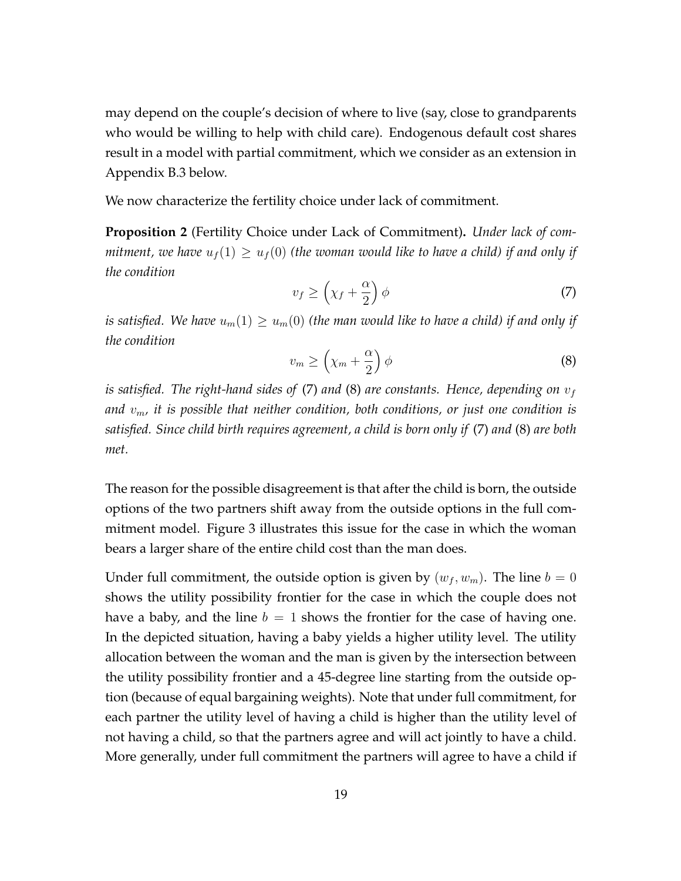may depend on the couple's decision of where to live (say, close to grandparents who would be willing to help with child care). Endogenous default cost shares result in a model with partial commitment, which we consider as an extension in Appendix B.3 below.

We now characterize the fertility choice under lack of commitment.

**Proposition 2** (Fertility Choice under Lack of Commitment)**.** *Under lack of commitment, we have $u_f(1) \geq u_f(0)$ (the woman would like to have a child) if and only if the condition*

$$v_f \geq \left(\chi_f + \frac{\alpha}{2}\right)\phi \tag{7}$$

*is satisfied. We have $u_m(1) \geq u_m(0)$ (the man would like to have a child) if and only if the condition*

$$v_m \geq \left(\chi_m + \frac{\alpha}{2}\right)\phi \tag{8}$$

*is satisfied. The right-hand sides of* (7) *and* (8) *are constants. Hence, depending on $v_f$ and $v_m$, it is possible that neither condition, both conditions, or just one condition is satisfied. Since child birth requires agreement, a child is born only if* (7) *and* (8) *are both met.*

The reason for the possible disagreement is that after the child is born, the outside options of the two partners shift away from the outside options in the full commitment model. Figure 3 illustrates this issue for the case in which the woman bears a larger share of the entire child cost than the man does.

Under full commitment, the outside option is given by $(w_f, w_m)$. The line $b = 0$ shows the utility possibility frontier for the case in which the couple does not have a baby, and the line $b = 1$ shows the frontier for the case of having one. In the depicted situation, having a baby yields a higher utility level. The utility allocation between the woman and the man is given by the intersection between the utility possibility frontier and a 45-degree line starting from the outside option (because of equal bargaining weights). Note that under full commitment, for each partner the utility level of having a child is higher than the utility level of not having a child, so that the partners agree and will act jointly to have a child. More generally, under full commitment the partners will agree to have a child if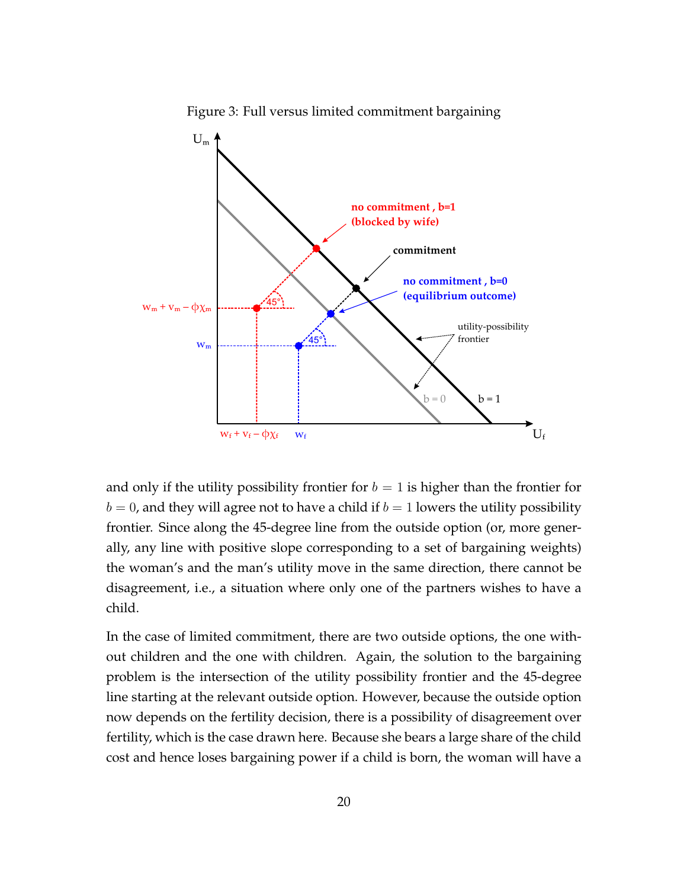Figure 3: Full versus limited commitment bargaining

and only if the utility possibility frontier for $b = 1$ is higher than the frontier for $b = 0$, and they will agree not to have a child if $b = 1$ lowers the utility possibility frontier. Since along the 45-degree line from the outside option (or, more generally, any line with positive slope corresponding to a set of bargaining weights) the woman's and the man's utility move in the same direction, there cannot be disagreement, i.e., a situation where only one of the partners wishes to have a child.

In the case of limited commitment, there are two outside options, the one without children and the one with children. Again, the solution to the bargaining problem is the intersection of the utility possibility frontier and the 45-degree line starting at the relevant outside option. However, because the outside option now depends on the fertility decision, there is a possibility of disagreement over fertility, which is the case drawn here. Because she bears a large share of the child cost and hence loses bargaining power if a child is born, the woman will have a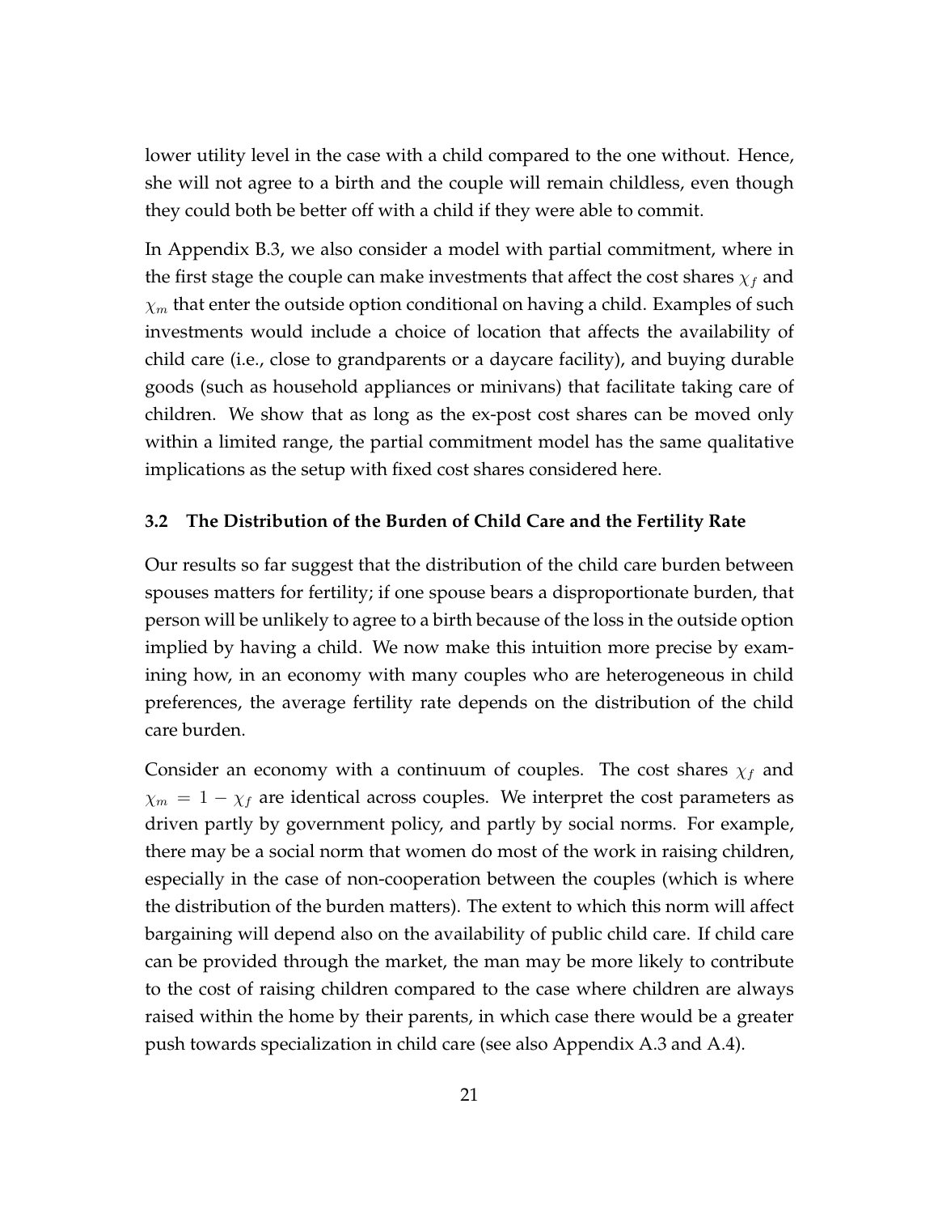lower utility level in the case with a child compared to the one without. Hence, she will not agree to a birth and the couple will remain childless, even though they could both be better off with a child if they were able to commit.

In Appendix B.3, we also consider a model with partial commitment, where in the first stage the couple can make investments that affect the cost shares $\chi_f$ and $\chi_m$ that enter the outside option conditional on having a child. Examples of such investments would include a choice of location that affects the availability of child care (i.e., close to grandparents or a daycare facility), and buying durable goods (such as household appliances or minivans) that facilitate taking care of children. We show that as long as the ex-post cost shares can be moved only within a limited range, the partial commitment model has the same qualitative implications as the setup with fixed cost shares considered here.

### 3.2 The Distribution of the Burden of Child Care and the Fertility Rate

Our results so far suggest that the distribution of the child care burden between spouses matters for fertility; if one spouse bears a disproportionate burden, that person will be unlikely to agree to a birth because of the loss in the outside option implied by having a child. We now make this intuition more precise by examining how, in an economy with many couples who are heterogeneous in child preferences, the average fertility rate depends on the distribution of the child care burden.

Consider an economy with a continuum of couples. The cost shares $\chi_f$ and $\chi_m = 1 - \chi_f$ are identical across couples. We interpret the cost parameters as driven partly by government policy, and partly by social norms. For example, there may be a social norm that women do most of the work in raising children, especially in the case of non-cooperation between the couples (which is where the distribution of the burden matters). The extent to which this norm will affect bargaining will depend also on the availability of public child care. If child care can be provided through the market, the man may be more likely to contribute to the cost of raising children compared to the case where children are always raised within the home by their parents, in which case there would be a greater push towards specialization in child care (see also Appendix A.3 and A.4).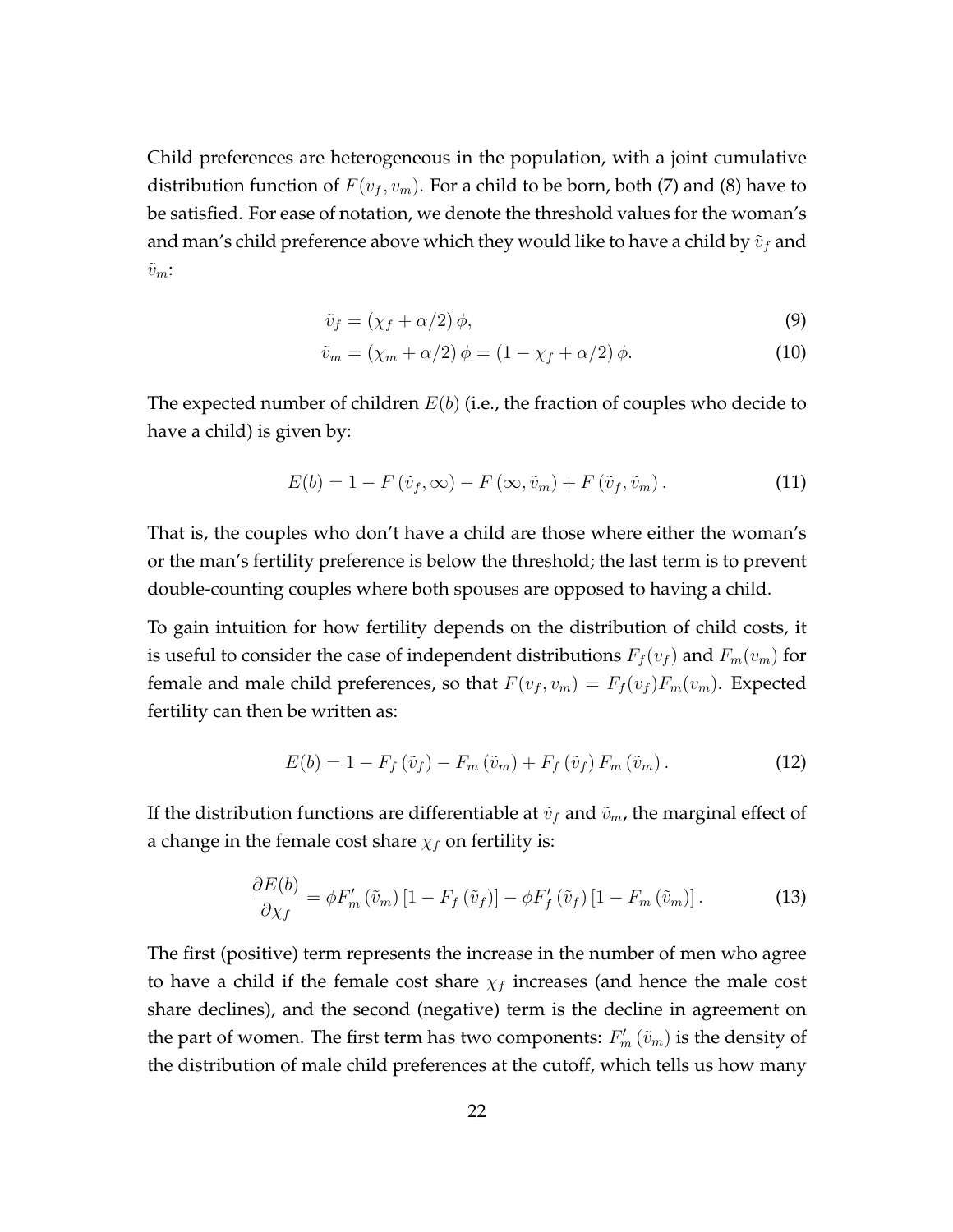Child preferences are heterogeneous in the population, with a joint cumulative distribution function of $F(v_f, v_m)$. For a child to be born, both (7) and (8) have to be satisfied. For ease of notation, we denote the threshold values for the woman's and man's child preference above which they would like to have a child by $\tilde{v}_f$ and $\tilde{v}_m$:

$$\tilde{v}_f = (\chi_f + \alpha/2)\,\phi, \tag{9}$$

$$\tilde{v}_m = (\chi_m + \alpha/2)\,\phi = (1 - \chi_f + \alpha/2)\,\phi. \tag{10}$$

The expected number of children $E(b)$ (i.e., the fraction of couples who decide to have a child) is given by:

$$E(b) = 1 - F(\tilde{v}_f, \infty) - F(\infty, \tilde{v}_m) + F(\tilde{v}_f, \tilde{v}_m). \tag{11}$$

That is, the couples who don't have a child are those where either the woman's or the man's fertility preference is below the threshold; the last term is to prevent double-counting couples where both spouses are opposed to having a child.

To gain intuition for how fertility depends on the distribution of child costs, it is useful to consider the case of independent distributions $F_f(v_f)$ and $F_m(v_m)$ for female and male child preferences, so that $F(v_f, v_m) = F_f(v_f)F_m(v_m)$. Expected fertility can then be written as:

$$E(b) = 1 - F_f(\tilde{v}_f) - F_m(\tilde{v}_m) + F_f(\tilde{v}_f)\,F_m(\tilde{v}_m). \tag{12}$$

If the distribution functions are differentiable at $\tilde{v}_f$ and $\tilde{v}_m$, the marginal effect of a change in the female cost share $\chi_f$ on fertility is:

$$\frac{\partial E(b)}{\partial \chi_f} = \phi F'_m(\tilde{v}_m)\left[1 - F_f(\tilde{v}_f)\right] - \phi F'_f(\tilde{v}_f)\left[1 - F_m(\tilde{v}_m)\right]. \tag{13}$$

The first (positive) term represents the increase in the number of men who agree to have a child if the female cost share $\chi_f$ increases (and hence the male cost share declines), and the second (negative) term is the decline in agreement on the part of women. The first term has two components: $F'_m(\tilde{v}_m)$ is the density of the distribution of male child preferences at the cutoff, which tells us how many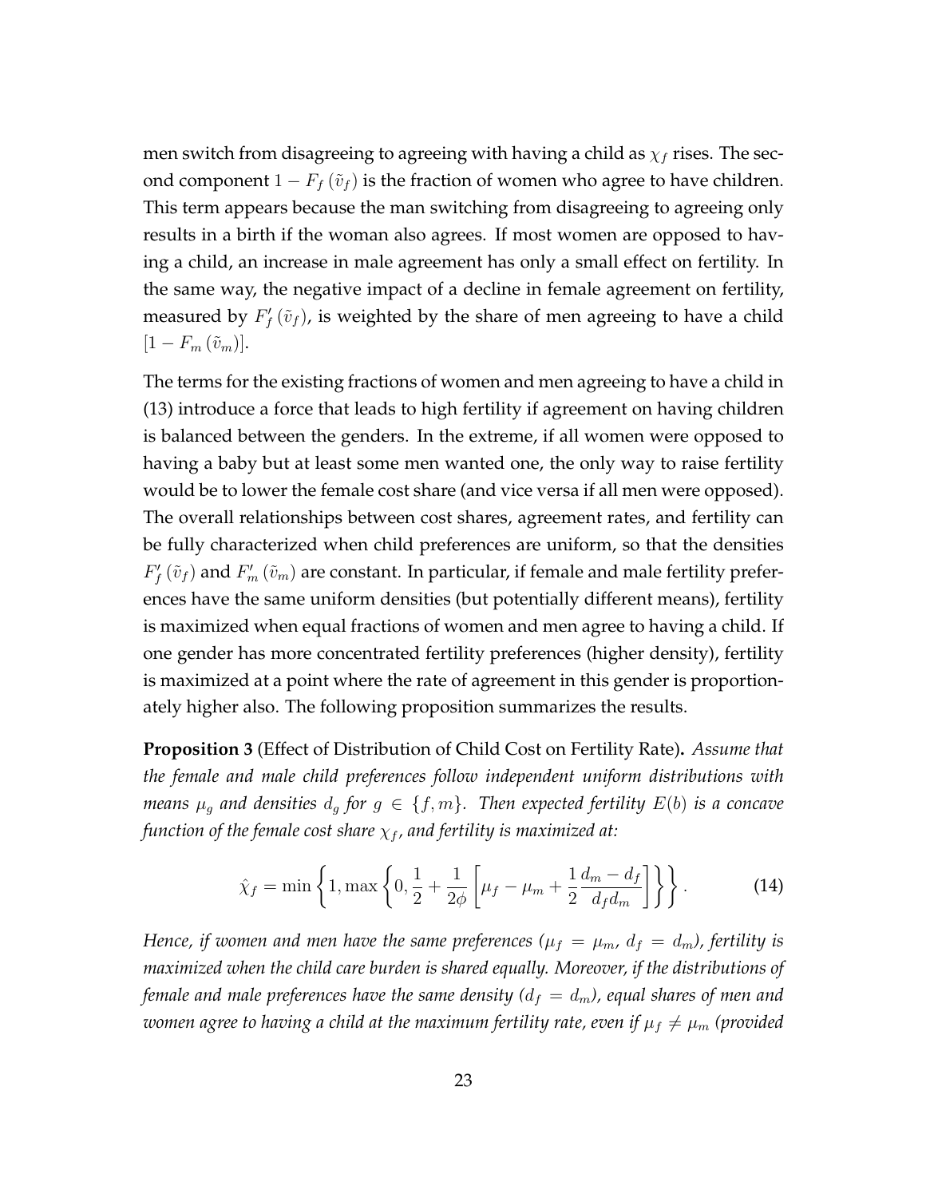men switch from disagreeing to agreeing with having a child as $\chi_f$ rises. The second component $1 - F_f(\tilde{v}_f)$ is the fraction of women who agree to have children. This term appears because the man switching from disagreeing to agreeing only results in a birth if the woman also agrees. If most women are opposed to having a child, an increase in male agreement has only a small effect on fertility. In the same way, the negative impact of a decline in female agreement on fertility, measured by $F_f'(\tilde{v}_f)$, is weighted by the share of men agreeing to have a child $[1 - F_m(\tilde{v}_m)]$.

The terms for the existing fractions of women and men agreeing to have a child in (13) introduce a force that leads to high fertility if agreement on having children is balanced between the genders. In the extreme, if all women were opposed to having a baby but at least some men wanted one, the only way to raise fertility would be to lower the female cost share (and vice versa if all men were opposed). The overall relationships between cost shares, agreement rates, and fertility can be fully characterized when child preferences are uniform, so that the densities $F_f'(\tilde{v}_f)$ and $F_m'(\tilde{v}_m)$ are constant. In particular, if female and male fertility preferences have the same uniform densities (but potentially different means), fertility is maximized when equal fractions of women and men agree to having a child. If one gender has more concentrated fertility preferences (higher density), fertility is maximized at a point where the rate of agreement in this gender is proportionately higher also. The following proposition summarizes the results.

**Proposition 3** (Effect of Distribution of Child Cost on Fertility Rate)**.** *Assume that the female and male child preferences follow independent uniform distributions with means $\mu_g$ and densities $d_g$ for $g \in \{f, m\}$. Then expected fertility $E(b)$ is a concave function of the female cost share $\chi_f$, and fertility is maximized at:*

$$\hat{\chi}_f = \min\left\{1, \max\left\{0, \frac{1}{2} + \frac{1}{2\phi}\left[\mu_f - \mu_m + \frac{1}{2}\frac{d_m - d_f}{d_f d_m}\right]\right\}\right\}. \tag{14}$$

*Hence, if women and men have the same preferences ($\mu_f = \mu_m$, $d_f = d_m$), fertility is maximized when the child care burden is shared equally. Moreover, if the distributions of female and male preferences have the same density ($d_f = d_m$), equal shares of men and women agree to having a child at the maximum fertility rate, even if $\mu_f \neq \mu_m$ (provided*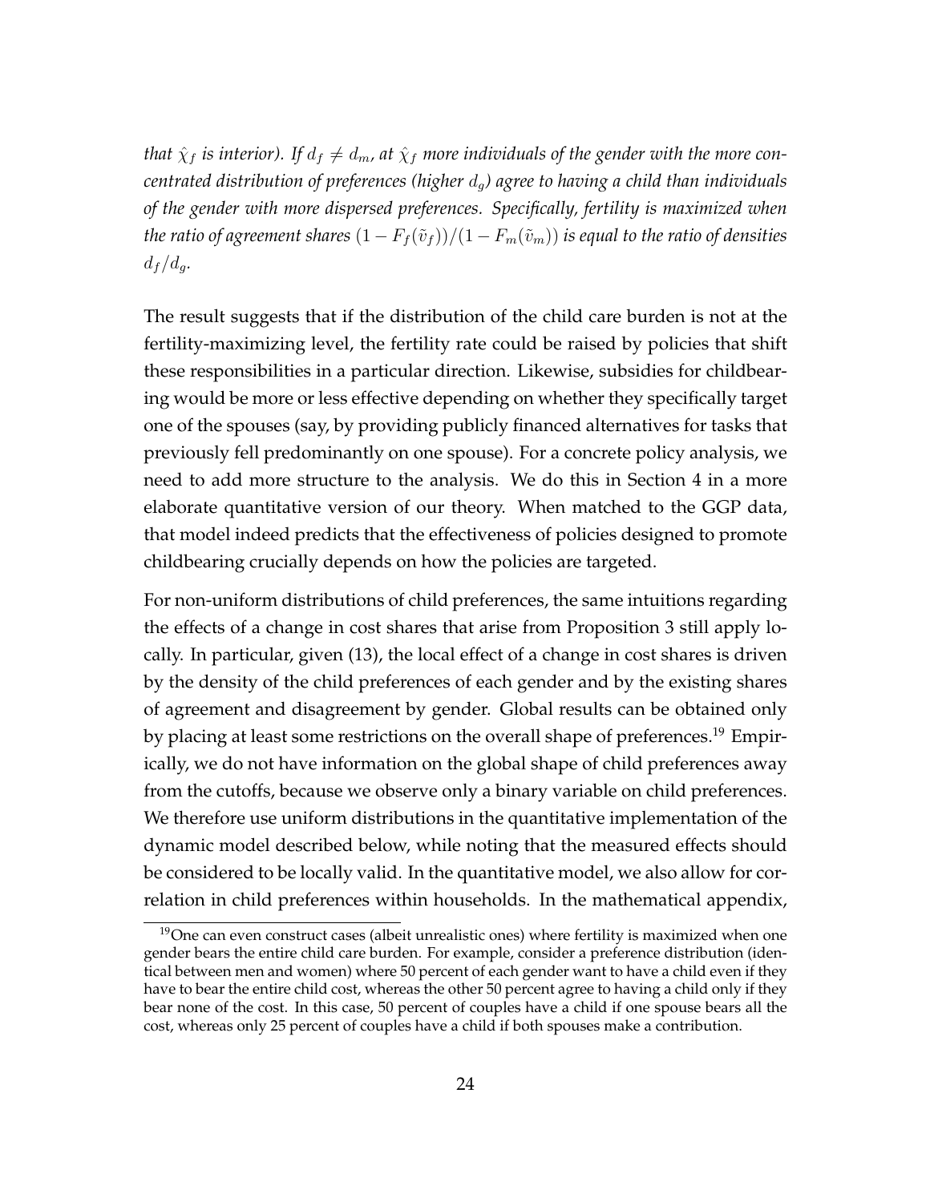*that $\hat{\chi}_f$ is interior). If $d_f \neq d_m$, at $\hat{\chi}_f$ more individuals of the gender with the more concentrated distribution of preferences (higher $d_g$) agree to having a child than individuals of the gender with more dispersed preferences. Specifically, fertility is maximized when the ratio of agreement shares $(1 - F_f(\tilde{v}_f))/(1 - F_m(\tilde{v}_m))$ is equal to the ratio of densities $d_f/d_g$.*

The result suggests that if the distribution of the child care burden is not at the fertility-maximizing level, the fertility rate could be raised by policies that shift these responsibilities in a particular direction. Likewise, subsidies for childbearing would be more or less effective depending on whether they specifically target one of the spouses (say, by providing publicly financed alternatives for tasks that previously fell predominantly on one spouse). For a concrete policy analysis, we need to add more structure to the analysis. We do this in Section 4 in a more elaborate quantitative version of our theory. When matched to the GGP data, that model indeed predicts that the effectiveness of policies designed to promote childbearing crucially depends on how the policies are targeted.

For non-uniform distributions of child preferences, the same intuitions regarding the effects of a change in cost shares that arise from Proposition 3 still apply locally. In particular, given (13), the local effect of a change in cost shares is driven by the density of the child preferences of each gender and by the existing shares of agreement and disagreement by gender. Global results can be obtained only by placing at least some restrictions on the overall shape of preferences.[19] Empirically, we do not have information on the global shape of child preferences away from the cutoffs, because we observe only a binary variable on child preferences. We therefore use uniform distributions in the quantitative implementation of the dynamic model described below, while noting that the measured effects should be considered to be locally valid. In the quantitative model, we also allow for correlation in child preferences within households. In the mathematical appendix,

[19] One can even construct cases (albeit unrealistic ones) where fertility is maximized when one gender bears the entire child care burden. For example, consider a preference distribution (identical between men and women) where 50 percent of each gender want to have a child even if they have to bear the entire child cost, whereas the other 50 percent agree to having a child only if they bear none of the cost. In this case, 50 percent of couples have a child if one spouse bears all the cost, whereas only 25 percent of couples have a child if both spouses make a contribution.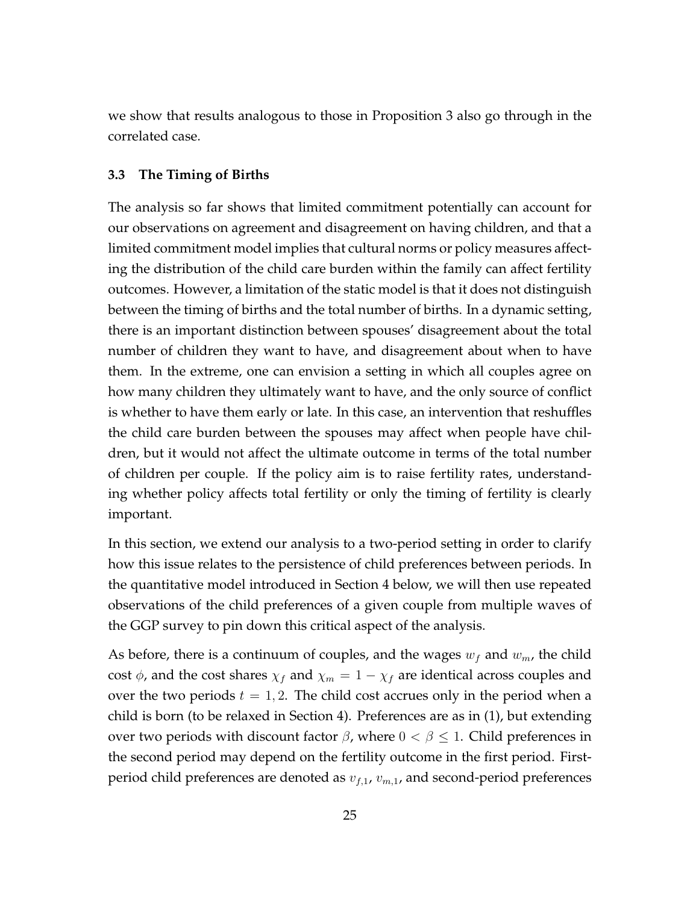we show that results analogous to those in Proposition 3 also go through in the correlated case.

### 3.3 The Timing of Births

The analysis so far shows that limited commitment potentially can account for our observations on agreement and disagreement on having children, and that a limited commitment model implies that cultural norms or policy measures affecting the distribution of the child care burden within the family can affect fertility outcomes. However, a limitation of the static model is that it does not distinguish between the timing of births and the total number of births. In a dynamic setting, there is an important distinction between spouses' disagreement about the total number of children they want to have, and disagreement about when to have them. In the extreme, one can envision a setting in which all couples agree on how many children they ultimately want to have, and the only source of conflict is whether to have them early or late. In this case, an intervention that reshuffles the child care burden between the spouses may affect when people have children, but it would not affect the ultimate outcome in terms of the total number of children per couple. If the policy aim is to raise fertility rates, understanding whether policy affects total fertility or only the timing of fertility is clearly important.

In this section, we extend our analysis to a two-period setting in order to clarify how this issue relates to the persistence of child preferences between periods. In the quantitative model introduced in Section 4 below, we will then use repeated observations of the child preferences of a given couple from multiple waves of the GGP survey to pin down this critical aspect of the analysis.

As before, there is a continuum of couples, and the wages $w_f$ and $w_m$, the child cost $\phi$, and the cost shares $\chi_f$ and $\chi_m = 1 - \chi_f$ are identical across couples and over the two periods $t = 1, 2$. The child cost accrues only in the period when a child is born (to be relaxed in Section 4). Preferences are as in (1), but extending over two periods with discount factor $\beta$, where $0 < \beta \leq 1$. Child preferences in the second period may depend on the fertility outcome in the first period. First-period child preferences are denoted as $v_{f,1}$, $v_{m,1}$, and second-period preferences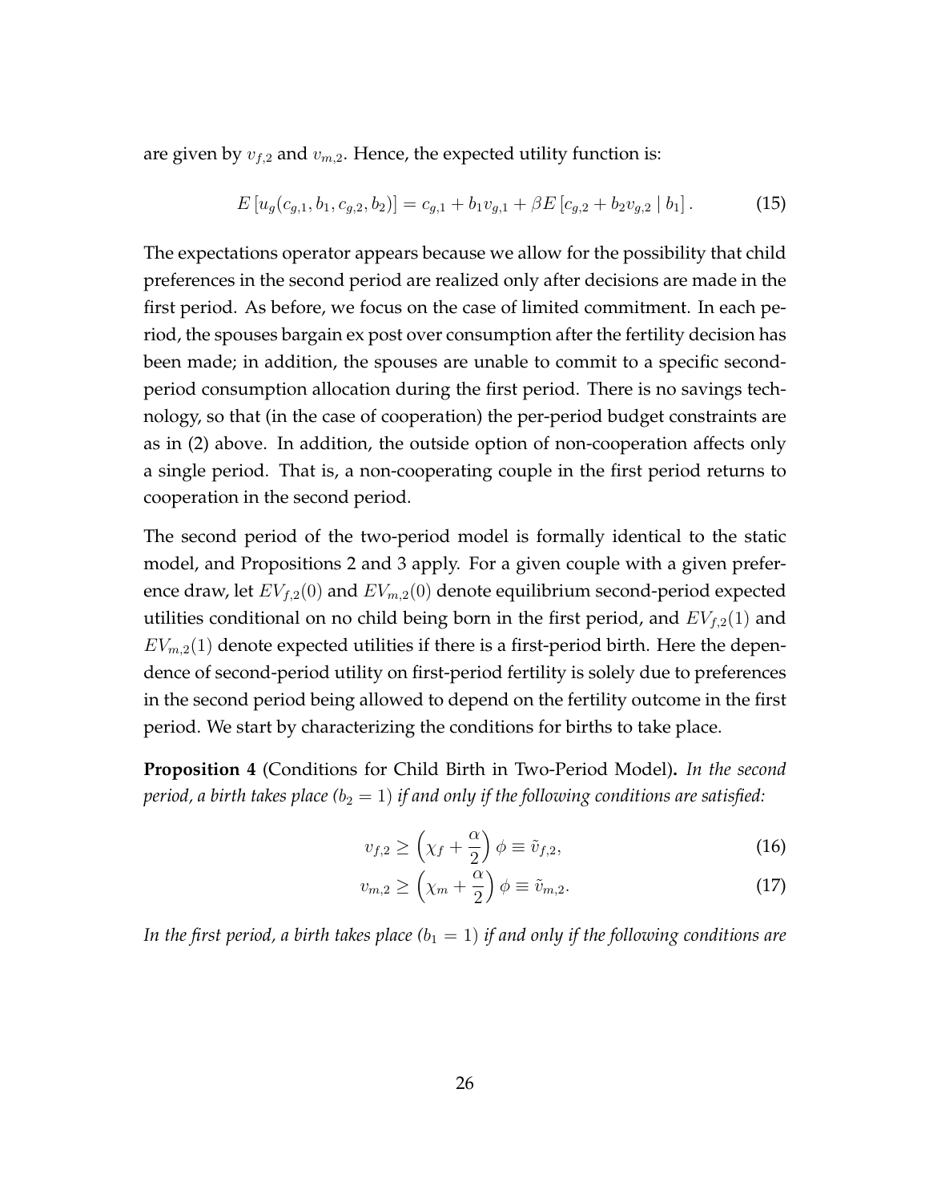are given by $v_{f,2}$ and $v_{m,2}$. Hence, the expected utility function is:

$$E\left[u_g(c_{g,1}, b_1, c_{g,2}, b_2)\right] = c_{g,1} + b_1 v_{g,1} + \beta E\left[c_{g,2} + b_2 v_{g,2} \mid b_1\right]. \tag{15}$$

The expectations operator appears because we allow for the possibility that child preferences in the second period are realized only after decisions are made in the first period. As before, we focus on the case of limited commitment. In each period, the spouses bargain ex post over consumption after the fertility decision has been made; in addition, the spouses are unable to commit to a specific second-period consumption allocation during the first period. There is no savings technology, so that (in the case of cooperation) the per-period budget constraints are as in (2) above. In addition, the outside option of non-cooperation affects only a single period. That is, a non-cooperating couple in the first period returns to cooperation in the second period.

The second period of the two-period model is formally identical to the static model, and Propositions 2 and 3 apply. For a given couple with a given preference draw, let $EV_{f,2}(0)$ and $EV_{m,2}(0)$ denote equilibrium second-period expected utilities conditional on no child being born in the first period, and $EV_{f,2}(1)$ and $EV_{m,2}(1)$ denote expected utilities if there is a first-period birth. Here the dependence of second-period utility on first-period fertility is solely due to preferences in the second period being allowed to depend on the fertility outcome in the first period. We start by characterizing the conditions for births to take place.

**Proposition 4** (Conditions for Child Birth in Two-Period Model)**.** *In the second period, a birth takes place ($b_2 = 1$) if and only if the following conditions are satisfied:*

$$v_{f,2} \geq \left(\chi_f + \frac{\alpha}{2}\right)\phi \equiv \tilde{v}_{f,2}, \tag{16}$$

$$v_{m,2} \geq \left(\chi_m + \frac{\alpha}{2}\right)\phi \equiv \tilde{v}_{m,2}. \tag{17}$$

*In the first period, a birth takes place ($b_1 = 1$) if and only if the following conditions are*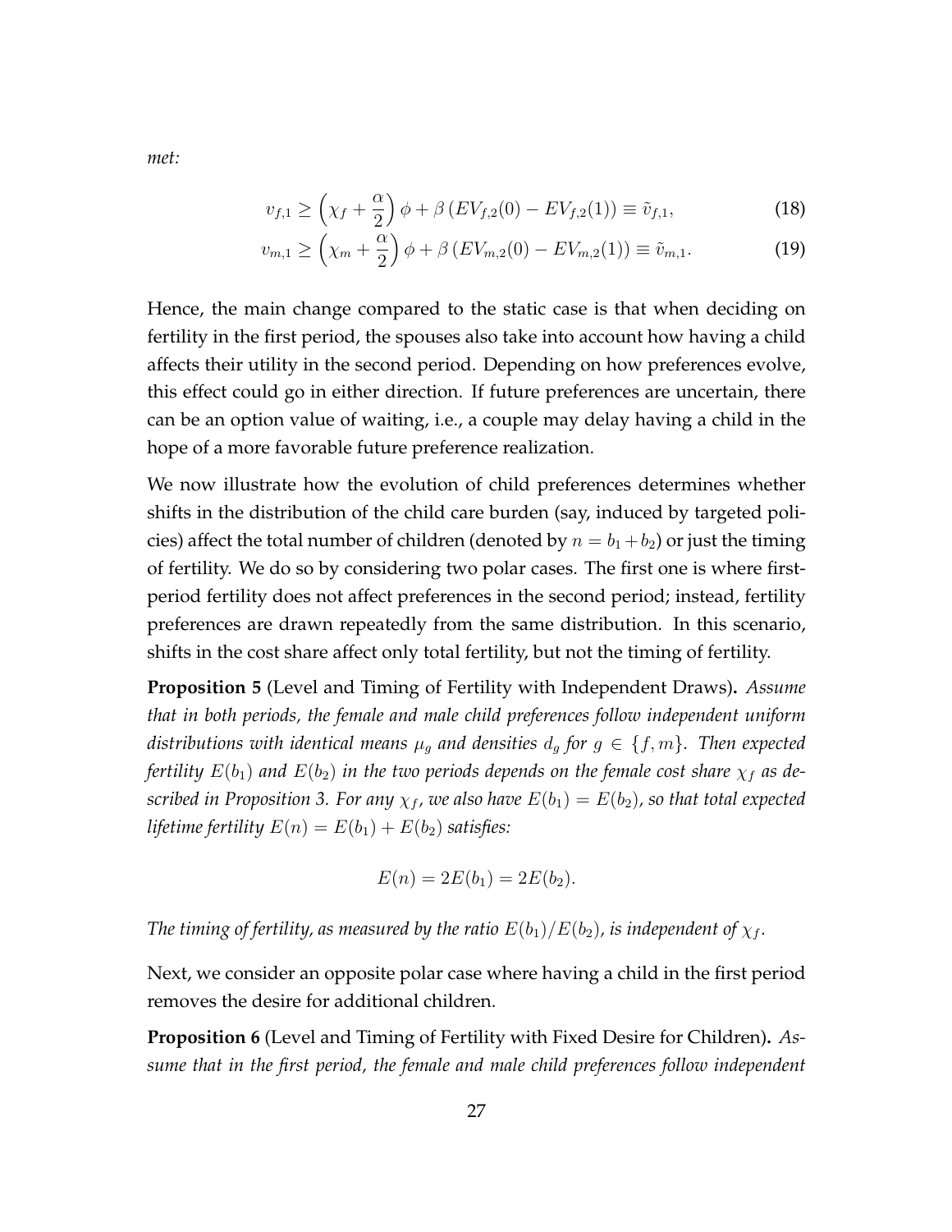*met:*

$$v_{f,1} \geq \left(\chi_f + \frac{\alpha}{2}\right)\phi + \beta\left(EV_{f,2}(0) - EV_{f,2}(1)\right) \equiv \tilde{v}_{f,1}, \tag{18}$$

$$v_{m,1} \geq \left(\chi_m + \frac{\alpha}{2}\right)\phi + \beta\left(EV_{m,2}(0) - EV_{m,2}(1)\right) \equiv \tilde{v}_{m,1}. \tag{19}$$

Hence, the main change compared to the static case is that when deciding on fertility in the first period, the spouses also take into account how having a child affects their utility in the second period. Depending on how preferences evolve, this effect could go in either direction. If future preferences are uncertain, there can be an option value of waiting, i.e., a couple may delay having a child in the hope of a more favorable future preference realization.

We now illustrate how the evolution of child preferences determines whether shifts in the distribution of the child care burden (say, induced by targeted policies) affect the total number of children (denoted by $n = b_1 + b_2$) or just the timing of fertility. We do so by considering two polar cases. The first one is where first-period fertility does not affect preferences in the second period; instead, fertility preferences are drawn repeatedly from the same distribution. In this scenario, shifts in the cost share affect only total fertility, but not the timing of fertility.

**Proposition 5** (Level and Timing of Fertility with Independent Draws)**.** *Assume that in both periods, the female and male child preferences follow independent uniform distributions with identical means $\mu_g$ and densities $d_g$ for $g \in \{f, m\}$. Then expected fertility $E(b_1)$ and $E(b_2)$ in the two periods depends on the female cost share $\chi_f$ as described in Proposition 3. For any $\chi_f$, we also have $E(b_1) = E(b_2)$, so that total expected lifetime fertility $E(n) = E(b_1) + E(b_2)$ satisfies:*

$$E(n) = 2E(b_1) = 2E(b_2).$$

*The timing of fertility, as measured by the ratio $E(b_1)/E(b_2)$, is independent of $\chi_f$.*

Next, we consider an opposite polar case where having a child in the first period removes the desire for additional children.

**Proposition 6** (Level and Timing of Fertility with Fixed Desire for Children)**.** *Assume that in the first period, the female and male child preferences follow independent*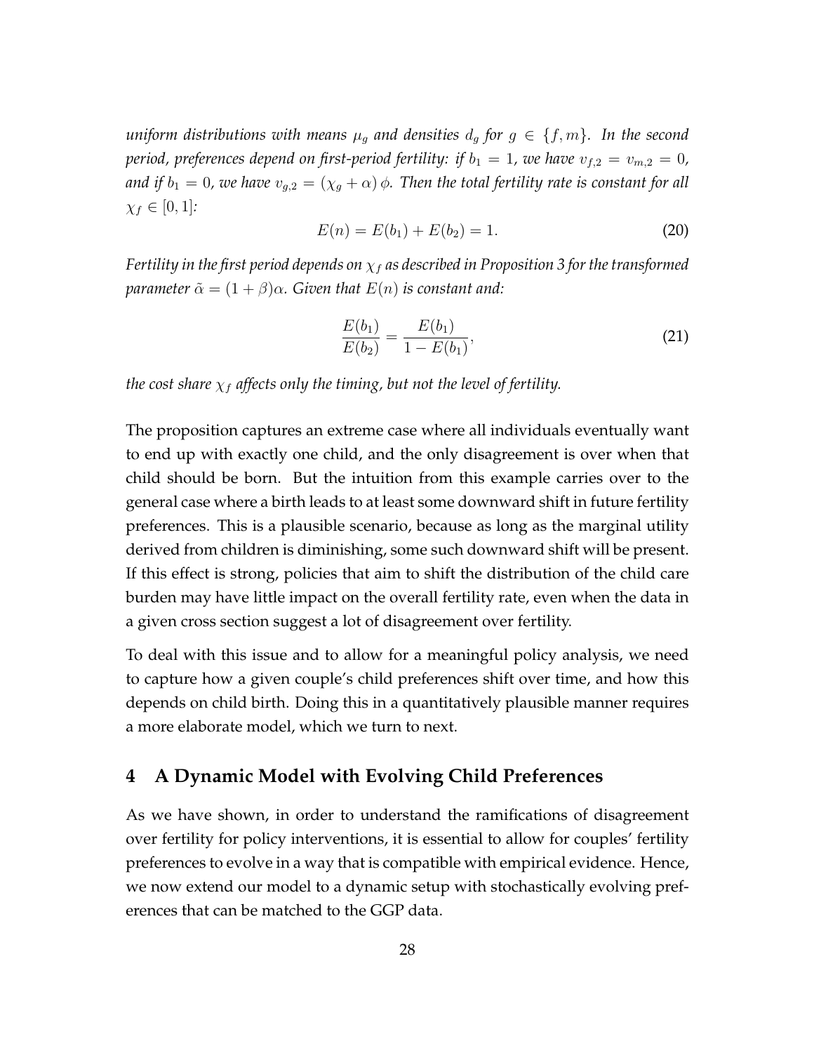*uniform distributions with means $\mu_g$ and densities $d_g$ for $g \in \{f, m\}$. In the second period, preferences depend on first-period fertility: if $b_1 = 1$, we have $v_{f,2} = v_{m,2} = 0$, and if $b_1 = 0$, we have $v_{g,2} = (\chi_g + \alpha)\,\phi$. Then the total fertility rate is constant for all $\chi_f \in [0, 1]$:*

$$E(n) = E(b_1) + E(b_2) = 1. \tag{20}$$

*Fertility in the first period depends on $\chi_f$ as described in Proposition 3 for the transformed parameter $\tilde{\alpha} = (1 + \beta)\alpha$. Given that $E(n)$ is constant and:*

$$\frac{E(b_1)}{E(b_2)} = \frac{E(b_1)}{1 - E(b_1)}, \tag{21}$$

*the cost share $\chi_f$ affects only the timing, but not the level of fertility.*

The proposition captures an extreme case where all individuals eventually want to end up with exactly one child, and the only disagreement is over when that child should be born. But the intuition from this example carries over to the general case where a birth leads to at least some downward shift in future fertility preferences. This is a plausible scenario, because as long as the marginal utility derived from children is diminishing, some such downward shift will be present. If this effect is strong, policies that aim to shift the distribution of the child care burden may have little impact on the overall fertility rate, even when the data in a given cross section suggest a lot of disagreement over fertility.

To deal with this issue and to allow for a meaningful policy analysis, we need to capture how a given couple's child preferences shift over time, and how this depends on child birth. Doing this in a quantitatively plausible manner requires a more elaborate model, which we turn to next.

## 4 A Dynamic Model with Evolving Child Preferences

As we have shown, in order to understand the ramifications of disagreement over fertility for policy interventions, it is essential to allow for couples' fertility preferences to evolve in a way that is compatible with empirical evidence. Hence, we now extend our model to a dynamic setup with stochastically evolving preferences that can be matched to the GGP data.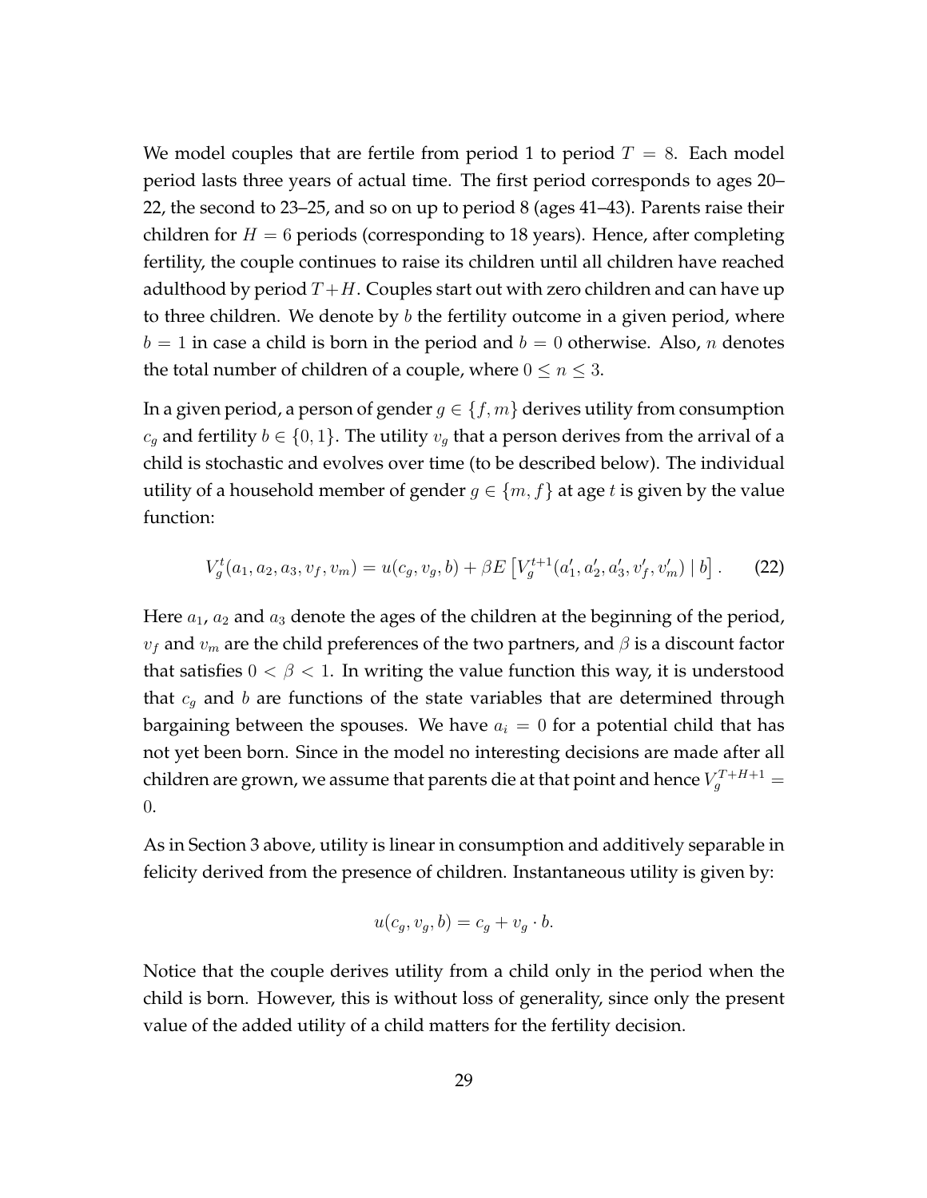We model couples that are fertile from period 1 to period $T = 8$. Each model period lasts three years of actual time. The first period corresponds to ages 20–22, the second to 23–25, and so on up to period 8 (ages 41–43). Parents raise their children for $H = 6$ periods (corresponding to 18 years). Hence, after completing fertility, the couple continues to raise its children until all children have reached adulthood by period $T+H$. Couples start out with zero children and can have up to three children. We denote by $b$ the fertility outcome in a given period, where $b = 1$ in case a child is born in the period and $b = 0$ otherwise. Also, $n$ denotes the total number of children of a couple, where $0 \leq n \leq 3$.

In a given period, a person of gender $g \in \{f, m\}$ derives utility from consumption $c_g$ and fertility $b \in \{0, 1\}$. The utility $v_g$ that a person derives from the arrival of a child is stochastic and evolves over time (to be described below). The individual utility of a household member of gender $g \in \{m, f\}$ at age $t$ is given by the value function:

$$V_g^t(a_1, a_2, a_3, v_f, v_m) = u(c_g, v_g, b) + \beta E\left[V_g^{t+1}(a_1', a_2', a_3', v_f', v_m') \mid b\right]. \tag{22}$$

Here $a_1$, $a_2$ and $a_3$ denote the ages of the children at the beginning of the period, $v_f$ and $v_m$ are the child preferences of the two partners, and $\beta$ is a discount factor that satisfies $0 < \beta < 1$. In writing the value function this way, it is understood that $c_g$ and $b$ are functions of the state variables that are determined through bargaining between the spouses. We have $a_i = 0$ for a potential child that has not yet been born. Since in the model no interesting decisions are made after all children are grown, we assume that parents die at that point and hence $V_g^{T+H+1} = 0$.

As in Section 3 above, utility is linear in consumption and additively separable in felicity derived from the presence of children. Instantaneous utility is given by:

$$u(c_g, v_g, b) = c_g + v_g \cdot b.$$

Notice that the couple derives utility from a child only in the period when the child is born. However, this is without loss of generality, since only the present value of the added utility of a child matters for the fertility decision.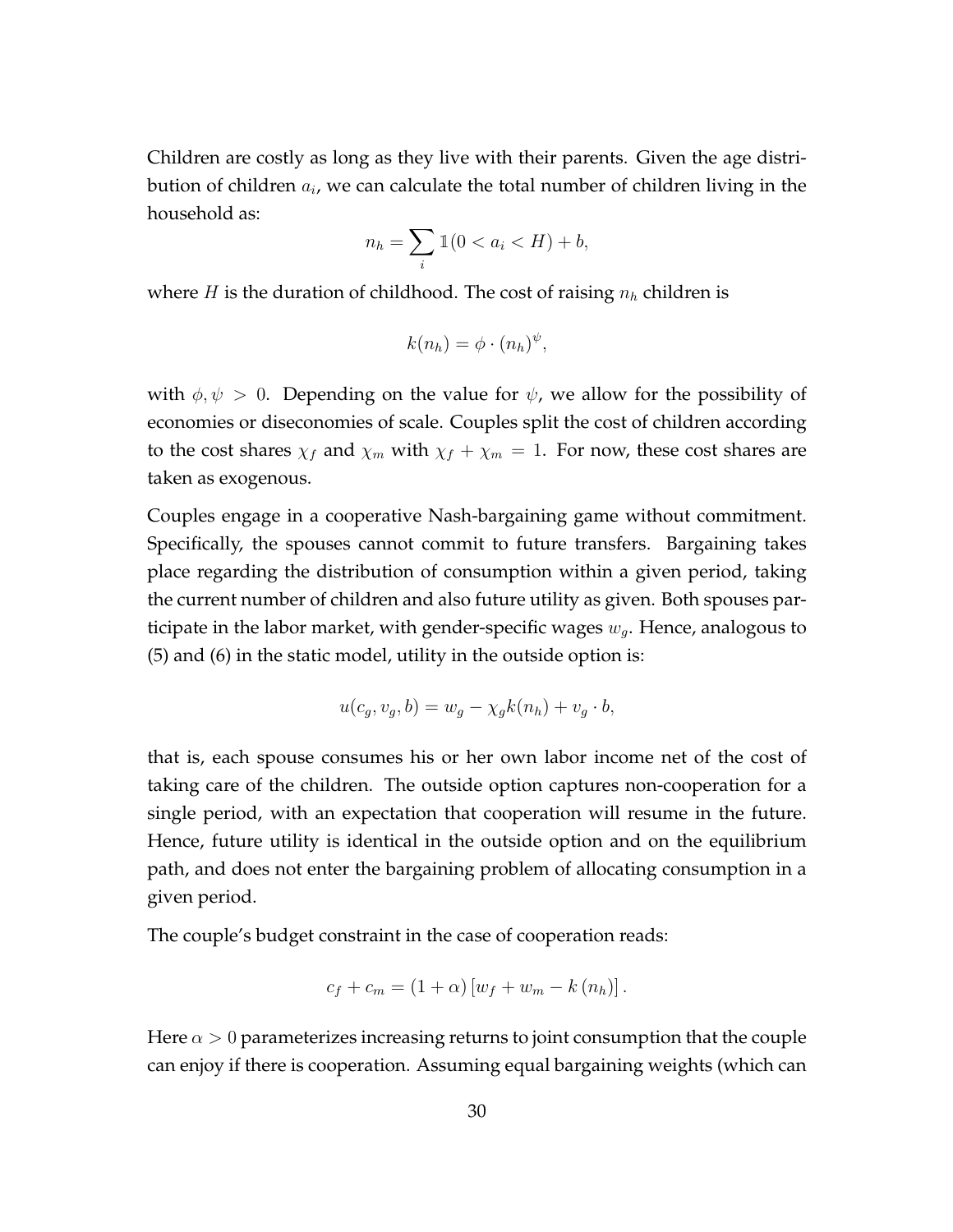Children are costly as long as they live with their parents. Given the age distribution of children $a_i$, we can calculate the total number of children living in the household as:

$$n_h = \sum_i \mathbb{1}(0 < a_i < H) + b,$$

where $H$ is the duration of childhood. The cost of raising $n_h$ children is

$$k(n_h) = \phi \cdot (n_h)^{\psi},$$

with $\phi, \psi > 0$. Depending on the value for $\psi$, we allow for the possibility of economies or diseconomies of scale. Couples split the cost of children according to the cost shares $\chi_f$ and $\chi_m$ with $\chi_f + \chi_m = 1$. For now, these cost shares are taken as exogenous.

Couples engage in a cooperative Nash-bargaining game without commitment. Specifically, the spouses cannot commit to future transfers. Bargaining takes place regarding the distribution of consumption within a given period, taking the current number of children and also future utility as given. Both spouses participate in the labor market, with gender-specific wages $w_g$. Hence, analogous to (5) and (6) in the static model, utility in the outside option is:

$$u(c_g, v_g, b) = w_g - \chi_g k(n_h) + v_g \cdot b,$$

that is, each spouse consumes his or her own labor income net of the cost of taking care of the children. The outside option captures non-cooperation for a single period, with an expectation that cooperation will resume in the future. Hence, future utility is identical in the outside option and on the equilibrium path, and does not enter the bargaining problem of allocating consumption in a given period.

The couple's budget constraint in the case of cooperation reads:

$$c_f + c_m = (1 + \alpha) \left[ w_f + w_m - k(n_h) \right].$$

Here $\alpha > 0$ parameterizes increasing returns to joint consumption that the couple can enjoy if there is cooperation. Assuming equal bargaining weights (which can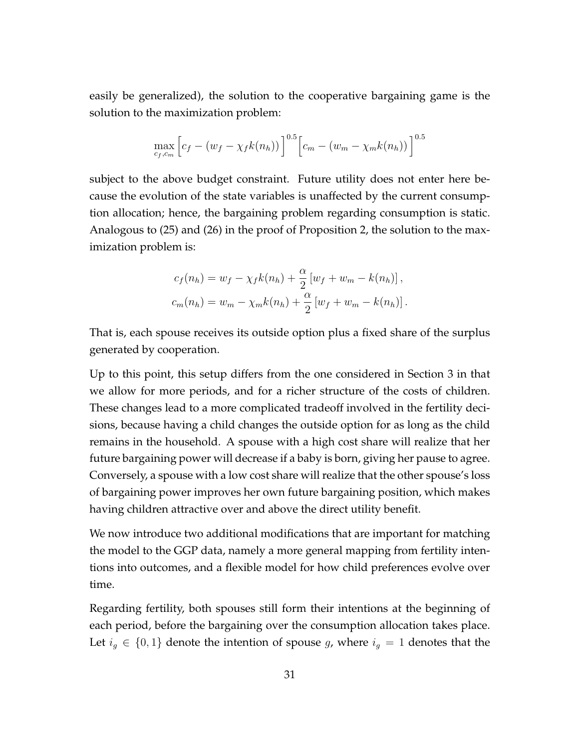easily be generalized), the solution to the cooperative bargaining game is the solution to the maximization problem:

$$\max_{c_f, c_m} \Big[c_f - (w_f - \chi_f k(n_h))\Big]^{0.5} \Big[c_m - (w_m - \chi_m k(n_h))\Big]^{0.5}$$

subject to the above budget constraint. Future utility does not enter here because the evolution of the state variables is unaffected by the current consumption allocation; hence, the bargaining problem regarding consumption is static. Analogous to (25) and (26) in the proof of Proposition 2, the solution to the maximization problem is:

$$c_f(n_h) = w_f - \chi_f k(n_h) + \frac{\alpha}{2}\left[w_f + w_m - k(n_h)\right],$$
$$c_m(n_h) = w_m - \chi_m k(n_h) + \frac{\alpha}{2}\left[w_f + w_m - k(n_h)\right].$$

That is, each spouse receives its outside option plus a fixed share of the surplus generated by cooperation.

Up to this point, this setup differs from the one considered in Section 3 in that we allow for more periods, and for a richer structure of the costs of children. These changes lead to a more complicated tradeoff involved in the fertility decisions, because having a child changes the outside option for as long as the child remains in the household. A spouse with a high cost share will realize that her future bargaining power will decrease if a baby is born, giving her pause to agree. Conversely, a spouse with a low cost share will realize that the other spouse's loss of bargaining power improves her own future bargaining position, which makes having children attractive over and above the direct utility benefit.

We now introduce two additional modifications that are important for matching the model to the GGP data, namely a more general mapping from fertility intentions into outcomes, and a flexible model for how child preferences evolve over time.

Regarding fertility, both spouses still form their intentions at the beginning of each period, before the bargaining over the consumption allocation takes place. Let $i_g \in \{0, 1\}$ denote the intention of spouse $g$, where $i_g = 1$ denotes that the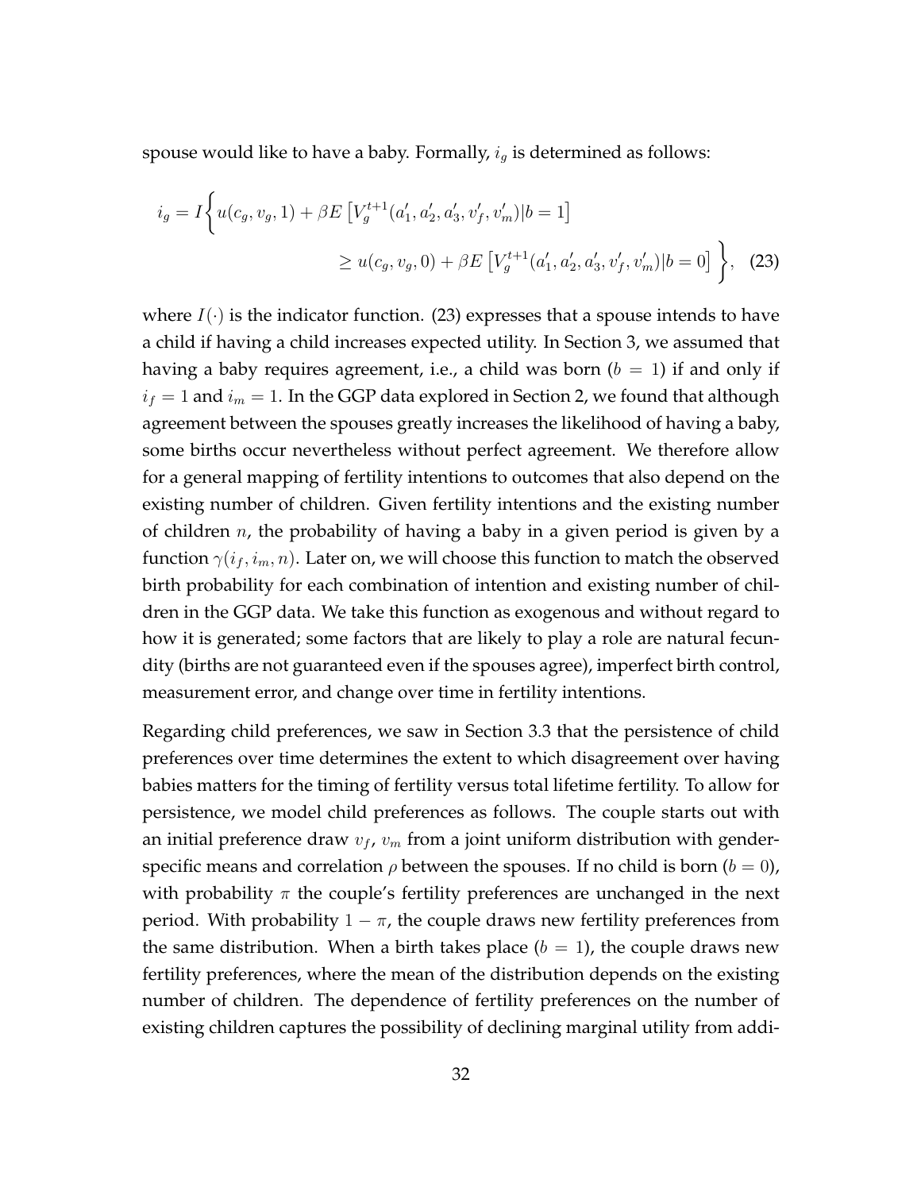spouse would like to have a baby. Formally, $i_g$ is determined as follows:

$$
i_g = I\bigg\{ u(c_g, v_g, 1) + \beta E\left[V_g^{t+1}(a_1', a_2', a_3', v_f', v_m')|b=1\right] \geq u(c_g, v_g, 0) + \beta E\left[V_g^{t+1}(a_1', a_2', a_3', v_f', v_m')|b=0\right] \bigg\}, \quad (23)
$$

where $I(\cdot)$ is the indicator function. (23) expresses that a spouse intends to have a child if having a child increases expected utility. In Section 3, we assumed that having a baby requires agreement, i.e., a child was born ($b = 1$) if and only if $i_f = 1$ and $i_m = 1$. In the GGP data explored in Section 2, we found that although agreement between the spouses greatly increases the likelihood of having a baby, some births occur nevertheless without perfect agreement. We therefore allow for a general mapping of fertility intentions to outcomes that also depend on the existing number of children. Given fertility intentions and the existing number of children $n$, the probability of having a baby in a given period is given by a function $\gamma(i_f, i_m, n)$. Later on, we will choose this function to match the observed birth probability for each combination of intention and existing number of children in the GGP data. We take this function as exogenous and without regard to how it is generated; some factors that are likely to play a role are natural fecundity (births are not guaranteed even if the spouses agree), imperfect birth control, measurement error, and change over time in fertility intentions.

Regarding child preferences, we saw in Section 3.3 that the persistence of child preferences over time determines the extent to which disagreement over having babies matters for the timing of fertility versus total lifetime fertility. To allow for persistence, we model child preferences as follows. The couple starts out with an initial preference draw $v_f$, $v_m$ from a joint uniform distribution with gender-specific means and correlation $\rho$ between the spouses. If no child is born ($b = 0$), with probability $\pi$ the couple's fertility preferences are unchanged in the next period. With probability $1 - \pi$, the couple draws new fertility preferences from the same distribution. When a birth takes place ($b = 1$), the couple draws new fertility preferences, where the mean of the distribution depends on the existing number of children. The dependence of fertility preferences on the number of existing children captures the possibility of declining marginal utility from addi-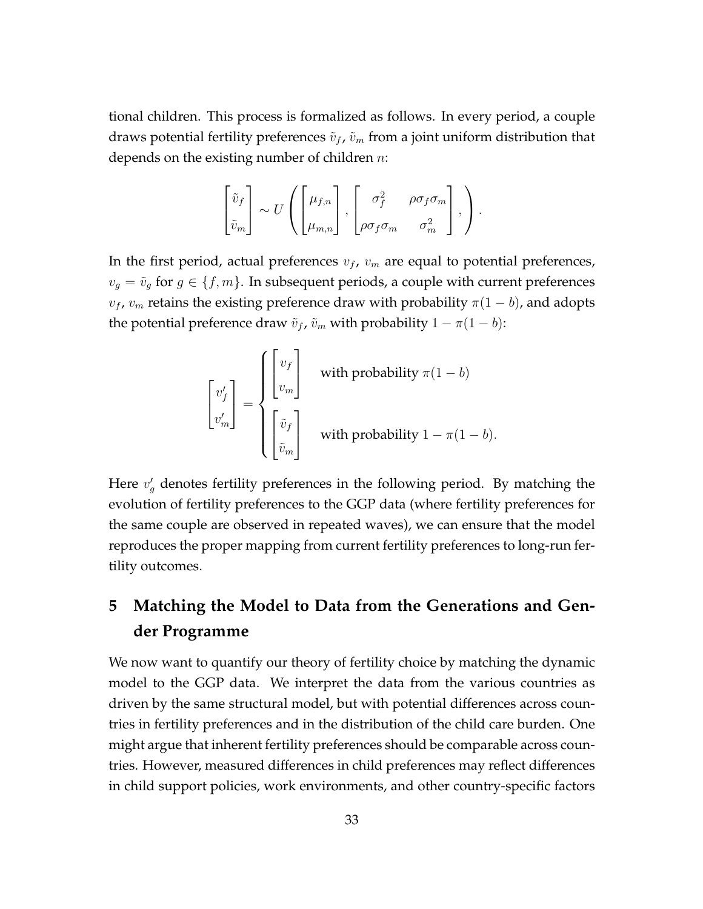tional children. This process is formalized as follows. In every period, a couple draws potential fertility preferences $\tilde{v}_f$, $\tilde{v}_m$ from a joint uniform distribution that depends on the existing number of children $n$:

$$\begin{bmatrix} \tilde{v}_f \\ \tilde{v}_m \end{bmatrix} \sim U\left( \begin{bmatrix} \mu_{f,n} \\ \mu_{m,n} \end{bmatrix}, \begin{bmatrix} \sigma_f^2 & \rho\sigma_f\sigma_m \\ \rho\sigma_f\sigma_m & \sigma_m^2 \end{bmatrix}, \right).$$

In the first period, actual preferences $v_f$, $v_m$ are equal to potential preferences, $v_g = \tilde{v}_g$ for $g \in \{f, m\}$. In subsequent periods, a couple with current preferences $v_f$, $v_m$ retains the existing preference draw with probability $\pi(1-b)$, and adopts the potential preference draw $\tilde{v}_f$, $\tilde{v}_m$ with probability $1 - \pi(1-b)$:

$$\begin{bmatrix} v'_f \\ v'_m \end{bmatrix} = \begin{cases} \begin{bmatrix} v_f \\ v_m \end{bmatrix} & \text{with probability } \pi(1-b) \\ \begin{bmatrix} \tilde{v}_f \\ \tilde{v}_m \end{bmatrix} & \text{with probability } 1 - \pi(1-b). \end{cases}$$

Here $v'_g$ denotes fertility preferences in the following period. By matching the evolution of fertility preferences to the GGP data (where fertility preferences for the same couple are observed in repeated waves), we can ensure that the model reproduces the proper mapping from current fertility preferences to long-run fertility outcomes.

# 5 Matching the Model to Data from the Generations and Gender Programme

We now want to quantify our theory of fertility choice by matching the dynamic model to the GGP data. We interpret the data from the various countries as driven by the same structural model, but with potential differences across countries in fertility preferences and in the distribution of the child care burden. One might argue that inherent fertility preferences should be comparable across countries. However, measured differences in child preferences may reflect differences in child support policies, work environments, and other country-specific factors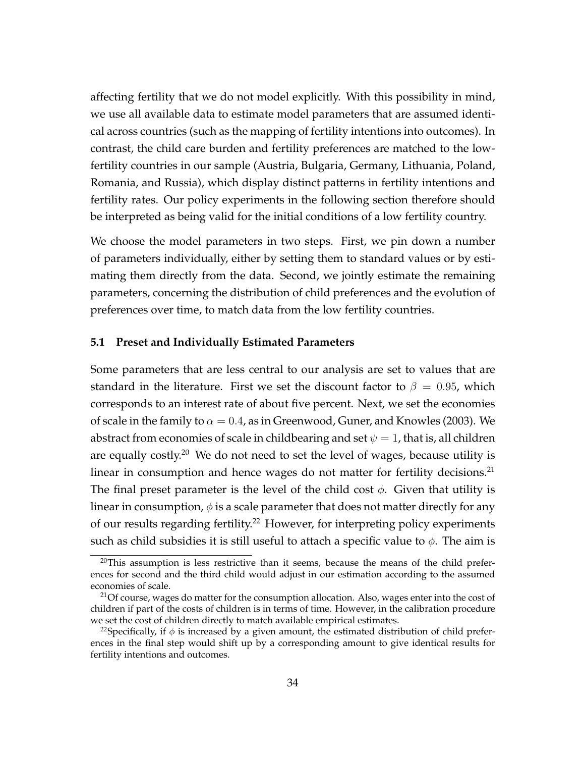affecting fertility that we do not model explicitly. With this possibility in mind, we use all available data to estimate model parameters that are assumed identical across countries (such as the mapping of fertility intentions into outcomes). In contrast, the child care burden and fertility preferences are matched to the low-fertility countries in our sample (Austria, Bulgaria, Germany, Lithuania, Poland, Romania, and Russia), which display distinct patterns in fertility intentions and fertility rates. Our policy experiments in the following section therefore should be interpreted as being valid for the initial conditions of a low fertility country.

We choose the model parameters in two steps. First, we pin down a number of parameters individually, either by setting them to standard values or by estimating them directly from the data. Second, we jointly estimate the remaining parameters, concerning the distribution of child preferences and the evolution of preferences over time, to match data from the low fertility countries.

### 5.1 Preset and Individually Estimated Parameters

Some parameters that are less central to our analysis are set to values that are standard in the literature. First we set the discount factor to $\beta = 0.95$, which corresponds to an interest rate of about five percent. Next, we set the economies of scale in the family to $\alpha = 0.4$, as in Greenwood, Guner, and Knowles (2003). We abstract from economies of scale in childbearing and set $\psi = 1$, that is, all children are equally costly.[20] We do not need to set the level of wages, because utility is linear in consumption and hence wages do not matter for fertility decisions.[21] The final preset parameter is the level of the child cost $\phi$. Given that utility is linear in consumption, $\phi$ is a scale parameter that does not matter directly for any of our results regarding fertility.[22] However, for interpreting policy experiments such as child subsidies it is still useful to attach a specific value to $\phi$. The aim is

[20] This assumption is less restrictive than it seems, because the means of the child preferences for second and the third child would adjust in our estimation according to the assumed economies of scale.

[21] Of course, wages do matter for the consumption allocation. Also, wages enter into the cost of children if part of the costs of children is in terms of time. However, in the calibration procedure we set the cost of children directly to match available empirical estimates.

[22] Specifically, if $\phi$ is increased by a given amount, the estimated distribution of child preferences in the final step would shift up by a corresponding amount to give identical results for fertility intentions and outcomes.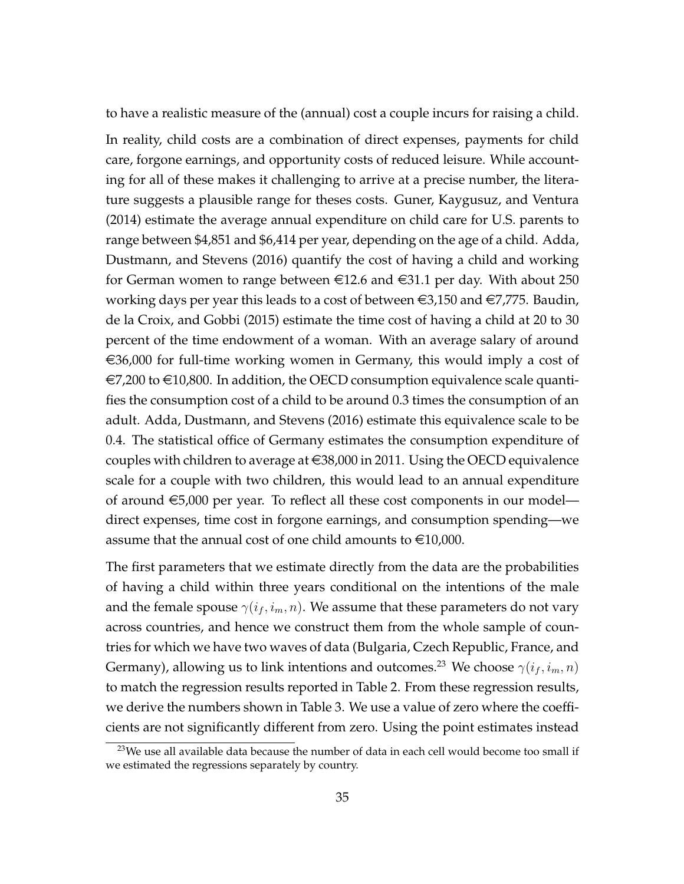to have a realistic measure of the (annual) cost a couple incurs for raising a child.

In reality, child costs are a combination of direct expenses, payments for child care, forgone earnings, and opportunity costs of reduced leisure. While accounting for all of these makes it challenging to arrive at a precise number, the literature suggests a plausible range for theses costs. Guner, Kaygusuz, and Ventura (2014) estimate the average annual expenditure on child care for U.S. parents to range between \$4,851 and \$6,414 per year, depending on the age of a child. Adda, Dustmann, and Stevens (2016) quantify the cost of having a child and working for German women to range between €12.6 and €31.1 per day. With about 250 working days per year this leads to a cost of between €3,150 and €7,775. Baudin, de la Croix, and Gobbi (2015) estimate the time cost of having a child at 20 to 30 percent of the time endowment of a woman. With an average salary of around €36,000 for full-time working women in Germany, this would imply a cost of €7,200 to €10,800. In addition, the OECD consumption equivalence scale quantifies the consumption cost of a child to be around 0.3 times the consumption of an adult. Adda, Dustmann, and Stevens (2016) estimate this equivalence scale to be 0.4. The statistical office of Germany estimates the consumption expenditure of couples with children to average at €38,000 in 2011. Using the OECD equivalence scale for a couple with two children, this would lead to an annual expenditure of around €5,000 per year. To reflect all these cost components in our model—direct expenses, time cost in forgone earnings, and consumption spending—we assume that the annual cost of one child amounts to €10,000.

The first parameters that we estimate directly from the data are the probabilities of having a child within three years conditional on the intentions of the male and the female spouse $\gamma(i_f, i_m, n)$. We assume that these parameters do not vary across countries, and hence we construct them from the whole sample of countries for which we have two waves of data (Bulgaria, Czech Republic, France, and Germany), allowing us to link intentions and outcomes.[23] We choose $\gamma(i_f, i_m, n)$ to match the regression results reported in Table 2. From these regression results, we derive the numbers shown in Table 3. We use a value of zero where the coefficients are not significantly different from zero. Using the point estimates instead

[23]We use all available data because the number of data in each cell would become too small if we estimated the regressions separately by country.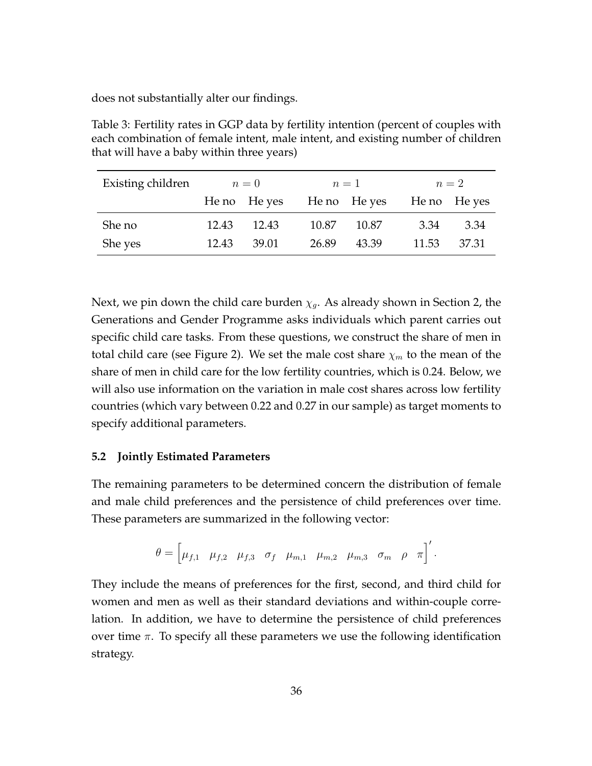does not substantially alter our findings.

Table 3: Fertility rates in GGP data by fertility intention (percent of couples with each combination of female intent, male intent, and existing number of children that will have a baby within three years)

| Existing children | $n = 0$ | | $n = 1$ | | $n = 2$ | |
|---|---|---|---|---|---|---|
| | He no | He yes | He no | He yes | He no | He yes |
| She no | 12.43 | 12.43 | 10.87 | 10.87 | 3.34 | 3.34 |
| She yes | 12.43 | 39.01 | 26.89 | 43.39 | 11.53 | 37.31 |

Next, we pin down the child care burden $\chi_g$. As already shown in Section 2, the Generations and Gender Programme asks individuals which parent carries out specific child care tasks. From these questions, we construct the share of men in total child care (see Figure 2). We set the male cost share $\chi_m$ to the mean of the share of men in child care for the low fertility countries, which is 0.24. Below, we will also use information on the variation in male cost shares across low fertility countries (which vary between 0.22 and 0.27 in our sample) as target moments to specify additional parameters.

### 5.2 Jointly Estimated Parameters

The remaining parameters to be determined concern the distribution of female and male child preferences and the persistence of child preferences over time. These parameters are summarized in the following vector:

$$\theta = \begin{bmatrix} \mu_{f,1} & \mu_{f,2} & \mu_{f,3} & \sigma_f & \mu_{m,1} & \mu_{m,2} & \mu_{m,3} & \sigma_m & \rho & \pi \end{bmatrix}'.$$

They include the means of preferences for the first, second, and third child for women and men as well as their standard deviations and within-couple correlation. In addition, we have to determine the persistence of child preferences over time $\pi$. To specify all these parameters we use the following identification strategy.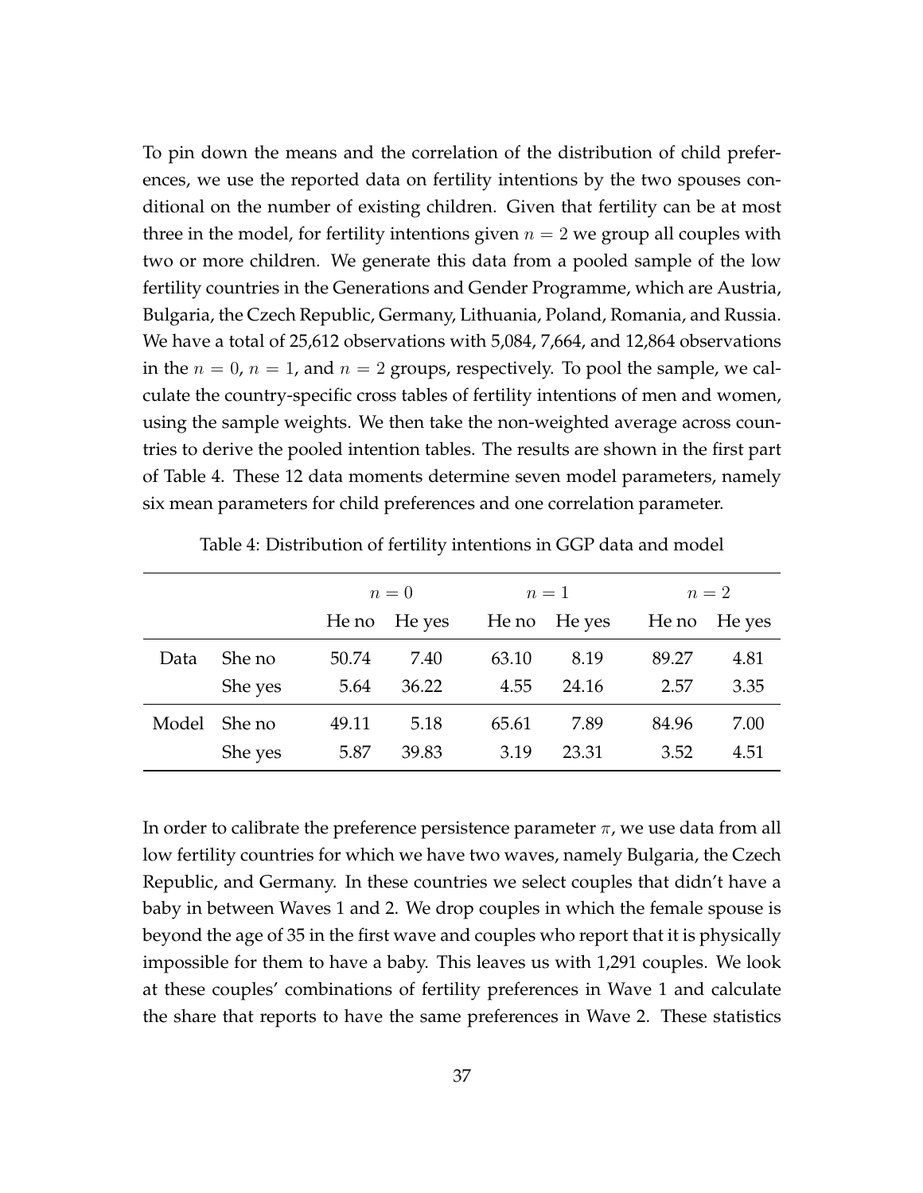To pin down the means and the correlation of the distribution of child preferences, we use the reported data on fertility intentions by the two spouses conditional on the number of existing children. Given that fertility can be at most three in the model, for fertility intentions given $n = 2$ we group all couples with two or more children. We generate this data from a pooled sample of the low fertility countries in the Generations and Gender Programme, which are Austria, Bulgaria, the Czech Republic, Germany, Lithuania, Poland, Romania, and Russia. We have a total of 25,612 observations with 5,084, 7,664, and 12,864 observations in the $n = 0$, $n = 1$, and $n = 2$ groups, respectively. To pool the sample, we calculate the country-specific cross tables of fertility intentions of men and women, using the sample weights. We then take the non-weighted average across countries to derive the pooled intention tables. The results are shown in the first part of Table 4. These 12 data moments determine seven model parameters, namely six mean parameters for child preferences and one correlation parameter.

Table 4: Distribution of fertility intentions in GGP data and model

| | | $n = 0$ | | $n = 1$ | | $n = 2$ | |
|---|---|---|---|---|---|---|---|
| | | He no | He yes | He no | He yes | He no | He yes |
| Data | She no | 50.74 | 7.40 | 63.10 | 8.19 | 89.27 | 4.81 |
| | She yes | 5.64 | 36.22 | 4.55 | 24.16 | 2.57 | 3.35 |
| Model | She no | 49.11 | 5.18 | 65.61 | 7.89 | 84.96 | 7.00 |
| | She yes | 5.87 | 39.83 | 3.19 | 23.31 | 3.52 | 4.51 |

In order to calibrate the preference persistence parameter $\pi$, we use data from all low fertility countries for which we have two waves, namely Bulgaria, the Czech Republic, and Germany. In these countries we select couples that didn't have a baby in between Waves 1 and 2. We drop couples in which the female spouse is beyond the age of 35 in the first wave and couples who report that it is physically impossible for them to have a baby. This leaves us with 1,291 couples. We look at these couples' combinations of fertility preferences in Wave 1 and calculate the share that reports to have the same preferences in Wave 2. These statistics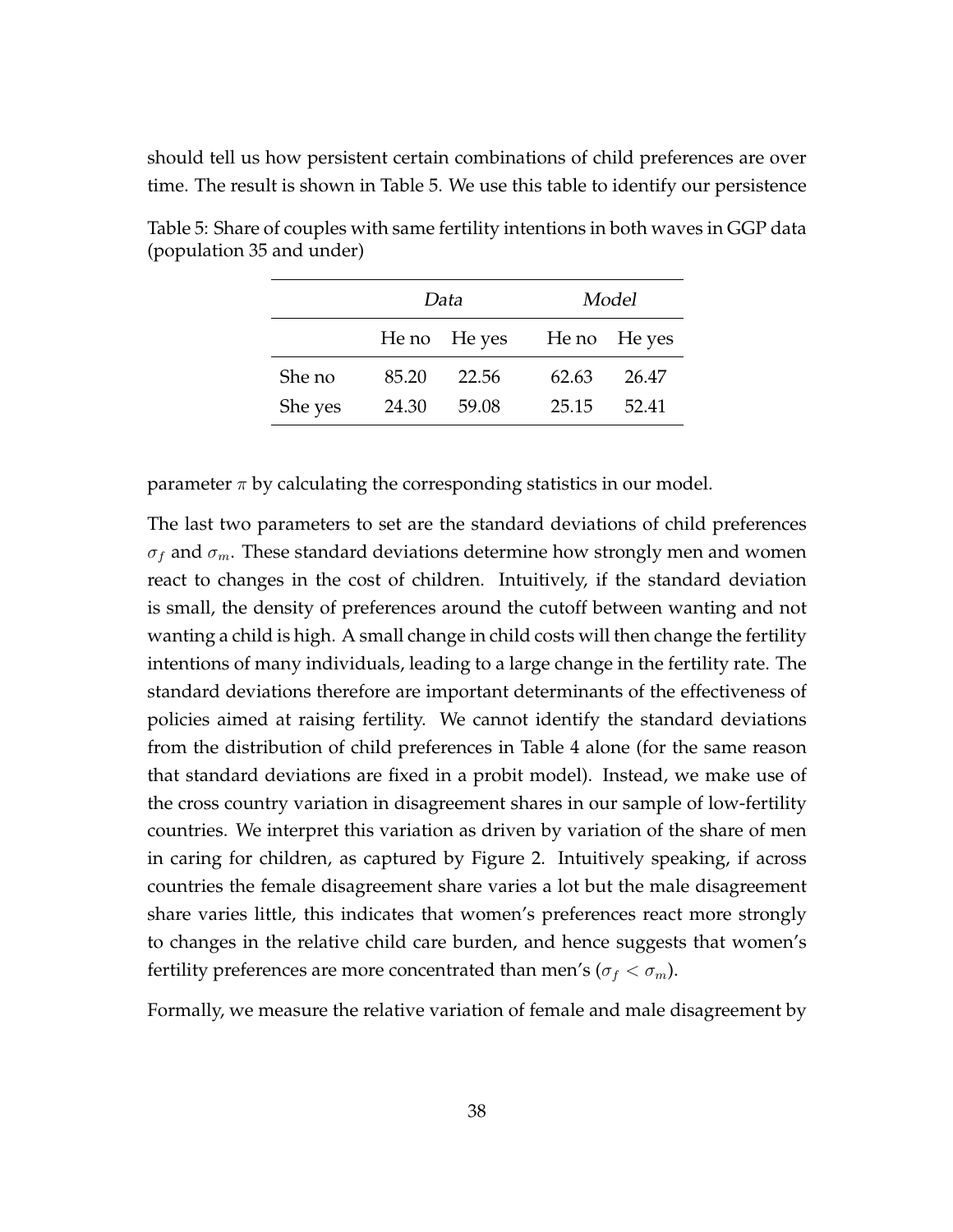should tell us how persistent certain combinations of child preferences are over time. The result is shown in Table 5. We use this table to identify our persistence

Table 5: Share of couples with same fertility intentions in both waves in GGP data (population 35 and under)

| | *Data* | | *Model* | |
|---|---|---|---|---|
| | He no | He yes | He no | He yes |
| She no | 85.20 | 22.56 | 62.63 | 26.47 |
| She yes | 24.30 | 59.08 | 25.15 | 52.41 |

parameter $\pi$ by calculating the corresponding statistics in our model.

The last two parameters to set are the standard deviations of child preferences $\sigma_f$ and $\sigma_m$. These standard deviations determine how strongly men and women react to changes in the cost of children. Intuitively, if the standard deviation is small, the density of preferences around the cutoff between wanting and not wanting a child is high. A small change in child costs will then change the fertility intentions of many individuals, leading to a large change in the fertility rate. The standard deviations therefore are important determinants of the effectiveness of policies aimed at raising fertility. We cannot identify the standard deviations from the distribution of child preferences in Table 4 alone (for the same reason that standard deviations are fixed in a probit model). Instead, we make use of the cross country variation in disagreement shares in our sample of low-fertility countries. We interpret this variation as driven by variation of the share of men in caring for children, as captured by Figure 2. Intuitively speaking, if across countries the female disagreement share varies a lot but the male disagreement share varies little, this indicates that women's preferences react more strongly to changes in the relative child care burden, and hence suggests that women's fertility preferences are more concentrated than men's ($\sigma_f < \sigma_m$).

Formally, we measure the relative variation of female and male disagreement by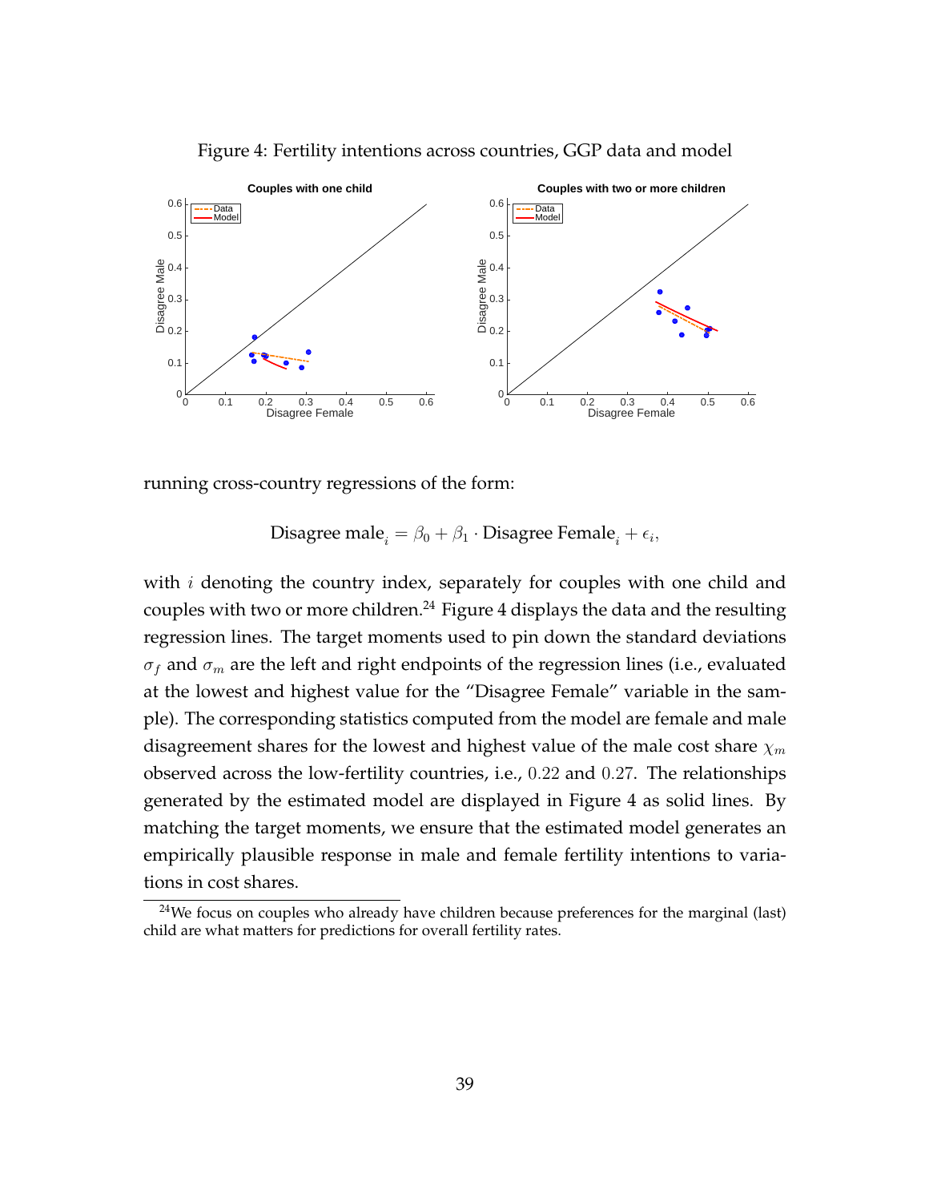Figure 4: Fertility intentions across countries, GGP data and model

running cross-country regressions of the form:

$$\text{Disagree male}_i = \beta_0 + \beta_1 \cdot \text{Disagree Female}_i + \epsilon_i,$$

with $i$ denoting the country index, separately for couples with one child and couples with two or more children.[24] Figure 4 displays the data and the resulting regression lines. The target moments used to pin down the standard deviations $\sigma_f$ and $\sigma_m$ are the left and right endpoints of the regression lines (i.e., evaluated at the lowest and highest value for the "Disagree Female" variable in the sample). The corresponding statistics computed from the model are female and male disagreement shares for the lowest and highest value of the male cost share $\chi_m$ observed across the low-fertility countries, i.e., $0.22$ and $0.27$. The relationships generated by the estimated model are displayed in Figure 4 as solid lines. By matching the target moments, we ensure that the estimated model generates an empirically plausible response in male and female fertility intentions to variations in cost shares.

[24]We focus on couples who already have children because preferences for the marginal (last) child are what matters for predictions for overall fertility rates.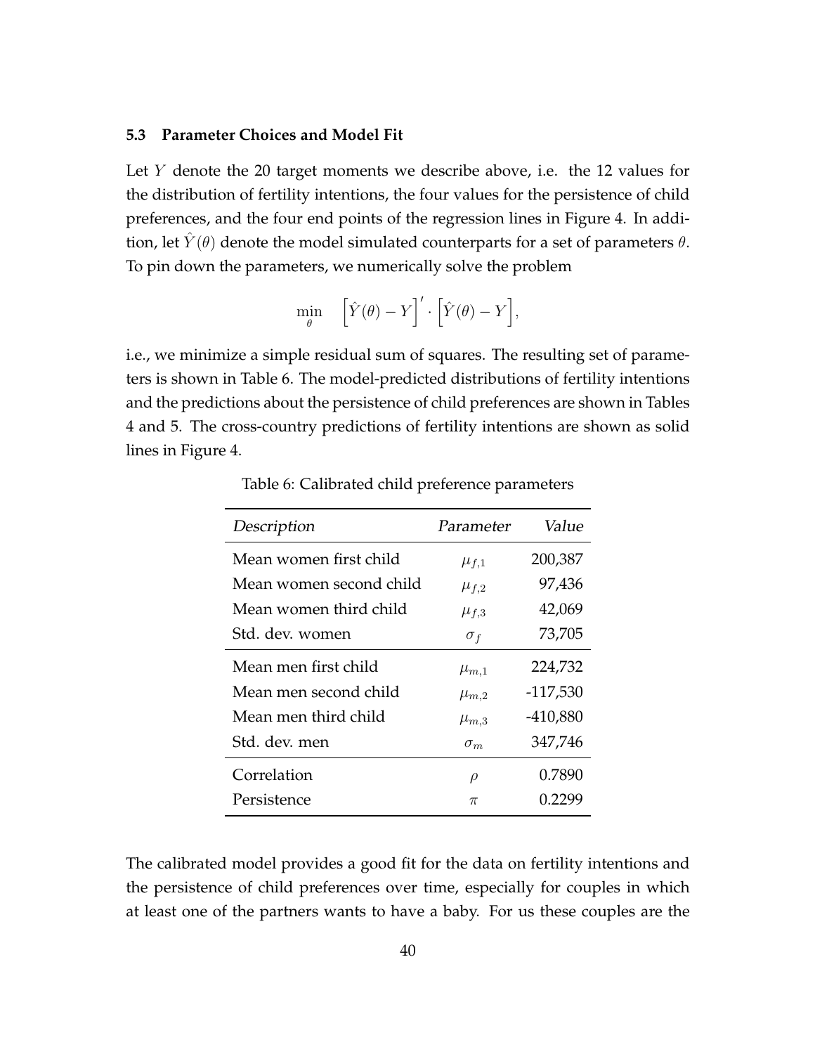### 5.3 Parameter Choices and Model Fit

Let $Y$ denote the 20 target moments we describe above, i.e. the 12 values for the distribution of fertility intentions, the four values for the persistence of child preferences, and the four end points of the regression lines in Figure 4. In addition, let $\hat{Y}(\theta)$ denote the model simulated counterparts for a set of parameters $\theta$. To pin down the parameters, we numerically solve the problem

$$\min_{\theta} \quad \Big[\hat{Y}(\theta) - Y\Big]' \cdot \Big[\hat{Y}(\theta) - Y\Big],$$

i.e., we minimize a simple residual sum of squares. The resulting set of parameters is shown in Table 6. The model-predicted distributions of fertility intentions and the predictions about the persistence of child preferences are shown in Tables 4 and 5. The cross-country predictions of fertility intentions are shown as solid lines in Figure 4.

Table 6: Calibrated child preference parameters

| *Description* | *Parameter* | *Value* |
|---|---|---|
| Mean women first child | $\mu_{f,1}$ | 200,387 |
| Mean women second child | $\mu_{f,2}$ | 97,436 |
| Mean women third child | $\mu_{f,3}$ | 42,069 |
| Std. dev. women | $\sigma_f$ | 73,705 |
| Mean men first child | $\mu_{m,1}$ | 224,732 |
| Mean men second child | $\mu_{m,2}$ | -117,530 |
| Mean men third child | $\mu_{m,3}$ | -410,880 |
| Std. dev. men | $\sigma_m$ | 347,746 |
| Correlation | $\rho$ | 0.7890 |
| Persistence | $\pi$ | 0.2299 |

The calibrated model provides a good fit for the data on fertility intentions and the persistence of child preferences over time, especially for couples in which at least one of the partners wants to have a baby. For us these couples are the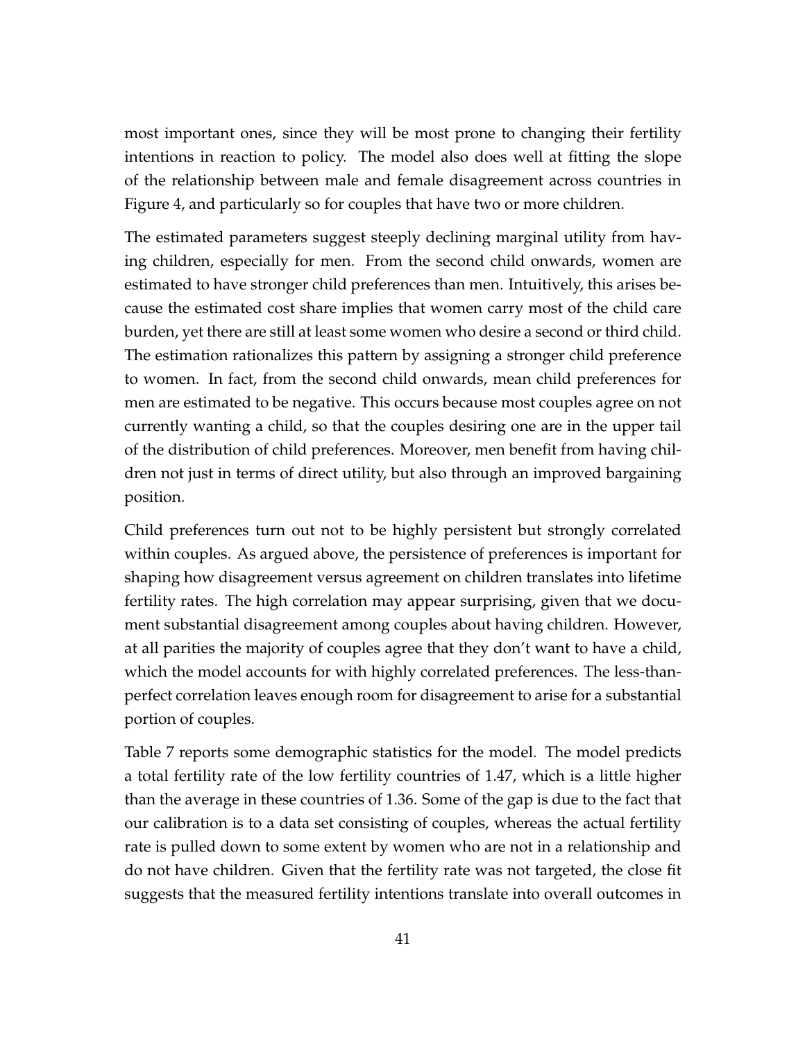most important ones, since they will be most prone to changing their fertility intentions in reaction to policy. The model also does well at fitting the slope of the relationship between male and female disagreement across countries in Figure 4, and particularly so for couples that have two or more children.

The estimated parameters suggest steeply declining marginal utility from having children, especially for men. From the second child onwards, women are estimated to have stronger child preferences than men. Intuitively, this arises because the estimated cost share implies that women carry most of the child care burden, yet there are still at least some women who desire a second or third child. The estimation rationalizes this pattern by assigning a stronger child preference to women. In fact, from the second child onwards, mean child preferences for men are estimated to be negative. This occurs because most couples agree on not currently wanting a child, so that the couples desiring one are in the upper tail of the distribution of child preferences. Moreover, men benefit from having children not just in terms of direct utility, but also through an improved bargaining position.

Child preferences turn out not to be highly persistent but strongly correlated within couples. As argued above, the persistence of preferences is important for shaping how disagreement versus agreement on children translates into lifetime fertility rates. The high correlation may appear surprising, given that we document substantial disagreement among couples about having children. However, at all parities the majority of couples agree that they don't want to have a child, which the model accounts for with highly correlated preferences. The less-than-perfect correlation leaves enough room for disagreement to arise for a substantial portion of couples.

Table 7 reports some demographic statistics for the model. The model predicts a total fertility rate of the low fertility countries of 1.47, which is a little higher than the average in these countries of 1.36. Some of the gap is due to the fact that our calibration is to a data set consisting of couples, whereas the actual fertility rate is pulled down to some extent by women who are not in a relationship and do not have children. Given that the fertility rate was not targeted, the close fit suggests that the measured fertility intentions translate into overall outcomes in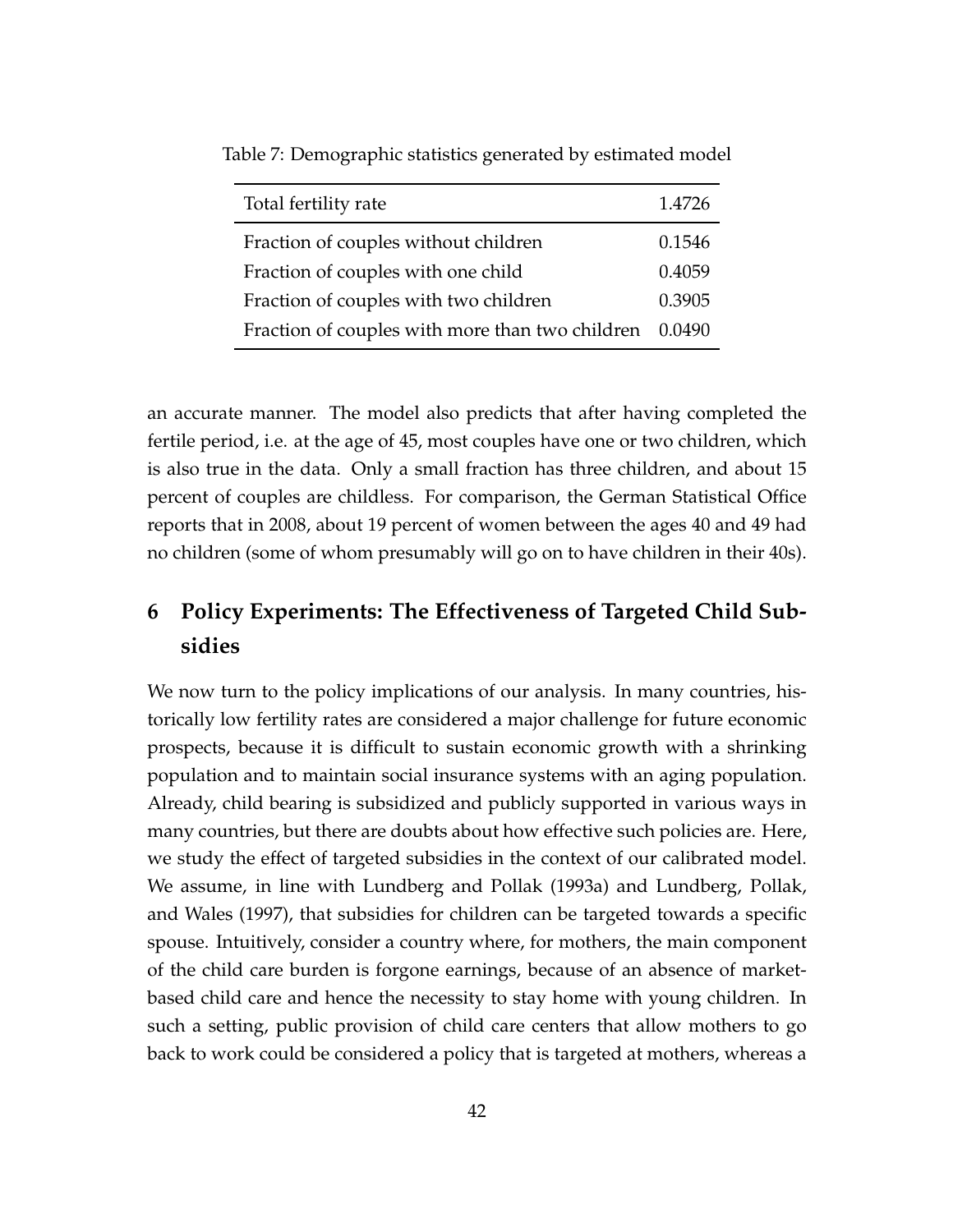Table 7: Demographic statistics generated by estimated model

| Total fertility rate | 1.4726 |
|---|---|
| Fraction of couples without children | 0.1546 |
| Fraction of couples with one child | 0.4059 |
| Fraction of couples with two children | 0.3905 |
| Fraction of couples with more than two children | 0.0490 |

an accurate manner. The model also predicts that after having completed the fertile period, i.e. at the age of 45, most couples have one or two children, which is also true in the data. Only a small fraction has three children, and about 15 percent of couples are childless. For comparison, the German Statistical Office reports that in 2008, about 19 percent of women between the ages 40 and 49 had no children (some of whom presumably will go on to have children in their 40s).

## 6 Policy Experiments: The Effectiveness of Targeted Child Subsidies

We now turn to the policy implications of our analysis. In many countries, historically low fertility rates are considered a major challenge for future economic prospects, because it is difficult to sustain economic growth with a shrinking population and to maintain social insurance systems with an aging population. Already, child bearing is subsidized and publicly supported in various ways in many countries, but there are doubts about how effective such policies are. Here, we study the effect of targeted subsidies in the context of our calibrated model. We assume, in line with Lundberg and Pollak (1993a) and Lundberg, Pollak, and Wales (1997), that subsidies for children can be targeted towards a specific spouse. Intuitively, consider a country where, for mothers, the main component of the child care burden is forgone earnings, because of an absence of market-based child care and hence the necessity to stay home with young children. In such a setting, public provision of child care centers that allow mothers to go back to work could be considered a policy that is targeted at mothers, whereas a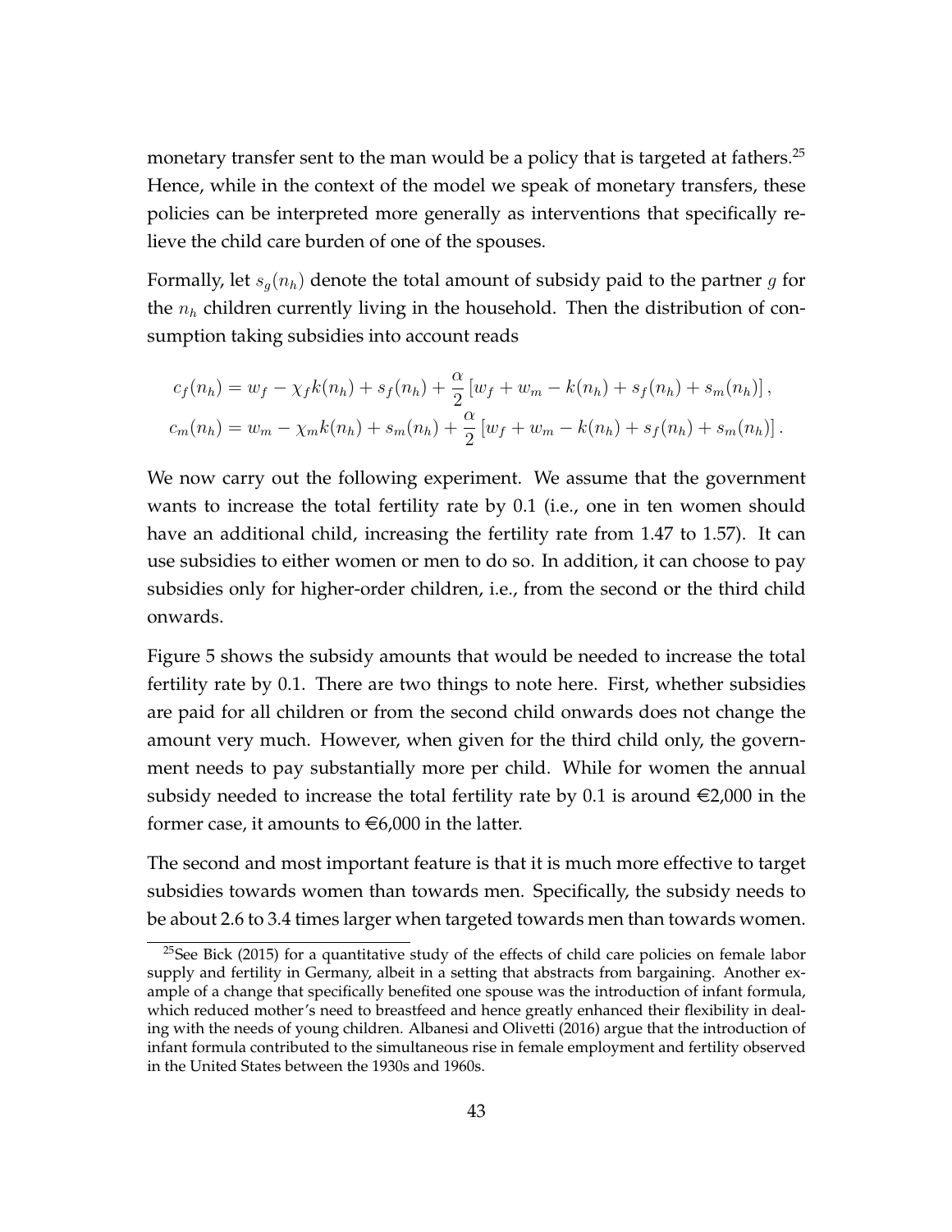monetary transfer sent to the man would be a policy that is targeted at fathers.[25] Hence, while in the context of the model we speak of monetary transfers, these policies can be interpreted more generally as interventions that specifically relieve the child care burden of one of the spouses.

Formally, let $s_g(n_h)$ denote the total amount of subsidy paid to the partner $g$ for the $n_h$ children currently living in the household. Then the distribution of consumption taking subsidies into account reads

$$c_f(n_h) = w_f - \chi_f k(n_h) + s_f(n_h) + \frac{\alpha}{2}\left[w_f + w_m - k(n_h) + s_f(n_h) + s_m(n_h)\right],$$
$$c_m(n_h) = w_m - \chi_m k(n_h) + s_m(n_h) + \frac{\alpha}{2}\left[w_f + w_m - k(n_h) + s_f(n_h) + s_m(n_h)\right].$$

We now carry out the following experiment. We assume that the government wants to increase the total fertility rate by 0.1 (i.e., one in ten women should have an additional child, increasing the fertility rate from 1.47 to 1.57). It can use subsidies to either women or men to do so. In addition, it can choose to pay subsidies only for higher-order children, i.e., from the second or the third child onwards.

Figure 5 shows the subsidy amounts that would be needed to increase the total fertility rate by 0.1. There are two things to note here. First, whether subsidies are paid for all children or from the second child onwards does not change the amount very much. However, when given for the third child only, the government needs to pay substantially more per child. While for women the annual subsidy needed to increase the total fertility rate by 0.1 is around €2,000 in the former case, it amounts to €6,000 in the latter.

The second and most important feature is that it is much more effective to target subsidies towards women than towards men. Specifically, the subsidy needs to be about 2.6 to 3.4 times larger when targeted towards men than towards women.

[25] See Bick (2015) for a quantitative study of the effects of child care policies on female labor supply and fertility in Germany, albeit in a setting that abstracts from bargaining. Another example of a change that specifically benefited one spouse was the introduction of infant formula, which reduced mother's need to breastfeed and hence greatly enhanced their flexibility in dealing with the needs of young children. Albanesi and Olivetti (2016) argue that the introduction of infant formula contributed to the simultaneous rise in female employment and fertility observed in the United States between the 1930s and 1960s.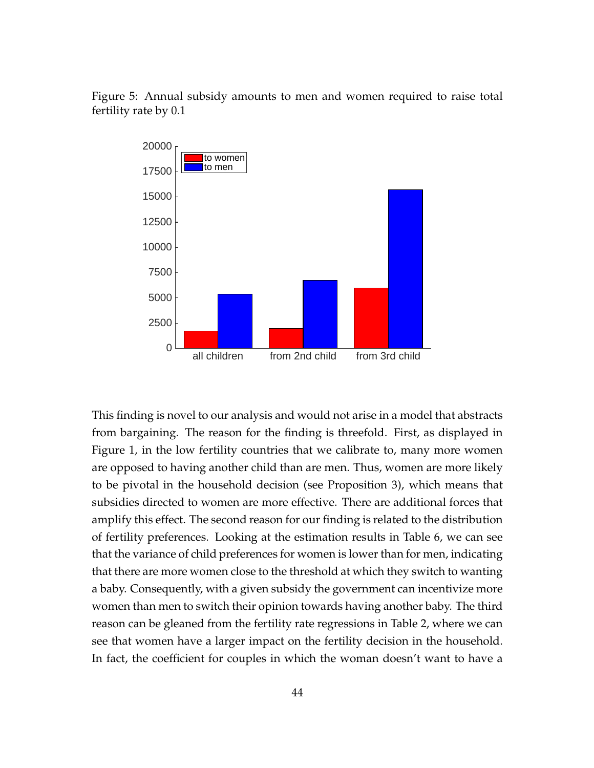Figure 5: Annual subsidy amounts to men and women required to raise total fertility rate by 0.1

This finding is novel to our analysis and would not arise in a model that abstracts from bargaining. The reason for the finding is threefold. First, as displayed in Figure 1, in the low fertility countries that we calibrate to, many more women are opposed to having another child than are men. Thus, women are more likely to be pivotal in the household decision (see Proposition 3), which means that subsidies directed to women are more effective. There are additional forces that amplify this effect. The second reason for our finding is related to the distribution of fertility preferences. Looking at the estimation results in Table 6, we can see that the variance of child preferences for women is lower than for men, indicating that there are more women close to the threshold at which they switch to wanting a baby. Consequently, with a given subsidy the government can incentivize more women than men to switch their opinion towards having another baby. The third reason can be gleaned from the fertility rate regressions in Table 2, where we can see that women have a larger impact on the fertility decision in the household. In fact, the coefficient for couples in which the woman doesn't want to have a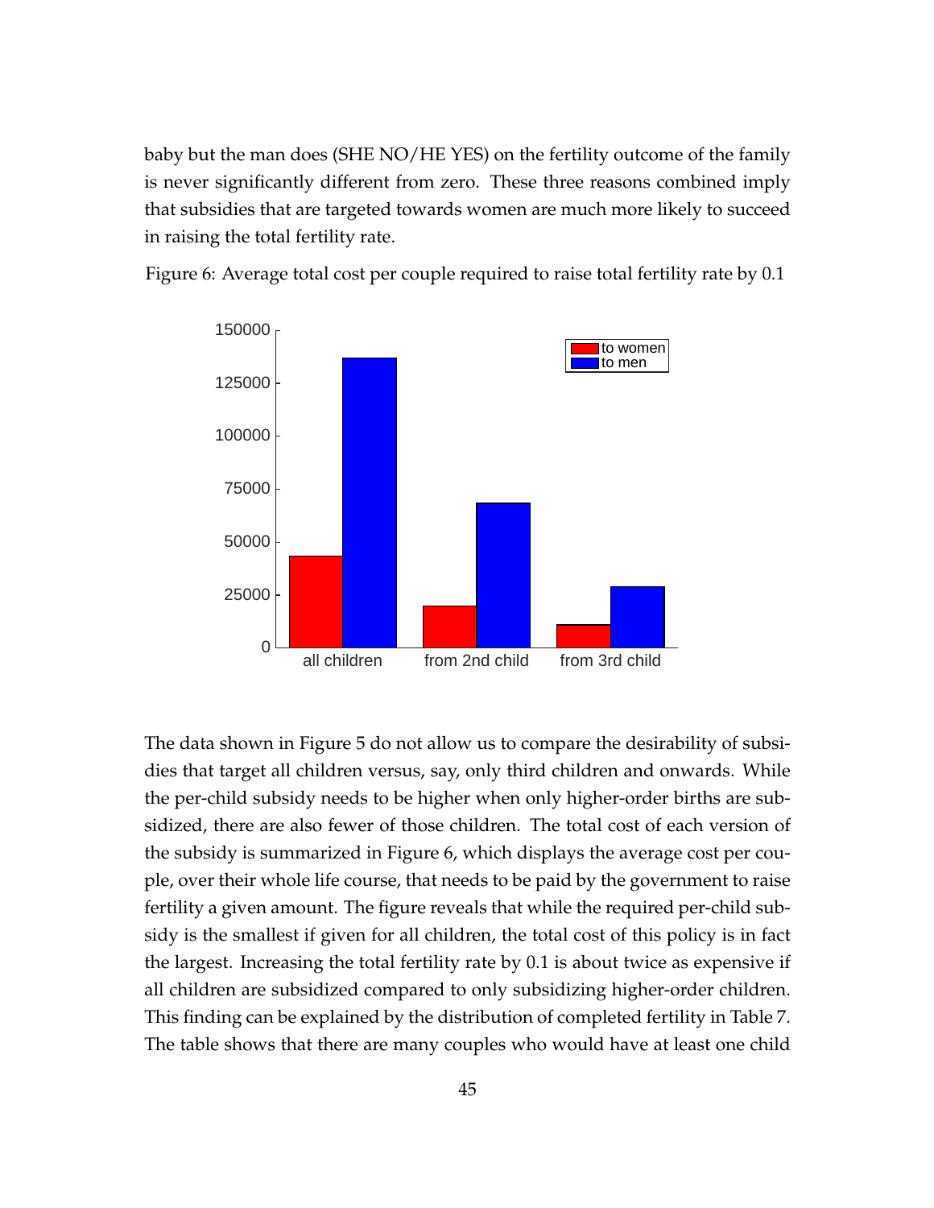baby but the man does (SHE NO/HE YES) on the fertility outcome of the family is never significantly different from zero. These three reasons combined imply that subsidies that are targeted towards women are much more likely to succeed in raising the total fertility rate.

Figure 6: Average total cost per couple required to raise total fertility rate by 0.1

The data shown in Figure 5 do not allow us to compare the desirability of subsidies that target all children versus, say, only third children and onwards. While the per-child subsidy needs to be higher when only higher-order births are subsidized, there are also fewer of those children. The total cost of each version of the subsidy is summarized in Figure 6, which displays the average cost per couple, over their whole life course, that needs to be paid by the government to raise fertility a given amount. The figure reveals that while the required per-child subsidy is the smallest if given for all children, the total cost of this policy is in fact the largest. Increasing the total fertility rate by 0.1 is about twice as expensive if all children are subsidized compared to only subsidizing higher-order children. This finding can be explained by the distribution of completed fertility in Table 7. The table shows that there are many couples who would have at least one child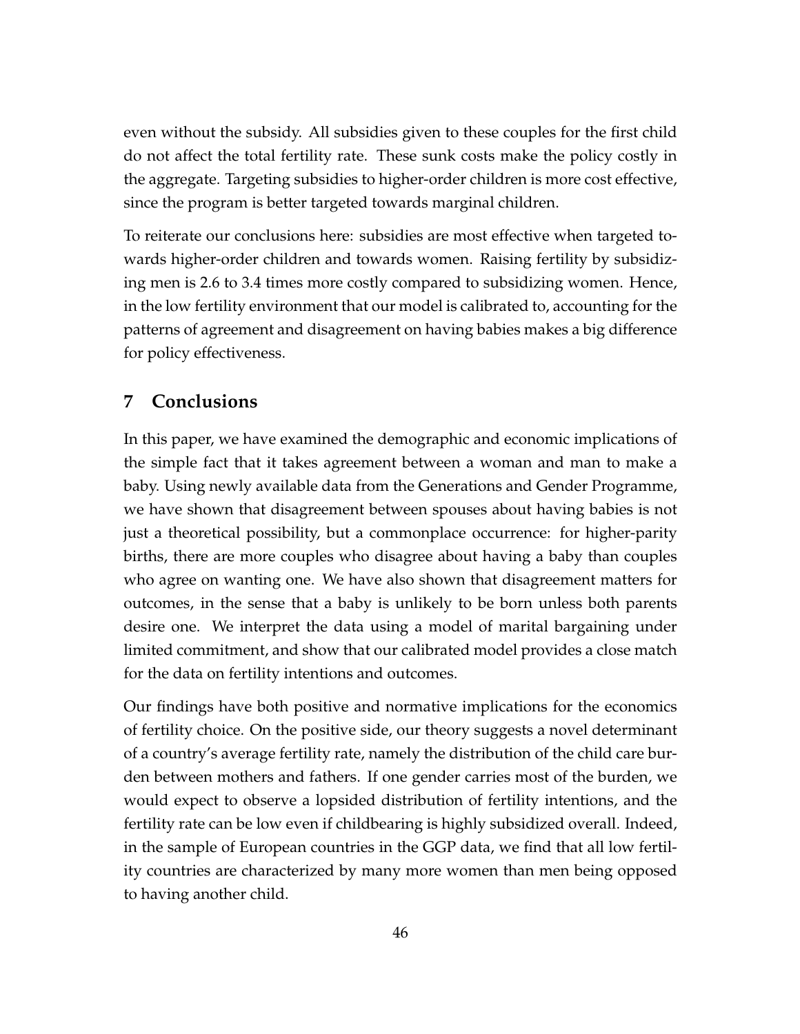even without the subsidy. All subsidies given to these couples for the first child do not affect the total fertility rate. These sunk costs make the policy costly in the aggregate. Targeting subsidies to higher-order children is more cost effective, since the program is better targeted towards marginal children.

To reiterate our conclusions here: subsidies are most effective when targeted towards higher-order children and towards women. Raising fertility by subsidizing men is 2.6 to 3.4 times more costly compared to subsidizing women. Hence, in the low fertility environment that our model is calibrated to, accounting for the patterns of agreement and disagreement on having babies makes a big difference for policy effectiveness.

## 7 Conclusions

In this paper, we have examined the demographic and economic implications of the simple fact that it takes agreement between a woman and man to make a baby. Using newly available data from the Generations and Gender Programme, we have shown that disagreement between spouses about having babies is not just a theoretical possibility, but a commonplace occurrence: for higher-parity births, there are more couples who disagree about having a baby than couples who agree on wanting one. We have also shown that disagreement matters for outcomes, in the sense that a baby is unlikely to be born unless both parents desire one. We interpret the data using a model of marital bargaining under limited commitment, and show that our calibrated model provides a close match for the data on fertility intentions and outcomes.

Our findings have both positive and normative implications for the economics of fertility choice. On the positive side, our theory suggests a novel determinant of a country's average fertility rate, namely the distribution of the child care burden between mothers and fathers. If one gender carries most of the burden, we would expect to observe a lopsided distribution of fertility intentions, and the fertility rate can be low even if childbearing is highly subsidized overall. Indeed, in the sample of European countries in the GGP data, we find that all low fertility countries are characterized by many more women than men being opposed to having another child.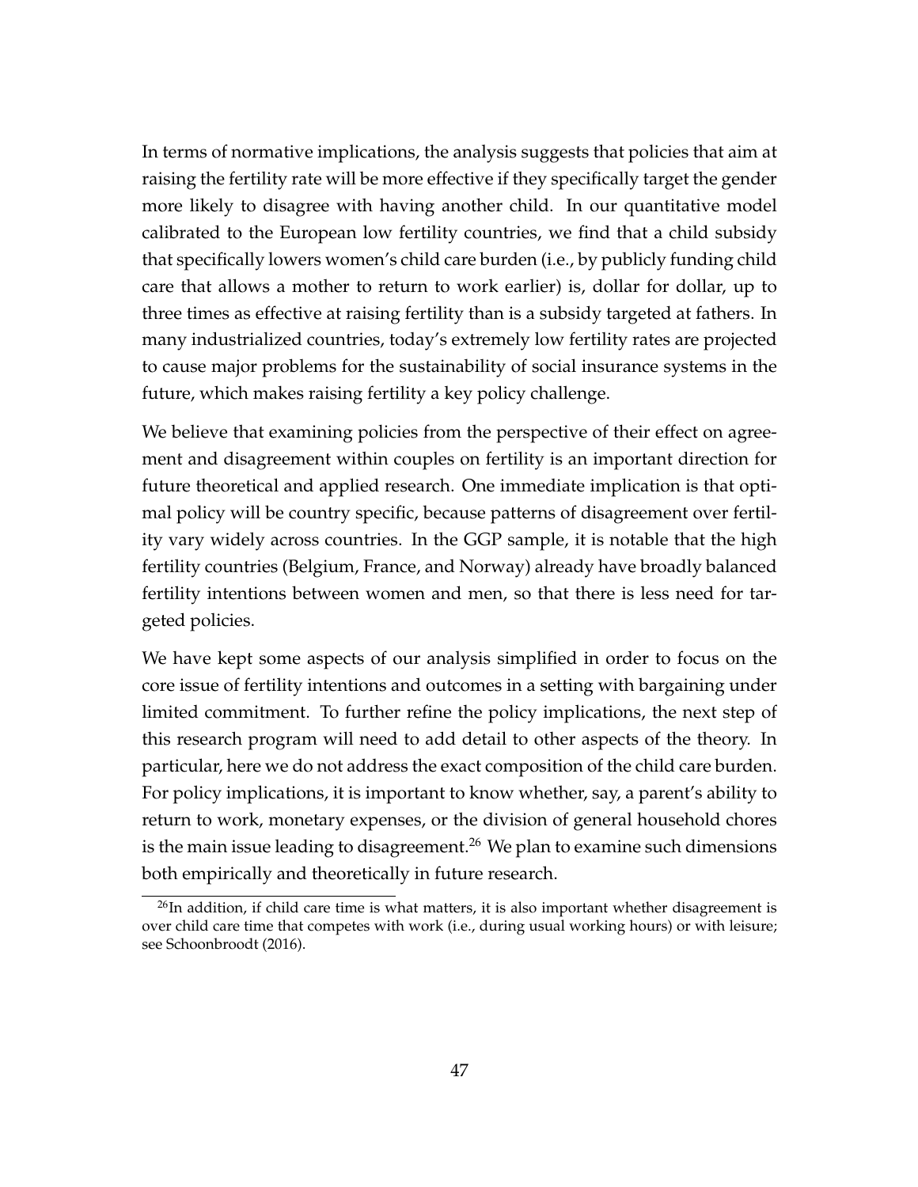In terms of normative implications, the analysis suggests that policies that aim at raising the fertility rate will be more effective if they specifically target the gender more likely to disagree with having another child. In our quantitative model calibrated to the European low fertility countries, we find that a child subsidy that specifically lowers women's child care burden (i.e., by publicly funding child care that allows a mother to return to work earlier) is, dollar for dollar, up to three times as effective at raising fertility than is a subsidy targeted at fathers. In many industrialized countries, today's extremely low fertility rates are projected to cause major problems for the sustainability of social insurance systems in the future, which makes raising fertility a key policy challenge.

We believe that examining policies from the perspective of their effect on agreement and disagreement within couples on fertility is an important direction for future theoretical and applied research. One immediate implication is that optimal policy will be country specific, because patterns of disagreement over fertility vary widely across countries. In the GGP sample, it is notable that the high fertility countries (Belgium, France, and Norway) already have broadly balanced fertility intentions between women and men, so that there is less need for targeted policies.

We have kept some aspects of our analysis simplified in order to focus on the core issue of fertility intentions and outcomes in a setting with bargaining under limited commitment. To further refine the policy implications, the next step of this research program will need to add detail to other aspects of the theory. In particular, here we do not address the exact composition of the child care burden. For policy implications, it is important to know whether, say, a parent's ability to return to work, monetary expenses, or the division of general household chores is the main issue leading to disagreement.[26] We plan to examine such dimensions both empirically and theoretically in future research.

[26] In addition, if child care time is what matters, it is also important whether disagreement is over child care time that competes with work (i.e., during usual working hours) or with leisure; see Schoonbroodt (2016).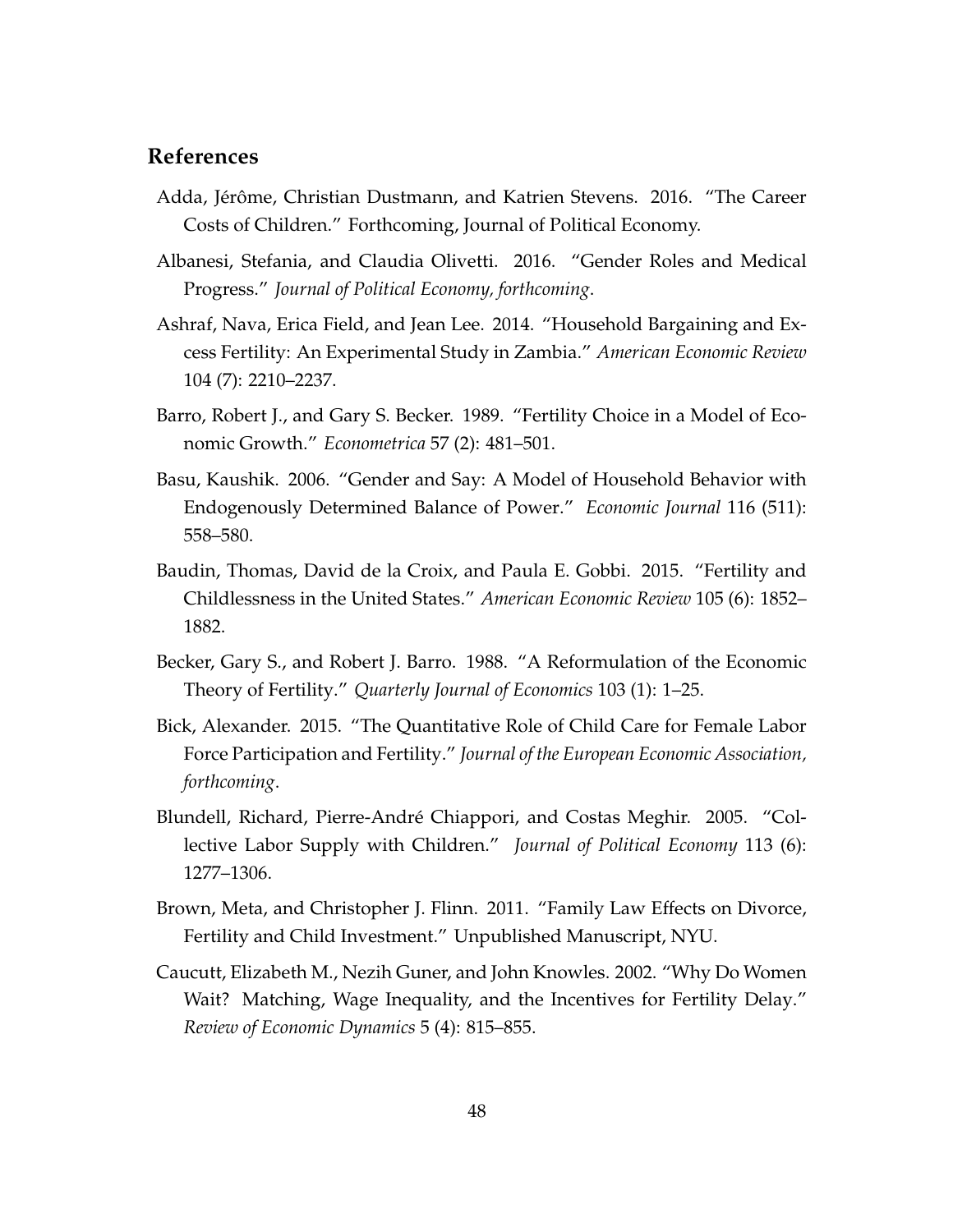## References

Adda, Jérôme, Christian Dustmann, and Katrien Stevens. 2016. "The Career Costs of Children." Forthcoming, Journal of Political Economy.

Albanesi, Stefania, and Claudia Olivetti. 2016. "Gender Roles and Medical Progress." *Journal of Political Economy, forthcoming*.

Ashraf, Nava, Erica Field, and Jean Lee. 2014. "Household Bargaining and Excess Fertility: An Experimental Study in Zambia." *American Economic Review* 104 (7): 2210–2237.

Barro, Robert J., and Gary S. Becker. 1989. "Fertility Choice in a Model of Economic Growth." *Econometrica* 57 (2): 481–501.

Basu, Kaushik. 2006. "Gender and Say: A Model of Household Behavior with Endogenously Determined Balance of Power." *Economic Journal* 116 (511): 558–580.

Baudin, Thomas, David de la Croix, and Paula E. Gobbi. 2015. "Fertility and Childlessness in the United States." *American Economic Review* 105 (6): 1852–1882.

Becker, Gary S., and Robert J. Barro. 1988. "A Reformulation of the Economic Theory of Fertility." *Quarterly Journal of Economics* 103 (1): 1–25.

Bick, Alexander. 2015. "The Quantitative Role of Child Care for Female Labor Force Participation and Fertility." *Journal of the European Economic Association, forthcoming*.

Blundell, Richard, Pierre-André Chiappori, and Costas Meghir. 2005. "Collective Labor Supply with Children." *Journal of Political Economy* 113 (6): 1277–1306.

Brown, Meta, and Christopher J. Flinn. 2011. "Family Law Effects on Divorce, Fertility and Child Investment." Unpublished Manuscript, NYU.

Caucutt, Elizabeth M., Nezih Guner, and John Knowles. 2002. "Why Do Women Wait? Matching, Wage Inequality, and the Incentives for Fertility Delay." *Review of Economic Dynamics* 5 (4): 815–855.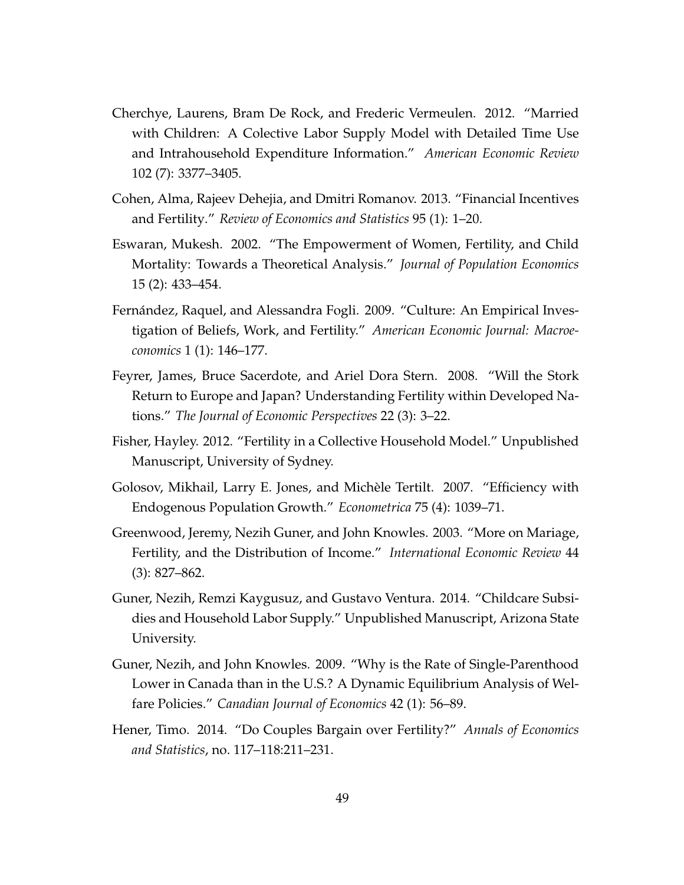Cherchye, Laurens, Bram De Rock, and Frederic Vermeulen. 2012. "Married with Children: A Colective Labor Supply Model with Detailed Time Use and Intrahousehold Expenditure Information." *American Economic Review* 102 (7): 3377–3405.

Cohen, Alma, Rajeev Dehejia, and Dmitri Romanov. 2013. "Financial Incentives and Fertility." *Review of Economics and Statistics* 95 (1): 1–20.

Eswaran, Mukesh. 2002. "The Empowerment of Women, Fertility, and Child Mortality: Towards a Theoretical Analysis." *Journal of Population Economics* 15 (2): 433–454.

Fernández, Raquel, and Alessandra Fogli. 2009. "Culture: An Empirical Investigation of Beliefs, Work, and Fertility." *American Economic Journal: Macroeconomics* 1 (1): 146–177.

Feyrer, James, Bruce Sacerdote, and Ariel Dora Stern. 2008. "Will the Stork Return to Europe and Japan? Understanding Fertility within Developed Nations." *The Journal of Economic Perspectives* 22 (3): 3–22.

Fisher, Hayley. 2012. "Fertility in a Collective Household Model." Unpublished Manuscript, University of Sydney.

Golosov, Mikhail, Larry E. Jones, and Michèle Tertilt. 2007. "Efficiency with Endogenous Population Growth." *Econometrica* 75 (4): 1039–71.

Greenwood, Jeremy, Nezih Guner, and John Knowles. 2003. "More on Mariage, Fertility, and the Distribution of Income." *International Economic Review* 44 (3): 827–862.

Guner, Nezih, Remzi Kaygusuz, and Gustavo Ventura. 2014. "Childcare Subsidies and Household Labor Supply." Unpublished Manuscript, Arizona State University.

Guner, Nezih, and John Knowles. 2009. "Why is the Rate of Single-Parenthood Lower in Canada than in the U.S.? A Dynamic Equilibrium Analysis of Welfare Policies." *Canadian Journal of Economics* 42 (1): 56–89.

Hener, Timo. 2014. "Do Couples Bargain over Fertility?" *Annals of Economics and Statistics*, no. 117–118:211–231.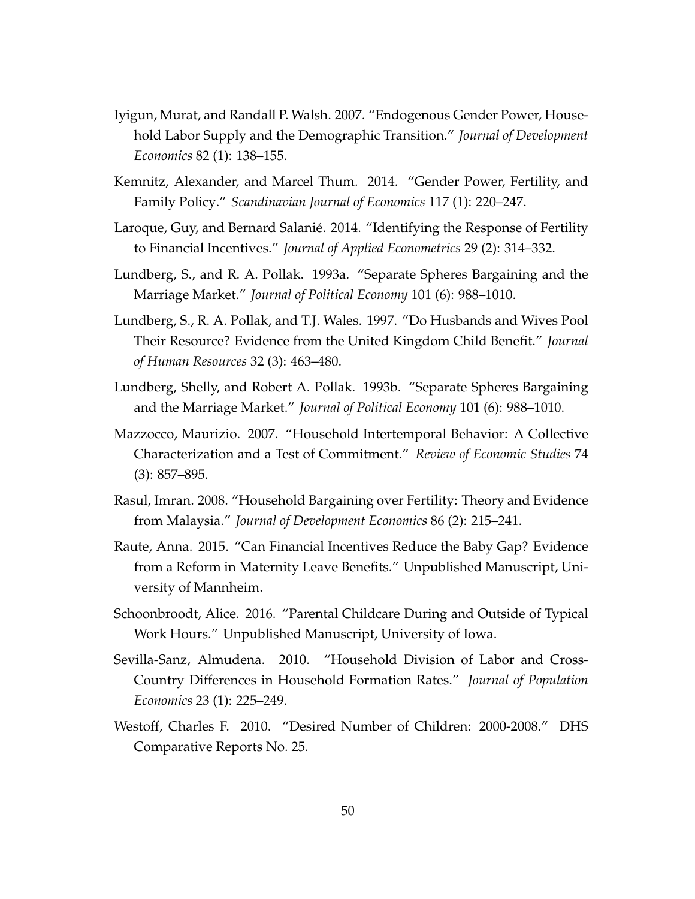Iyigun, Murat, and Randall P. Walsh. 2007. "Endogenous Gender Power, Household Labor Supply and the Demographic Transition." *Journal of Development Economics* 82 (1): 138–155.

Kemnitz, Alexander, and Marcel Thum. 2014. "Gender Power, Fertility, and Family Policy." *Scandinavian Journal of Economics* 117 (1): 220–247.

Laroque, Guy, and Bernard Salanié. 2014. "Identifying the Response of Fertility to Financial Incentives." *Journal of Applied Econometrics* 29 (2): 314–332.

Lundberg, S., and R. A. Pollak. 1993a. "Separate Spheres Bargaining and the Marriage Market." *Journal of Political Economy* 101 (6): 988–1010.

Lundberg, S., R. A. Pollak, and T.J. Wales. 1997. "Do Husbands and Wives Pool Their Resource? Evidence from the United Kingdom Child Benefit." *Journal of Human Resources* 32 (3): 463–480.

Lundberg, Shelly, and Robert A. Pollak. 1993b. "Separate Spheres Bargaining and the Marriage Market." *Journal of Political Economy* 101 (6): 988–1010.

Mazzocco, Maurizio. 2007. "Household Intertemporal Behavior: A Collective Characterization and a Test of Commitment." *Review of Economic Studies* 74 (3): 857–895.

Rasul, Imran. 2008. "Household Bargaining over Fertility: Theory and Evidence from Malaysia." *Journal of Development Economics* 86 (2): 215–241.

Raute, Anna. 2015. "Can Financial Incentives Reduce the Baby Gap? Evidence from a Reform in Maternity Leave Benefits." Unpublished Manuscript, University of Mannheim.

Schoonbroodt, Alice. 2016. "Parental Childcare During and Outside of Typical Work Hours." Unpublished Manuscript, University of Iowa.

Sevilla-Sanz, Almudena. 2010. "Household Division of Labor and Cross-Country Differences in Household Formation Rates." *Journal of Population Economics* 23 (1): 225–249.

Westoff, Charles F. 2010. "Desired Number of Children: 2000-2008." DHS Comparative Reports No. 25.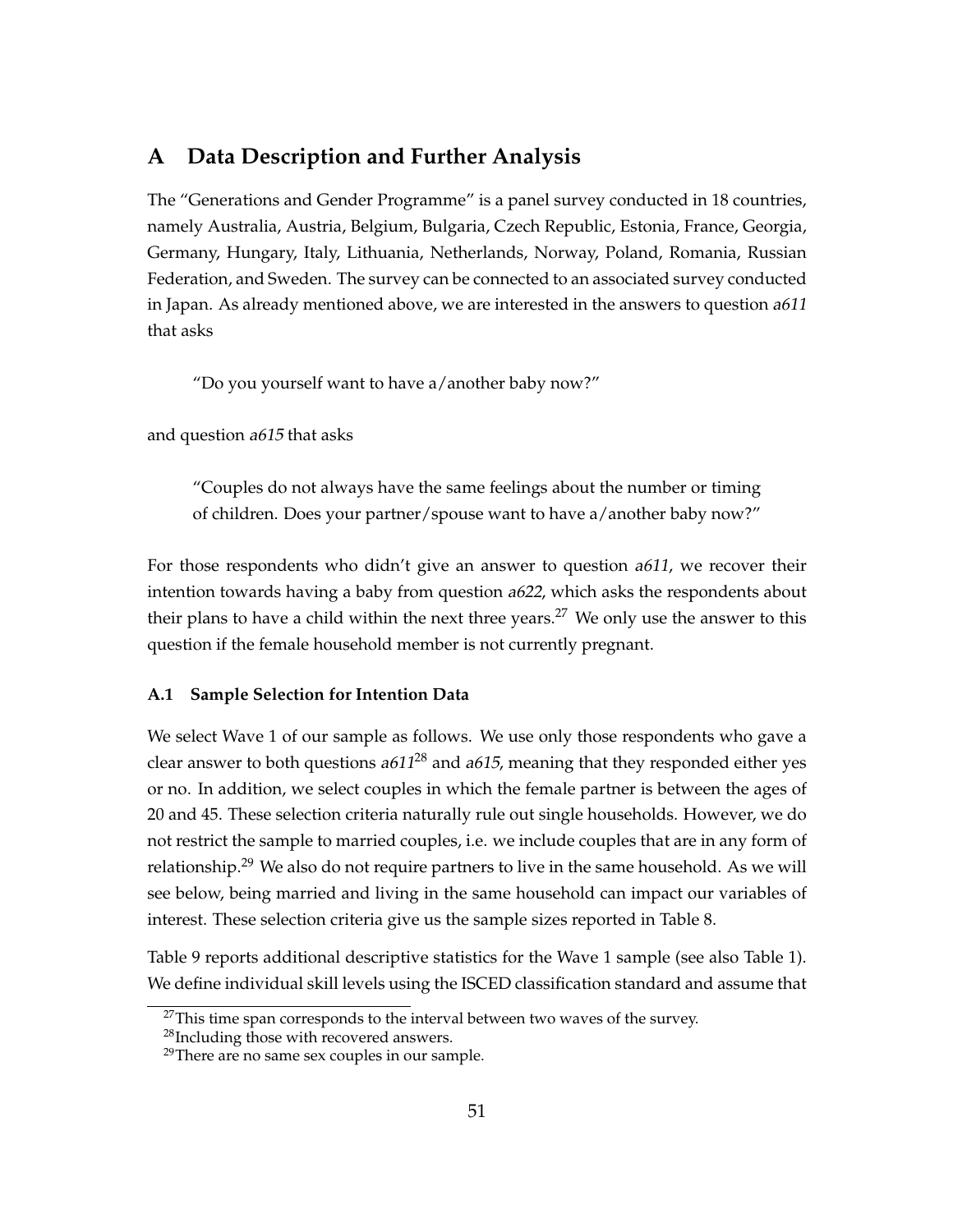# A Data Description and Further Analysis

The "Generations and Gender Programme" is a panel survey conducted in 18 countries, namely Australia, Austria, Belgium, Bulgaria, Czech Republic, Estonia, France, Georgia, Germany, Hungary, Italy, Lithuania, Netherlands, Norway, Poland, Romania, Russian Federation, and Sweden. The survey can be connected to an associated survey conducted in Japan. As already mentioned above, we are interested in the answers to question *a611* that asks

> "Do you yourself want to have a/another baby now?"

and question *a615* that asks

> "Couples do not always have the same feelings about the number or timing of children. Does your partner/spouse want to have a/another baby now?"

For those respondents who didn't give an answer to question *a611*, we recover their intention towards having a baby from question *a622*, which asks the respondents about their plans to have a child within the next three years.[27] We only use the answer to this question if the female household member is not currently pregnant.

### A.1 Sample Selection for Intention Data

We select Wave 1 of our sample as follows. We use only those respondents who gave a clear answer to both questions *a611*[28] and *a615*, meaning that they responded either yes or no. In addition, we select couples in which the female partner is between the ages of 20 and 45. These selection criteria naturally rule out single households. However, we do not restrict the sample to married couples, i.e. we include couples that are in any form of relationship.[29] We also do not require partners to live in the same household. As we will see below, being married and living in the same household can impact our variables of interest. These selection criteria give us the sample sizes reported in Table 8.

Table 9 reports additional descriptive statistics for the Wave 1 sample (see also Table 1). We define individual skill levels using the ISCED classification standard and assume that

[27] This time span corresponds to the interval between two waves of the survey.

[28] Including those with recovered answers.

[29] There are no same sex couples in our sample.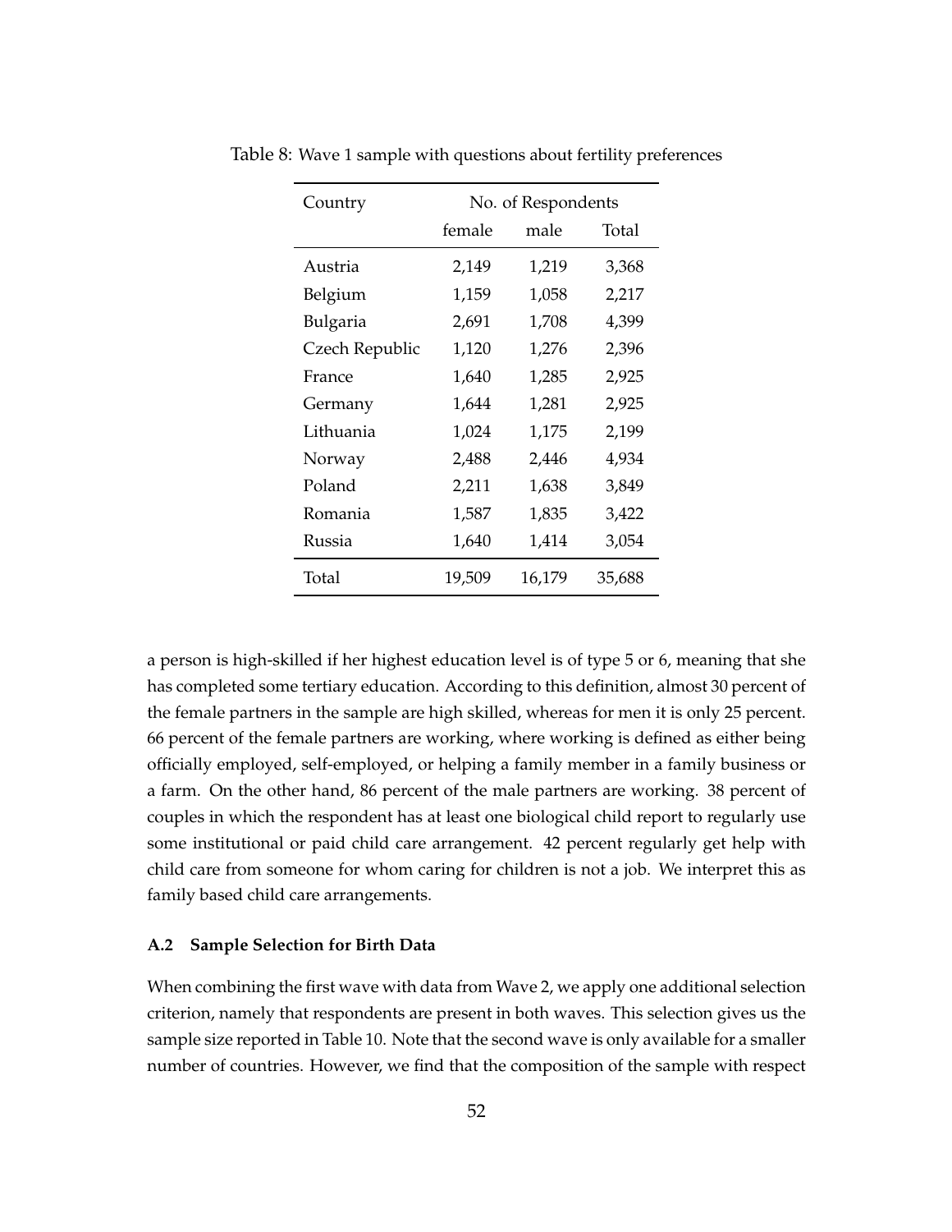Table 8: Wave 1 sample with questions about fertility preferences

| Country | No. of Respondents | | |
|---|---|---|---|
| | female | male | Total |
| Austria | 2,149 | 1,219 | 3,368 |
| Belgium | 1,159 | 1,058 | 2,217 |
| Bulgaria | 2,691 | 1,708 | 4,399 |
| Czech Republic | 1,120 | 1,276 | 2,396 |
| France | 1,640 | 1,285 | 2,925 |
| Germany | 1,644 | 1,281 | 2,925 |
| Lithuania | 1,024 | 1,175 | 2,199 |
| Norway | 2,488 | 2,446 | 4,934 |
| Poland | 2,211 | 1,638 | 3,849 |
| Romania | 1,587 | 1,835 | 3,422 |
| Russia | 1,640 | 1,414 | 3,054 |
| Total | 19,509 | 16,179 | 35,688 |

a person is high-skilled if her highest education level is of type 5 or 6, meaning that she has completed some tertiary education. According to this definition, almost 30 percent of the female partners in the sample are high skilled, whereas for men it is only 25 percent. 66 percent of the female partners are working, where working is defined as either being officially employed, self-employed, or helping a family member in a family business or a farm. On the other hand, 86 percent of the male partners are working. 38 percent of couples in which the respondent has at least one biological child report to regularly use some institutional or paid child care arrangement. 42 percent regularly get help with child care from someone for whom caring for children is not a job. We interpret this as family based child care arrangements.

### A.2 Sample Selection for Birth Data

When combining the first wave with data from Wave 2, we apply one additional selection criterion, namely that respondents are present in both waves. This selection gives us the sample size reported in Table 10. Note that the second wave is only available for a smaller number of countries. However, we find that the composition of the sample with respect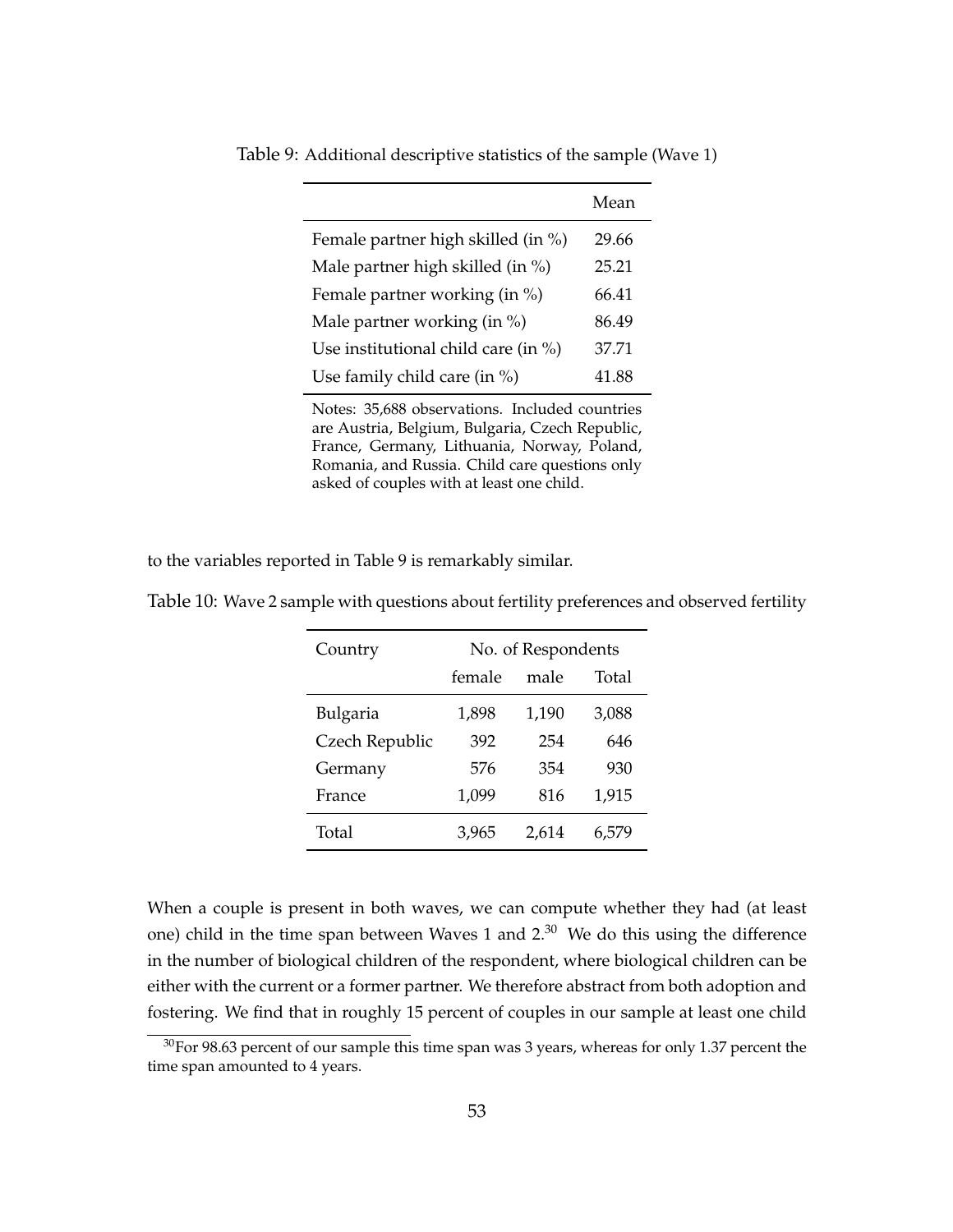Table 9: Additional descriptive statistics of the sample (Wave 1)

| | Mean |
|---|---|
| Female partner high skilled (in %) | 29.66 |
| Male partner high skilled (in %) | 25.21 |
| Female partner working (in %) | 66.41 |
| Male partner working (in %) | 86.49 |
| Use institutional child care (in %) | 37.71 |
| Use family child care (in %) | 41.88 |

Notes: 35,688 observations. Included countries are Austria, Belgium, Bulgaria, Czech Republic, France, Germany, Lithuania, Norway, Poland, Romania, and Russia. Child care questions only asked of couples with at least one child.

to the variables reported in Table 9 is remarkably similar.

Table 10: Wave 2 sample with questions about fertility preferences and observed fertility

| Country | No. of Respondents | | |
|---|---|---|---|
| | female | male | Total |
| Bulgaria | 1,898 | 1,190 | 3,088 |
| Czech Republic | 392 | 254 | 646 |
| Germany | 576 | 354 | 930 |
| France | 1,099 | 816 | 1,915 |
| Total | 3,965 | 2,614 | 6,579 |

When a couple is present in both waves, we can compute whether they had (at least one) child in the time span between Waves 1 and 2.[30] We do this using the difference in the number of biological children of the respondent, where biological children can be either with the current or a former partner. We therefore abstract from both adoption and fostering. We find that in roughly 15 percent of couples in our sample at least one child

[30] For 98.63 percent of our sample this time span was 3 years, whereas for only 1.37 percent the time span amounted to 4 years.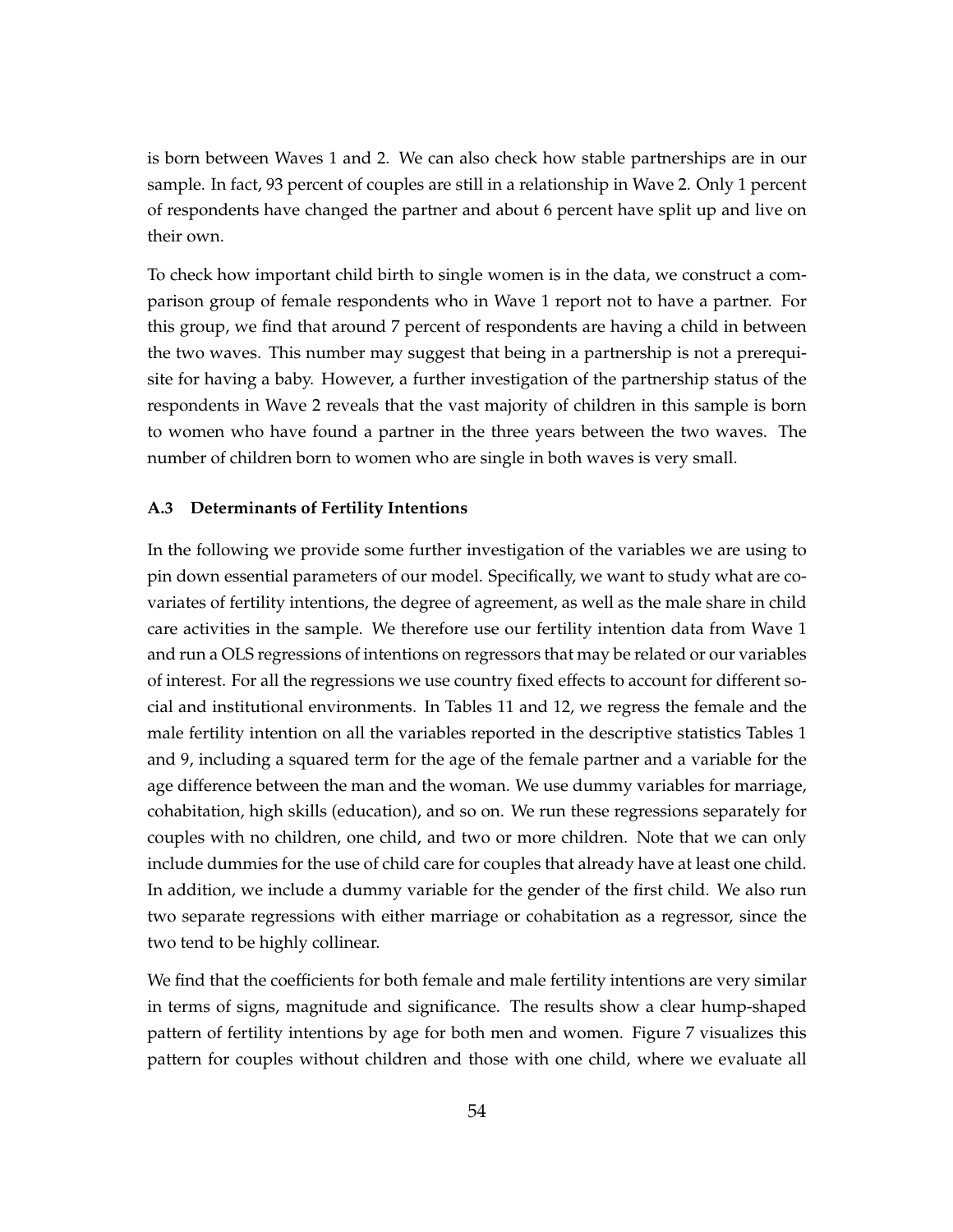is born between Waves 1 and 2. We can also check how stable partnerships are in our sample. In fact, 93 percent of couples are still in a relationship in Wave 2. Only 1 percent of respondents have changed the partner and about 6 percent have split up and live on their own.

To check how important child birth to single women is in the data, we construct a comparison group of female respondents who in Wave 1 report not to have a partner. For this group, we find that around 7 percent of respondents are having a child in between the two waves. This number may suggest that being in a partnership is not a prerequisite for having a baby. However, a further investigation of the partnership status of the respondents in Wave 2 reveals that the vast majority of children in this sample is born to women who have found a partner in the three years between the two waves. The number of children born to women who are single in both waves is very small.

### A.3 Determinants of Fertility Intentions

In the following we provide some further investigation of the variables we are using to pin down essential parameters of our model. Specifically, we want to study what are covariates of fertility intentions, the degree of agreement, as well as the male share in child care activities in the sample. We therefore use our fertility intention data from Wave 1 and run a OLS regressions of intentions on regressors that may be related or our variables of interest. For all the regressions we use country fixed effects to account for different social and institutional environments. In Tables 11 and 12, we regress the female and the male fertility intention on all the variables reported in the descriptive statistics Tables 1 and 9, including a squared term for the age of the female partner and a variable for the age difference between the man and the woman. We use dummy variables for marriage, cohabitation, high skills (education), and so on. We run these regressions separately for couples with no children, one child, and two or more children. Note that we can only include dummies for the use of child care for couples that already have at least one child. In addition, we include a dummy variable for the gender of the first child. We also run two separate regressions with either marriage or cohabitation as a regressor, since the two tend to be highly collinear.

We find that the coefficients for both female and male fertility intentions are very similar in terms of signs, magnitude and significance. The results show a clear hump-shaped pattern of fertility intentions by age for both men and women. Figure 7 visualizes this pattern for couples without children and those with one child, where we evaluate all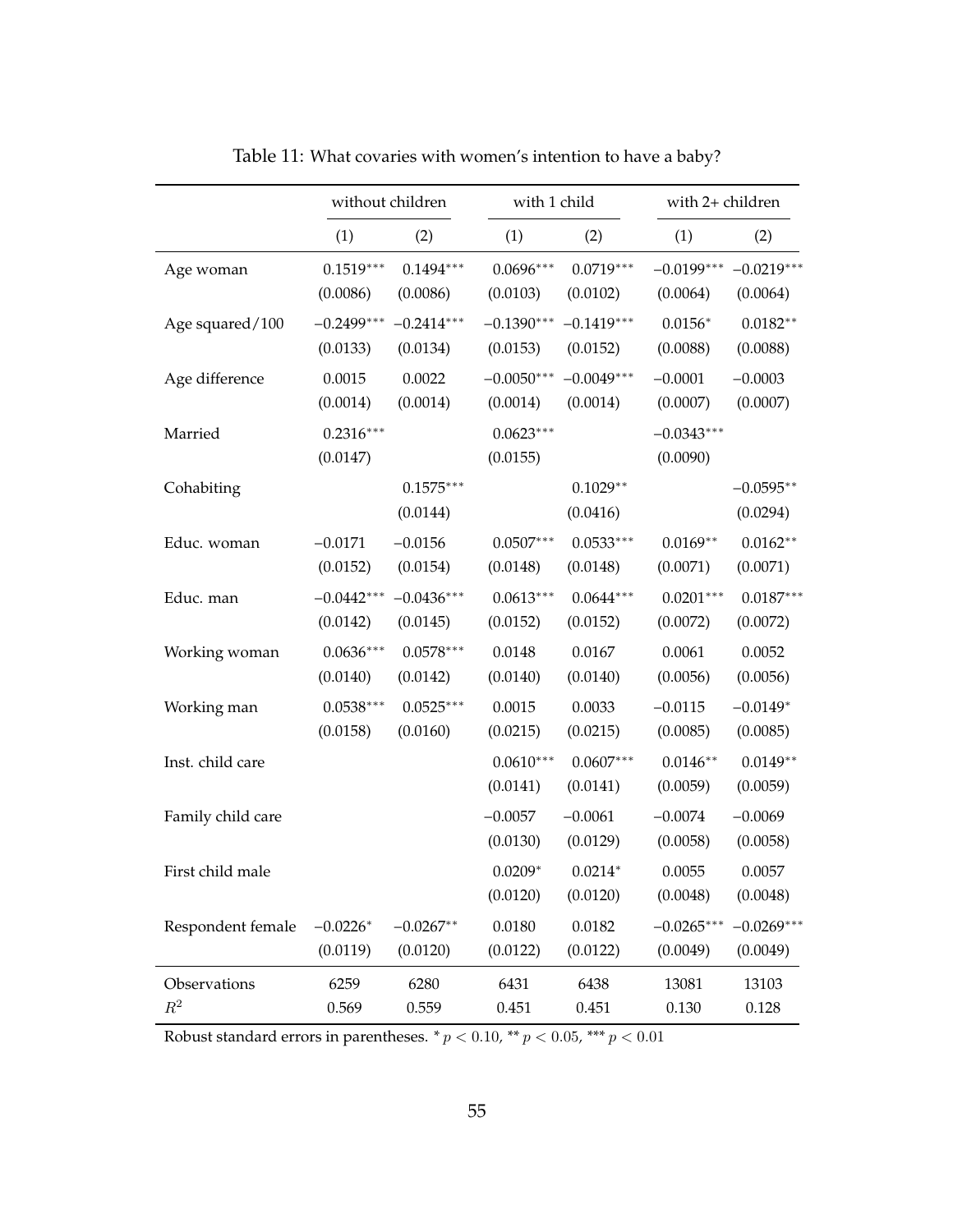Table 11: What covaries with women's intention to have a baby?

| | without children | | with 1 child | | with 2+ children | |
|---|---|---|---|---|---|---|
| | (1) | (2) | (1) | (2) | (1) | (2) |
| Age woman | 0.1519*** | 0.1494*** | 0.0696*** | 0.0719*** | −0.0199*** | −0.0219*** |
| | (0.0086) | (0.0086) | (0.0103) | (0.0102) | (0.0064) | (0.0064) |
| Age squared/100 | −0.2499*** | −0.2414*** | −0.1390*** | −0.1419*** | 0.0156* | 0.0182** |
| | (0.0133) | (0.0134) | (0.0153) | (0.0152) | (0.0088) | (0.0088) |
| Age difference | 0.0015 | 0.0022 | −0.0050*** | −0.0049*** | −0.0001 | −0.0003 |
| | (0.0014) | (0.0014) | (0.0014) | (0.0014) | (0.0007) | (0.0007) |
| Married | 0.2316*** | | 0.0623*** | | −0.0343*** | |
| | (0.0147) | | (0.0155) | | (0.0090) | |
| Cohabiting | | 0.1575*** | | 0.1029** | | −0.0595** |
| | | (0.0144) | | (0.0416) | | (0.0294) |
| Educ. woman | −0.0171 | −0.0156 | 0.0507*** | 0.0533*** | 0.0169** | 0.0162** |
| | (0.0152) | (0.0154) | (0.0148) | (0.0148) | (0.0071) | (0.0071) |
| Educ. man | −0.0442*** | −0.0436*** | 0.0613*** | 0.0644*** | 0.0201*** | 0.0187*** |
| | (0.0142) | (0.0145) | (0.0152) | (0.0152) | (0.0072) | (0.0072) |
| Working woman | 0.0636*** | 0.0578*** | 0.0148 | 0.0167 | 0.0061 | 0.0052 |
| | (0.0140) | (0.0142) | (0.0140) | (0.0140) | (0.0056) | (0.0056) |
| Working man | 0.0538*** | 0.0525*** | 0.0015 | 0.0033 | −0.0115 | −0.0149* |
| | (0.0158) | (0.0160) | (0.0215) | (0.0215) | (0.0085) | (0.0085) |
| Inst. child care | | | 0.0610*** | 0.0607*** | 0.0146** | 0.0149** |
| | | | (0.0141) | (0.0141) | (0.0059) | (0.0059) |
| Family child care | | | −0.0057 | −0.0061 | −0.0074 | −0.0069 |
| | | | (0.0130) | (0.0129) | (0.0058) | (0.0058) |
| First child male | | | 0.0209* | 0.0214* | 0.0055 | 0.0057 |
| | | | (0.0120) | (0.0120) | (0.0048) | (0.0048) |
| Respondent female | −0.0226* | −0.0267** | 0.0180 | 0.0182 | −0.0265*** | −0.0269*** |
| | (0.0119) | (0.0120) | (0.0122) | (0.0122) | (0.0049) | (0.0049) |
| Observations | 6259 | 6280 | 6431 | 6438 | 13081 | 13103 |
| $R^2$ | 0.569 | 0.559 | 0.451 | 0.451 | 0.130 | 0.128 |

Robust standard errors in parentheses. * $p < 0.10$, ** $p < 0.05$, *** $p < 0.01$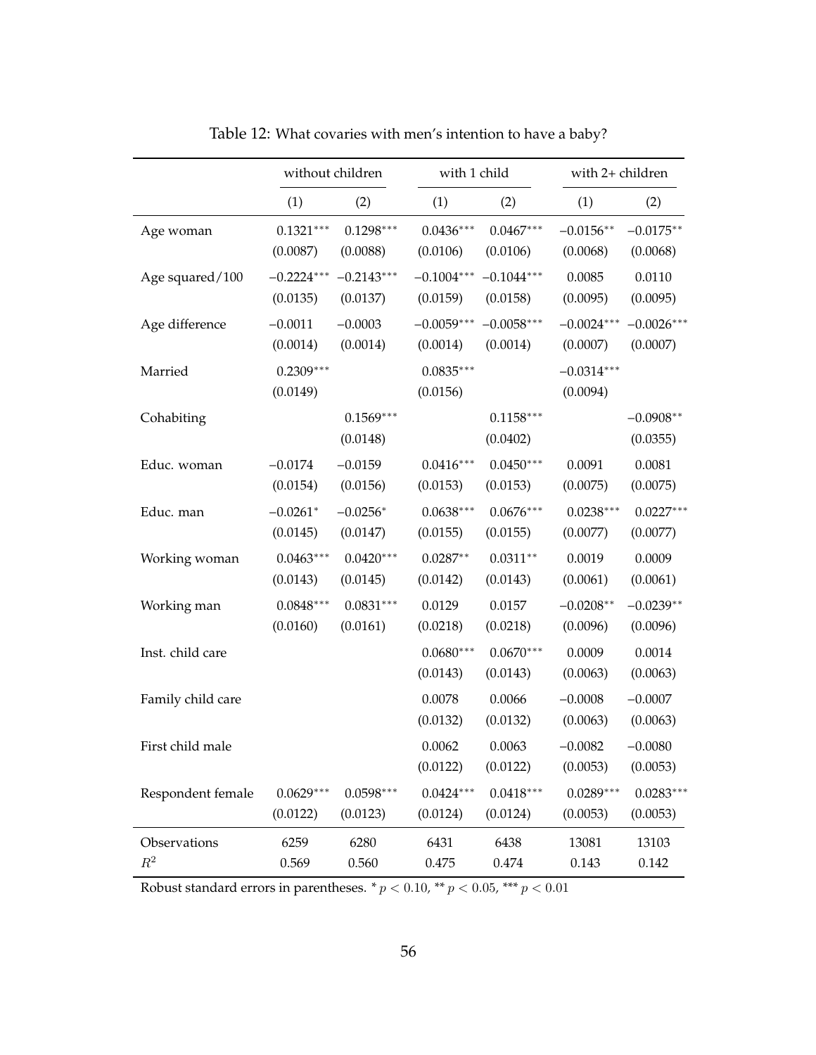Table 12: What covaries with men's intention to have a baby?

| | without children | | with 1 child | | with 2+ children | |
|---|---|---|---|---|---|---|
| | (1) | (2) | (1) | (2) | (1) | (2) |
| Age woman | 0.1321*** | 0.1298*** | 0.0436*** | 0.0467*** | −0.0156** | −0.0175** |
| | (0.0087) | (0.0088) | (0.0106) | (0.0106) | (0.0068) | (0.0068) |
| Age squared/100 | −0.2224*** | −0.2143*** | −0.1004*** | −0.1044*** | 0.0085 | 0.0110 |
| | (0.0135) | (0.0137) | (0.0159) | (0.0158) | (0.0095) | (0.0095) |
| Age difference | −0.0011 | −0.0003 | −0.0059*** | −0.0058*** | −0.0024*** | −0.0026*** |
| | (0.0014) | (0.0014) | (0.0014) | (0.0014) | (0.0007) | (0.0007) |
| Married | 0.2309*** | | 0.0835*** | | −0.0314*** | |
| | (0.0149) | | (0.0156) | | (0.0094) | |
| Cohabiting | | 0.1569*** | | 0.1158*** | | −0.0908** |
| | | (0.0148) | | (0.0402) | | (0.0355) |
| Educ. woman | −0.0174 | −0.0159 | 0.0416*** | 0.0450*** | 0.0091 | 0.0081 |
| | (0.0154) | (0.0156) | (0.0153) | (0.0153) | (0.0075) | (0.0075) |
| Educ. man | −0.0261* | −0.0256* | 0.0638*** | 0.0676*** | 0.0238*** | 0.0227*** |
| | (0.0145) | (0.0147) | (0.0155) | (0.0155) | (0.0077) | (0.0077) |
| Working woman | 0.0463*** | 0.0420*** | 0.0287** | 0.0311** | 0.0019 | 0.0009 |
| | (0.0143) | (0.0145) | (0.0142) | (0.0143) | (0.0061) | (0.0061) |
| Working man | 0.0848*** | 0.0831*** | 0.0129 | 0.0157 | −0.0208** | −0.0239** |
| | (0.0160) | (0.0161) | (0.0218) | (0.0218) | (0.0096) | (0.0096) |
| Inst. child care | | | 0.0680*** | 0.0670*** | 0.0009 | 0.0014 |
| | | | (0.0143) | (0.0143) | (0.0063) | (0.0063) |
| Family child care | | | 0.0078 | 0.0066 | −0.0008 | −0.0007 |
| | | | (0.0132) | (0.0132) | (0.0063) | (0.0063) |
| First child male | | | 0.0062 | 0.0063 | −0.0082 | −0.0080 |
| | | | (0.0122) | (0.0122) | (0.0053) | (0.0053) |
| Respondent female | 0.0629*** | 0.0598*** | 0.0424*** | 0.0418*** | 0.0289*** | 0.0283*** |
| | (0.0122) | (0.0123) | (0.0124) | (0.0124) | (0.0053) | (0.0053) |
| Observations | 6259 | 6280 | 6431 | 6438 | 13081 | 13103 |
| $R^2$ | 0.569 | 0.560 | 0.475 | 0.474 | 0.143 | 0.142 |

Robust standard errors in parentheses. * $p < 0.10$, ** $p < 0.05$, *** $p < 0.01$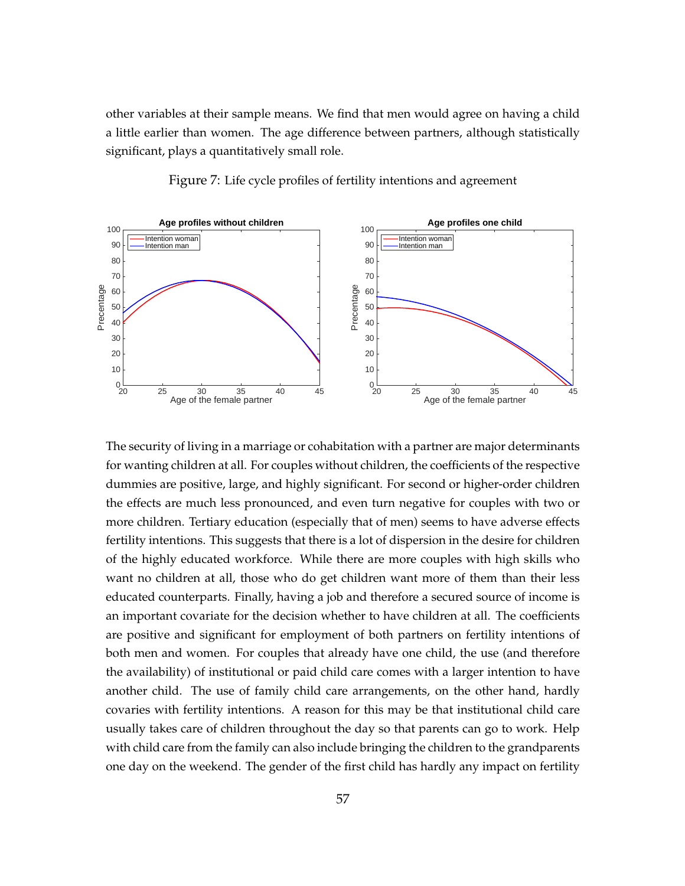other variables at their sample means. We find that men would agree on having a child a little earlier than women. The age difference between partners, although statistically significant, plays a quantitatively small role.

Figure 7: Life cycle profiles of fertility intentions and agreement

The security of living in a marriage or cohabitation with a partner are major determinants for wanting children at all. For couples without children, the coefficients of the respective dummies are positive, large, and highly significant. For second or higher-order children the effects are much less pronounced, and even turn negative for couples with two or more children. Tertiary education (especially that of men) seems to have adverse effects fertility intentions. This suggests that there is a lot of dispersion in the desire for children of the highly educated workforce. While there are more couples with high skills who want no children at all, those who do get children want more of them than their less educated counterparts. Finally, having a job and therefore a secured source of income is an important covariate for the decision whether to have children at all. The coefficients are positive and significant for employment of both partners on fertility intentions of both men and women. For couples that already have one child, the use (and therefore the availability) of institutional or paid child care comes with a larger intention to have another child. The use of family child care arrangements, on the other hand, hardly covaries with fertility intentions. A reason for this may be that institutional child care usually takes care of children throughout the day so that parents can go to work. Help with child care from the family can also include bringing the children to the grandparents one day on the weekend. The gender of the first child has hardly any impact on fertility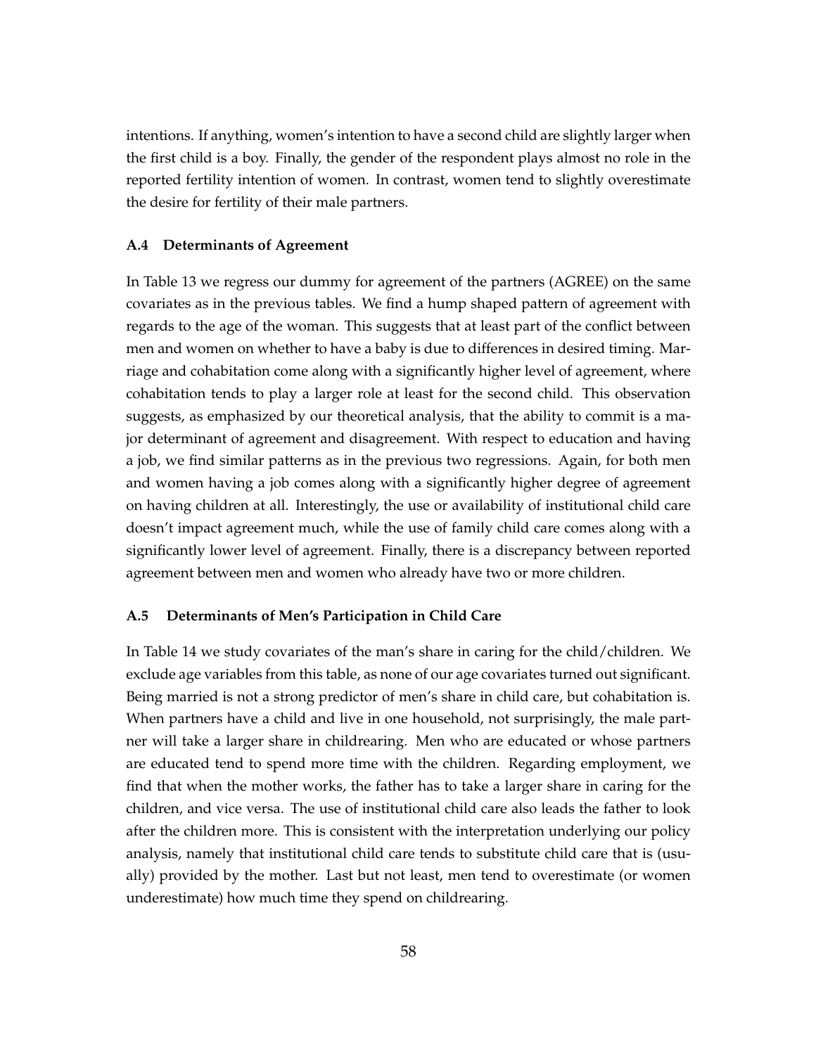intentions. If anything, women's intention to have a second child are slightly larger when the first child is a boy. Finally, the gender of the respondent plays almost no role in the reported fertility intention of women. In contrast, women tend to slightly overestimate the desire for fertility of their male partners.

### A.4 Determinants of Agreement

In Table 13 we regress our dummy for agreement of the partners (AGREE) on the same covariates as in the previous tables. We find a hump shaped pattern of agreement with regards to the age of the woman. This suggests that at least part of the conflict between men and women on whether to have a baby is due to differences in desired timing. Marriage and cohabitation come along with a significantly higher level of agreement, where cohabitation tends to play a larger role at least for the second child. This observation suggests, as emphasized by our theoretical analysis, that the ability to commit is a major determinant of agreement and disagreement. With respect to education and having a job, we find similar patterns as in the previous two regressions. Again, for both men and women having a job comes along with a significantly higher degree of agreement on having children at all. Interestingly, the use or availability of institutional child care doesn't impact agreement much, while the use of family child care comes along with a significantly lower level of agreement. Finally, there is a discrepancy between reported agreement between men and women who already have two or more children.

### A.5 Determinants of Men's Participation in Child Care

In Table 14 we study covariates of the man's share in caring for the child/children. We exclude age variables from this table, as none of our age covariates turned out significant. Being married is not a strong predictor of men's share in child care, but cohabitation is. When partners have a child and live in one household, not surprisingly, the male partner will take a larger share in childrearing. Men who are educated or whose partners are educated tend to spend more time with the children. Regarding employment, we find that when the mother works, the father has to take a larger share in caring for the children, and vice versa. The use of institutional child care also leads the father to look after the children more. This is consistent with the interpretation underlying our policy analysis, namely that institutional child care tends to substitute child care that is (usually) provided by the mother. Last but not least, men tend to overestimate (or women underestimate) how much time they spend on childrearing.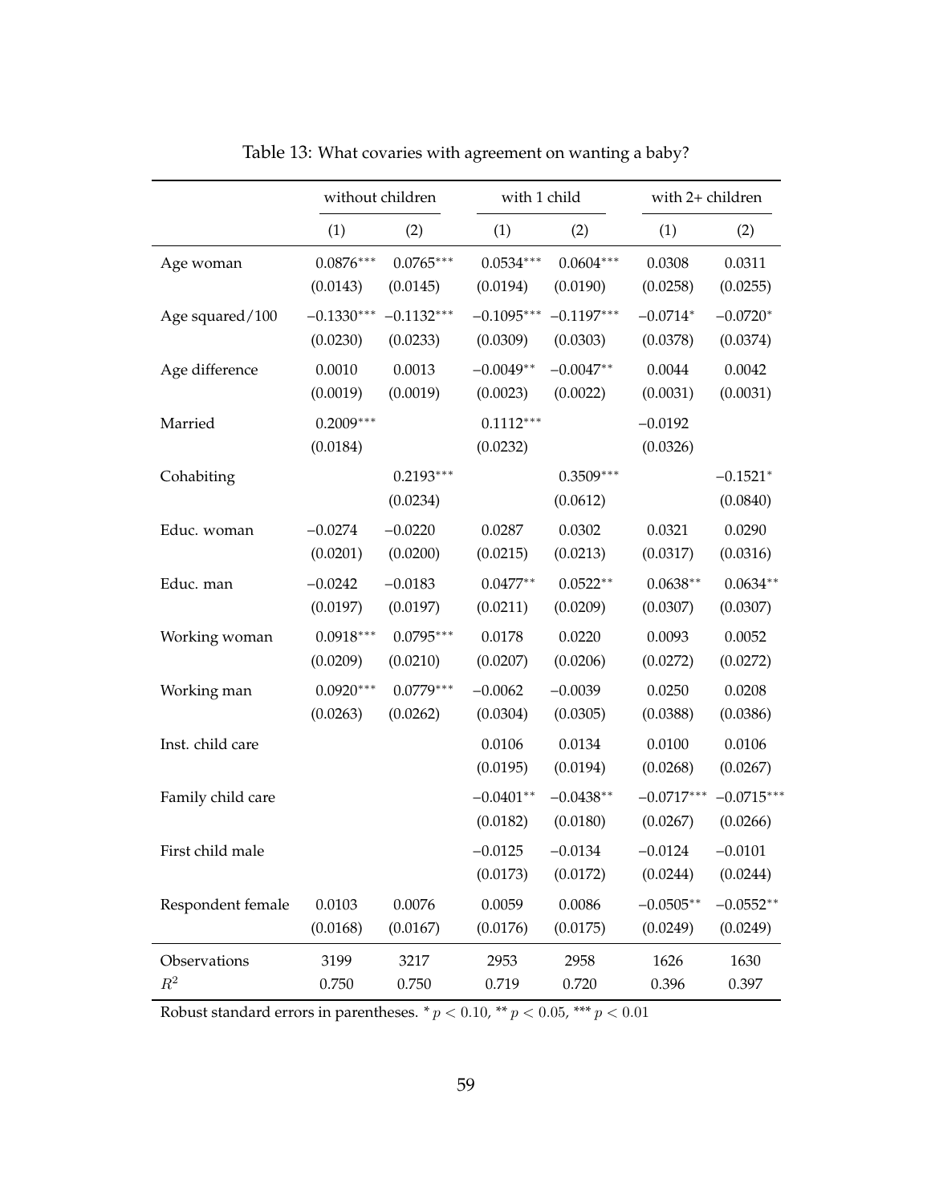Table 13: What covaries with agreement on wanting a baby?

| | without children | | with 1 child | | with 2+ children | |
|---|---|---|---|---|---|---|
| | (1) | (2) | (1) | (2) | (1) | (2) |
| Age woman | 0.0876*** | 0.0765*** | 0.0534*** | 0.0604*** | 0.0308 | 0.0311 |
| | (0.0143) | (0.0145) | (0.0194) | (0.0190) | (0.0258) | (0.0255) |
| Age squared/100 | −0.1330*** | −0.1132*** | −0.1095*** | −0.1197*** | −0.0714* | −0.0720* |
| | (0.0230) | (0.0233) | (0.0309) | (0.0303) | (0.0378) | (0.0374) |
| Age difference | 0.0010 | 0.0013 | −0.0049** | −0.0047** | 0.0044 | 0.0042 |
| | (0.0019) | (0.0019) | (0.0023) | (0.0022) | (0.0031) | (0.0031) |
| Married | 0.2009*** | | 0.1112*** | | −0.0192 | |
| | (0.0184) | | (0.0232) | | (0.0326) | |
| Cohabiting | | 0.2193*** | | 0.3509*** | | −0.1521* |
| | | (0.0234) | | (0.0612) | | (0.0840) |
| Educ. woman | −0.0274 | −0.0220 | 0.0287 | 0.0302 | 0.0321 | 0.0290 |
| | (0.0201) | (0.0200) | (0.0215) | (0.0213) | (0.0317) | (0.0316) |
| Educ. man | −0.0242 | −0.0183 | 0.0477** | 0.0522** | 0.0638** | 0.0634** |
| | (0.0197) | (0.0197) | (0.0211) | (0.0209) | (0.0307) | (0.0307) |
| Working woman | 0.0918*** | 0.0795*** | 0.0178 | 0.0220 | 0.0093 | 0.0052 |
| | (0.0209) | (0.0210) | (0.0207) | (0.0206) | (0.0272) | (0.0272) |
| Working man | 0.0920*** | 0.0779*** | −0.0062 | −0.0039 | 0.0250 | 0.0208 |
| | (0.0263) | (0.0262) | (0.0304) | (0.0305) | (0.0388) | (0.0386) |
| Inst. child care | | | 0.0106 | 0.0134 | 0.0100 | 0.0106 |
| | | | (0.0195) | (0.0194) | (0.0268) | (0.0267) |
| Family child care | | | −0.0401** | −0.0438** | −0.0717*** | −0.0715*** |
| | | | (0.0182) | (0.0180) | (0.0267) | (0.0266) |
| First child male | | | −0.0125 | −0.0134 | −0.0124 | −0.0101 |
| | | | (0.0173) | (0.0172) | (0.0244) | (0.0244) |
| Respondent female | 0.0103 | 0.0076 | 0.0059 | 0.0086 | −0.0505** | −0.0552** |
| | (0.0168) | (0.0167) | (0.0176) | (0.0175) | (0.0249) | (0.0249) |
| Observations | 3199 | 3217 | 2953 | 2958 | 1626 | 1630 |
| $R^2$ | 0.750 | 0.750 | 0.719 | 0.720 | 0.396 | 0.397 |

Robust standard errors in parentheses. * $p < 0.10$, ** $p < 0.05$, *** $p < 0.01$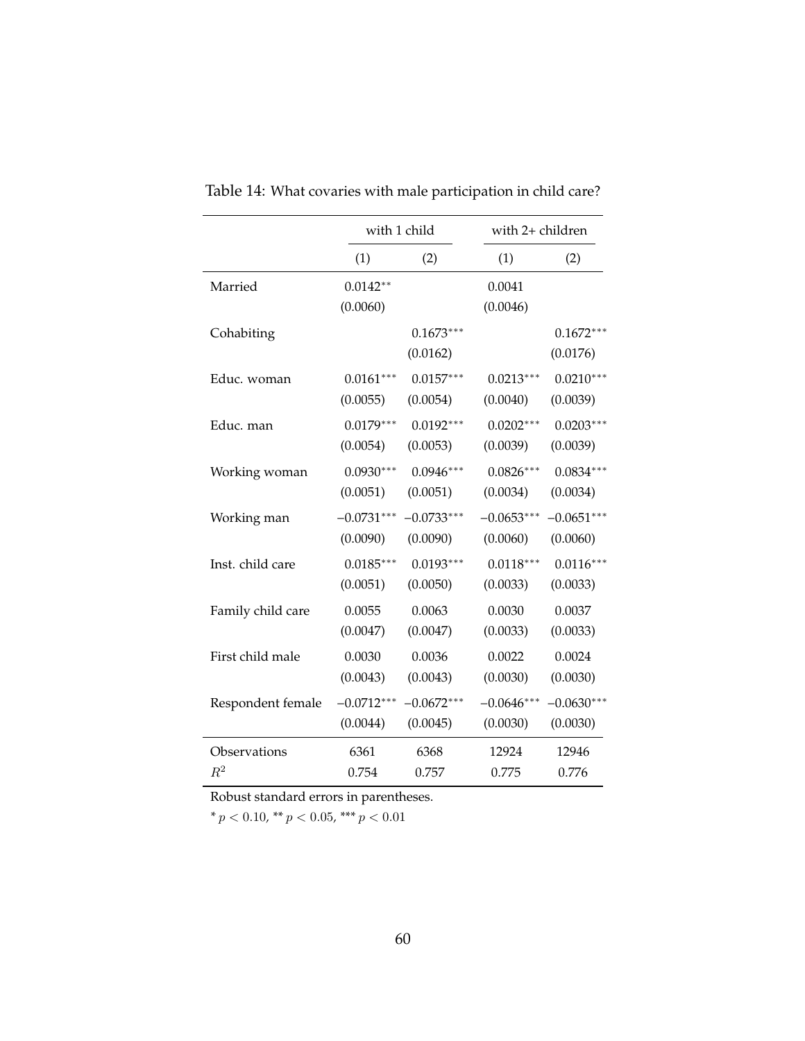Table 14: What covaries with male participation in child care?

| | with 1 child | | with 2+ children | |
|---|---|---|---|---|
| | (1) | (2) | (1) | (2) |
| Married | 0.0142** | | 0.0041 | |
| | (0.0060) | | (0.0046) | |
| Cohabiting | | 0.1673*** | | 0.1672*** |
| | | (0.0162) | | (0.0176) |
| Educ. woman | 0.0161*** | 0.0157*** | 0.0213*** | 0.0210*** |
| | (0.0055) | (0.0054) | (0.0040) | (0.0039) |
| Educ. man | 0.0179*** | 0.0192*** | 0.0202*** | 0.0203*** |
| | (0.0054) | (0.0053) | (0.0039) | (0.0039) |
| Working woman | 0.0930*** | 0.0946*** | 0.0826*** | 0.0834*** |
| | (0.0051) | (0.0051) | (0.0034) | (0.0034) |
| Working man | −0.0731*** | −0.0733*** | −0.0653*** | −0.0651*** |
| | (0.0090) | (0.0090) | (0.0060) | (0.0060) |
| Inst. child care | 0.0185*** | 0.0193*** | 0.0118*** | 0.0116*** |
| | (0.0051) | (0.0050) | (0.0033) | (0.0033) |
| Family child care | 0.0055 | 0.0063 | 0.0030 | 0.0037 |
| | (0.0047) | (0.0047) | (0.0033) | (0.0033) |
| First child male | 0.0030 | 0.0036 | 0.0022 | 0.0024 |
| | (0.0043) | (0.0043) | (0.0030) | (0.0030) |
| Respondent female | −0.0712*** | −0.0672*** | −0.0646*** | −0.0630*** |
| | (0.0044) | (0.0045) | (0.0030) | (0.0030) |
| Observations | 6361 | 6368 | 12924 | 12946 |
| $R^2$ | 0.754 | 0.757 | 0.775 | 0.776 |

Robust standard errors in parentheses.

* $p < 0.10$, ** $p < 0.05$, *** $p < 0.01$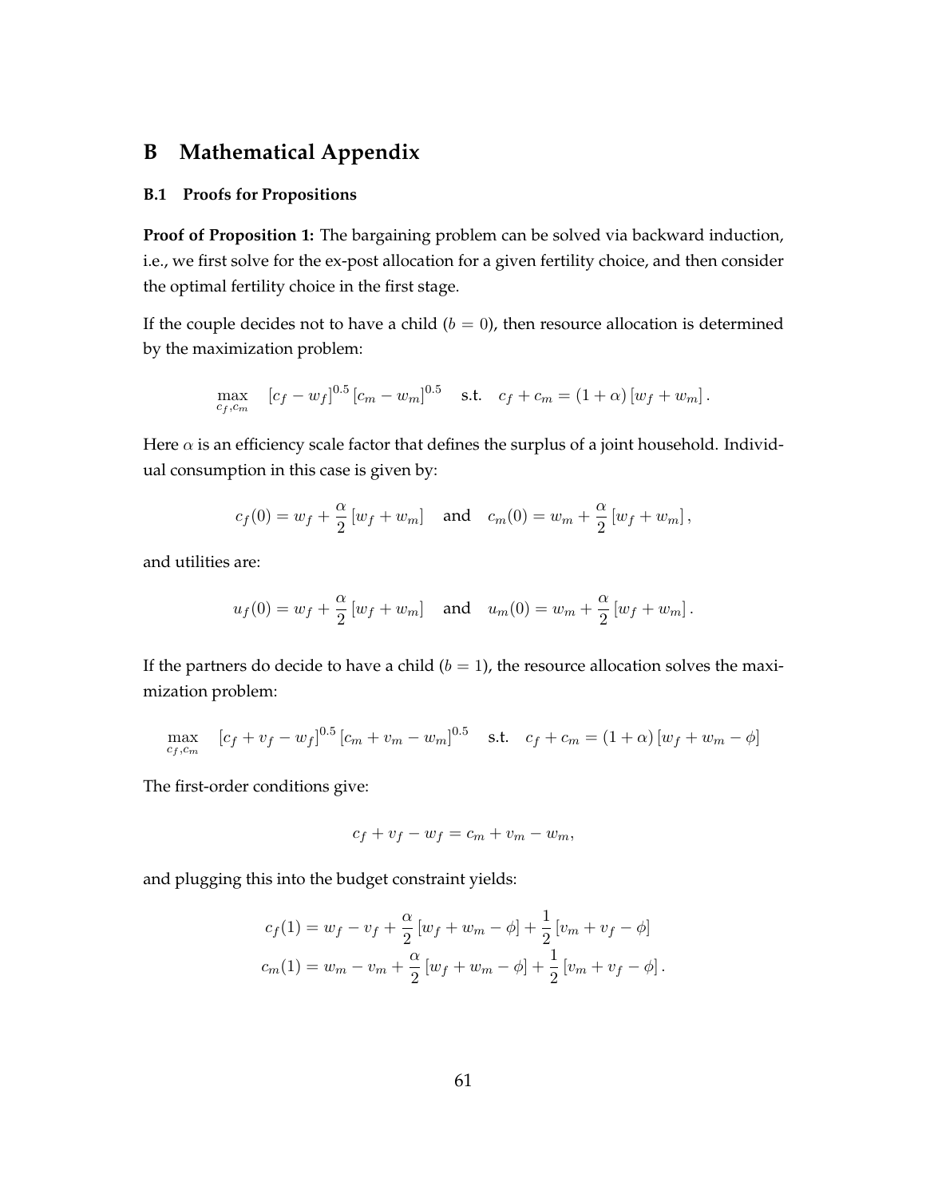# B Mathematical Appendix

### B.1 Proofs for Propositions

**Proof of Proposition 1:** The bargaining problem can be solved via backward induction, i.e., we first solve for the ex-post allocation for a given fertility choice, and then consider the optimal fertility choice in the first stage.

If the couple decides not to have a child ($b = 0$), then resource allocation is determined by the maximization problem:

$$\max_{c_f, c_m} \quad [c_f - w_f]^{0.5} [c_m - w_m]^{0.5} \quad \text{s.t.} \quad c_f + c_m = (1 + \alpha) [w_f + w_m] .$$

Here $\alpha$ is an efficiency scale factor that defines the surplus of a joint household. Individual consumption in this case is given by:

$$c_f(0) = w_f + \frac{\alpha}{2} [w_f + w_m] \quad \text{and} \quad c_m(0) = w_m + \frac{\alpha}{2} [w_f + w_m] ,$$

and utilities are:

$$u_f(0) = w_f + \frac{\alpha}{2} [w_f + w_m] \quad \text{and} \quad u_m(0) = w_m + \frac{\alpha}{2} [w_f + w_m] .$$

If the partners do decide to have a child ($b = 1$), the resource allocation solves the maximization problem:

$$\max_{c_f, c_m} \quad [c_f + v_f - w_f]^{0.5} [c_m + v_m - w_m]^{0.5} \quad \text{s.t.} \quad c_f + c_m = (1 + \alpha) [w_f + w_m - \phi]$$

The first-order conditions give:

$$c_f + v_f - w_f = c_m + v_m - w_m,$$

and plugging this into the budget constraint yields:

$$\begin{aligned} c_f(1) &= w_f - v_f + \frac{\alpha}{2} [w_f + w_m - \phi] + \frac{1}{2} [v_m + v_f - \phi] \\ c_m(1) &= w_m - v_m + \frac{\alpha}{2} [w_f + w_m - \phi] + \frac{1}{2} [v_m + v_f - \phi] . \end{aligned}$$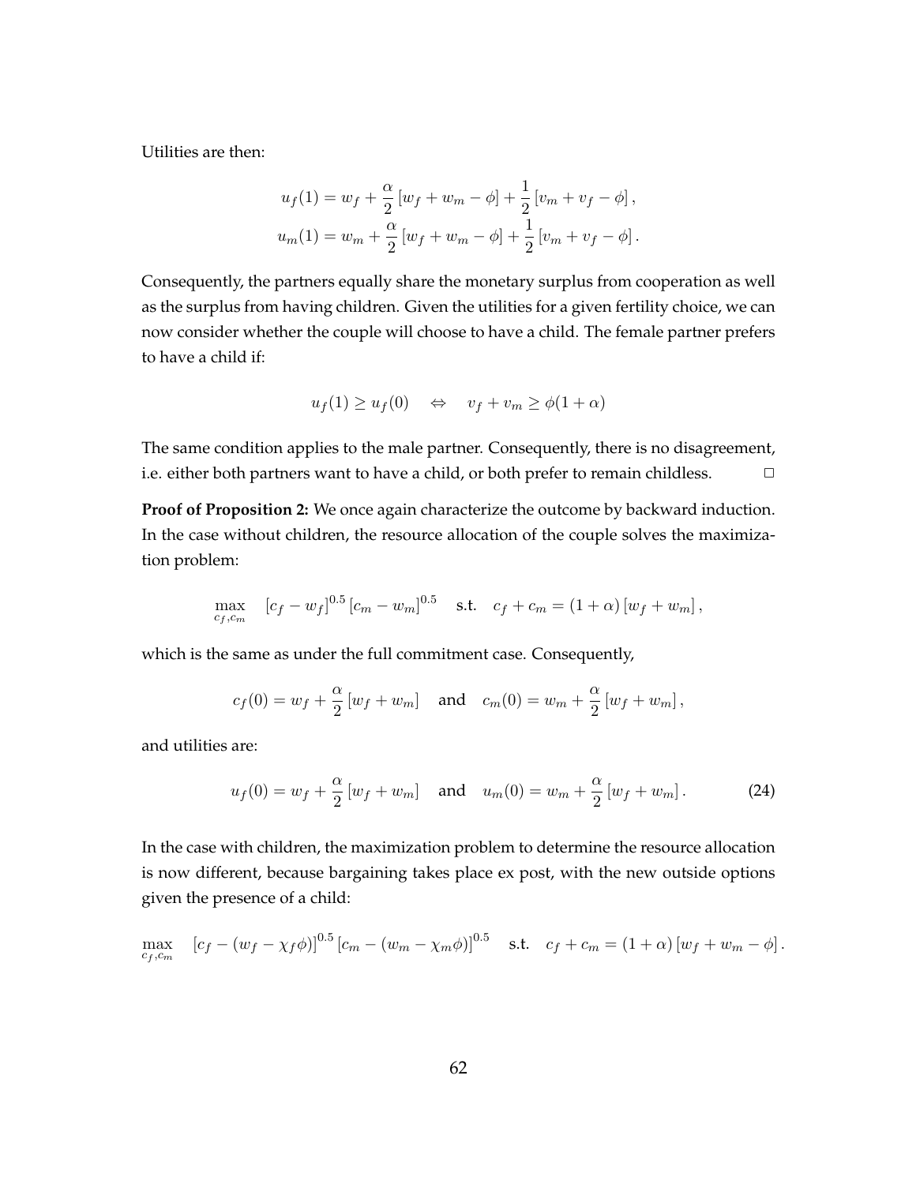Utilities are then:

$$
\begin{aligned}
u_f(1) &= w_f + \frac{\alpha}{2}\left[w_f + w_m - \phi\right] + \frac{1}{2}\left[v_m + v_f - \phi\right], \\
u_m(1) &= w_m + \frac{\alpha}{2}\left[w_f + w_m - \phi\right] + \frac{1}{2}\left[v_m + v_f - \phi\right].
\end{aligned}
$$

Consequently, the partners equally share the monetary surplus from cooperation as well as the surplus from having children. Given the utilities for a given fertility choice, we can now consider whether the couple will choose to have a child. The female partner prefers to have a child if:

$$
u_f(1) \geq u_f(0) \quad \Leftrightarrow \quad v_f + v_m \geq \phi(1+\alpha)
$$

The same condition applies to the male partner. Consequently, there is no disagreement, i.e. either both partners want to have a child, or both prefer to remain childless. □

**Proof of Proposition 2:** We once again characterize the outcome by backward induction. In the case without children, the resource allocation of the couple solves the maximization problem:

$$
\max_{c_f, c_m} \quad \left[c_f - w_f\right]^{0.5}\left[c_m - w_m\right]^{0.5} \quad \text{s.t.} \quad c_f + c_m = (1+\alpha)\left[w_f + w_m\right],
$$

which is the same as under the full commitment case. Consequently,

$$
c_f(0) = w_f + \frac{\alpha}{2}\left[w_f + w_m\right] \quad \text{and} \quad c_m(0) = w_m + \frac{\alpha}{2}\left[w_f + w_m\right],
$$

and utilities are:

$$
u_f(0) = w_f + \frac{\alpha}{2}\left[w_f + w_m\right] \quad \text{and} \quad u_m(0) = w_m + \frac{\alpha}{2}\left[w_f + w_m\right]. \tag{24}
$$

In the case with children, the maximization problem to determine the resource allocation is now different, because bargaining takes place ex post, with the new outside options given the presence of a child:

$$
\max_{c_f, c_m} \quad \left[c_f - (w_f - \chi_f \phi)\right]^{0.5}\left[c_m - (w_m - \chi_m \phi)\right]^{0.5} \quad \text{s.t.} \quad c_f + c_m = (1+\alpha)\left[w_f + w_m - \phi\right].
$$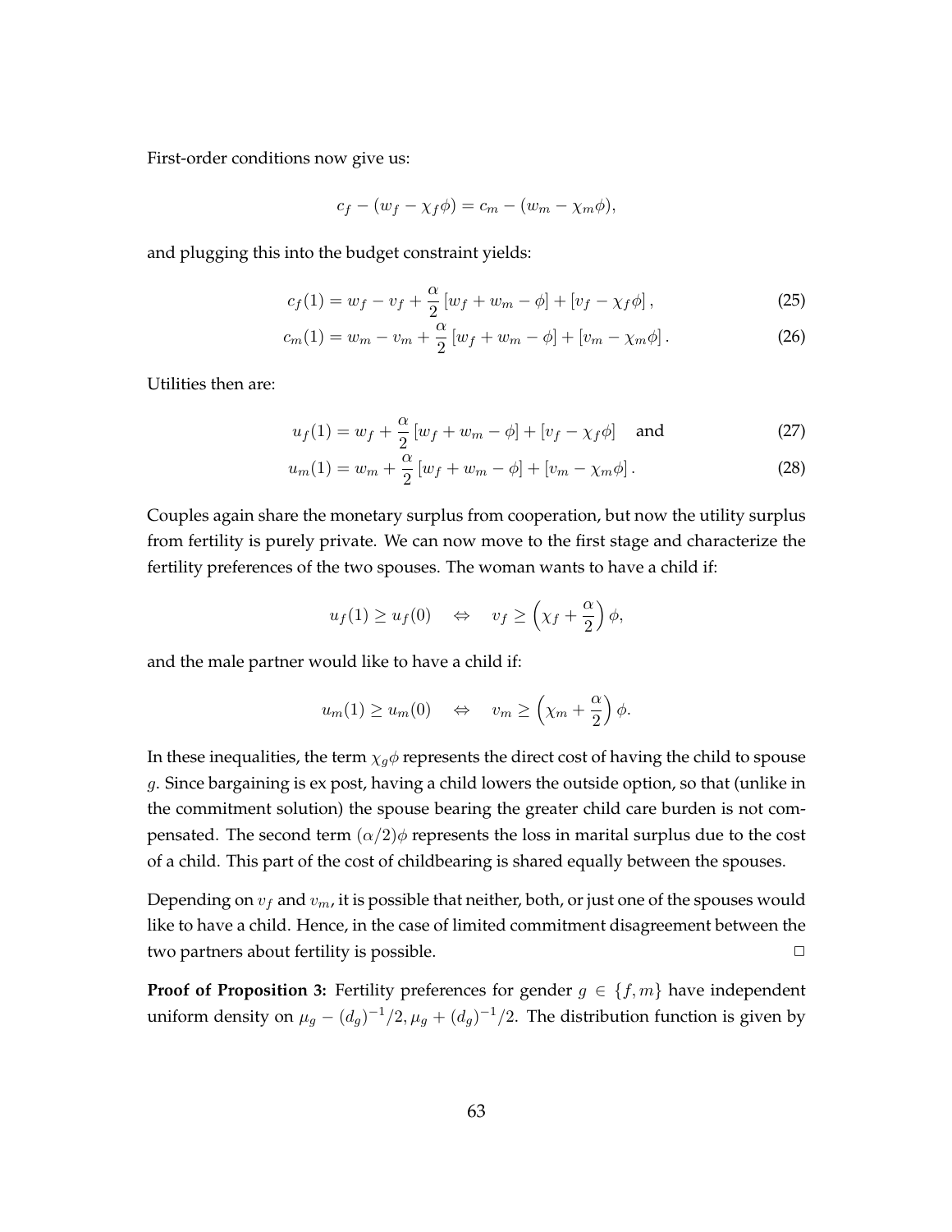First-order conditions now give us:

$$c_f - (w_f - \chi_f \phi) = c_m - (w_m - \chi_m \phi),$$

and plugging this into the budget constraint yields:

$$c_f(1) = w_f - v_f + \frac{\alpha}{2}\left[w_f + w_m - \phi\right] + \left[v_f - \chi_f \phi\right], \tag{25}$$

$$c_m(1) = w_m - v_m + \frac{\alpha}{2}\left[w_f + w_m - \phi\right] + \left[v_m - \chi_m \phi\right]. \tag{26}$$

Utilities then are:

$$u_f(1) = w_f + \frac{\alpha}{2}\left[w_f + w_m - \phi\right] + \left[v_f - \chi_f \phi\right] \quad \text{and} \tag{27}$$

$$u_m(1) = w_m + \frac{\alpha}{2}\left[w_f + w_m - \phi\right] + \left[v_m - \chi_m \phi\right]. \tag{28}$$

Couples again share the monetary surplus from cooperation, but now the utility surplus from fertility is purely private. We can now move to the first stage and characterize the fertility preferences of the two spouses. The woman wants to have a child if:

$$u_f(1) \geq u_f(0) \quad \Leftrightarrow \quad v_f \geq \left(\chi_f + \frac{\alpha}{2}\right)\phi,$$

and the male partner would like to have a child if:

$$u_m(1) \geq u_m(0) \quad \Leftrightarrow \quad v_m \geq \left(\chi_m + \frac{\alpha}{2}\right)\phi.$$

In these inequalities, the term $\chi_g \phi$ represents the direct cost of having the child to spouse $g$. Since bargaining is ex post, having a child lowers the outside option, so that (unlike in the commitment solution) the spouse bearing the greater child care burden is not compensated. The second term $(\alpha/2)\phi$ represents the loss in marital surplus due to the cost of a child. This part of the cost of childbearing is shared equally between the spouses.

Depending on $v_f$ and $v_m$, it is possible that neither, both, or just one of the spouses would like to have a child. Hence, in the case of limited commitment disagreement between the two partners about fertility is possible. □

**Proof of Proposition 3:** Fertility preferences for gender $g \in \{f, m\}$ have independent uniform density on $\mu_g - (d_g)^{-1}/2, \mu_g + (d_g)^{-1}/2$. The distribution function is given by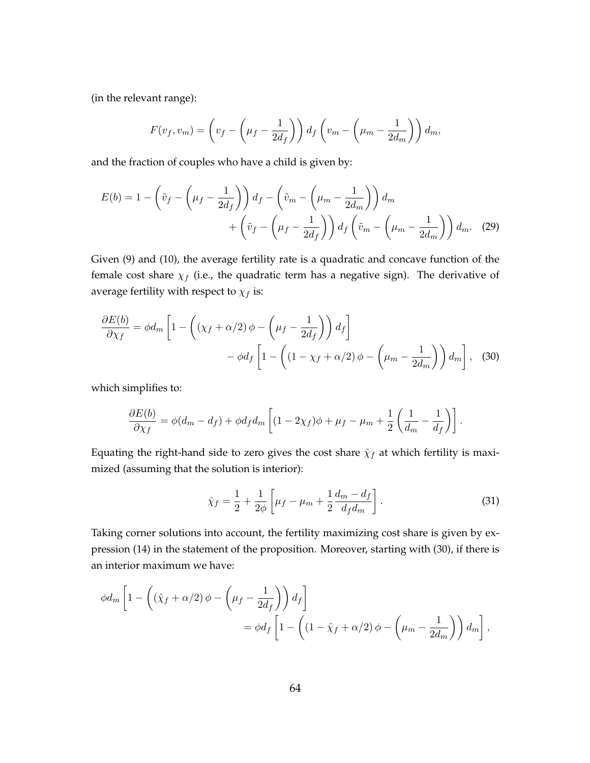(in the relevant range):

$$F(v_f, v_m) = \left(v_f - \left(\mu_f - \frac{1}{2d_f}\right)\right) d_f \left(v_m - \left(\mu_m - \frac{1}{2d_m}\right)\right) d_m,$$

and the fraction of couples who have a child is given by:

$$E(b) = 1 - \left(\tilde{v}_f - \left(\mu_f - \frac{1}{2d_f}\right)\right) d_f - \left(\tilde{v}_m - \left(\mu_m - \frac{1}{2d_m}\right)\right) d_m \\ + \left(\tilde{v}_f - \left(\mu_f - \frac{1}{2d_f}\right)\right) d_f \left(\tilde{v}_m - \left(\mu_m - \frac{1}{2d_m}\right)\right) d_m. \quad (29)$$

Given (9) and (10), the average fertility rate is a quadratic and concave function of the female cost share $\chi_f$ (i.e., the quadratic term has a negative sign). The derivative of average fertility with respect to $\chi_f$ is:

$$\frac{\partial E(b)}{\partial \chi_f} = \phi d_m \left[1 - \left((\chi_f + \alpha/2)\,\phi - \left(\mu_f - \frac{1}{2d_f}\right)\right) d_f\right] \\ - \phi d_f \left[1 - \left((1 - \chi_f + \alpha/2)\,\phi - \left(\mu_m - \frac{1}{2d_m}\right)\right) d_m\right], \quad (30)$$

which simplifies to:

$$\frac{\partial E(b)}{\partial \chi_f} = \phi(d_m - d_f) + \phi d_f d_m \left[(1 - 2\chi_f)\phi + \mu_f - \mu_m + \frac{1}{2}\left(\frac{1}{d_m} - \frac{1}{d_f}\right)\right].$$

Equating the right-hand side to zero gives the cost share $\hat{\chi}_f$ at which fertility is maximized (assuming that the solution is interior):

$$\hat{\chi}_f = \frac{1}{2} + \frac{1}{2\phi}\left[\mu_f - \mu_m + \frac{1}{2}\frac{d_m - d_f}{d_f d_m}\right]. \quad (31)$$

Taking corner solutions into account, the fertility maximizing cost share is given by expression (14) in the statement of the proposition. Moreover, starting with (30), if there is an interior maximum we have:

$$\phi d_m \left[1 - \left((\hat{\chi}_f + \alpha/2)\,\phi - \left(\mu_f - \frac{1}{2d_f}\right)\right) d_f\right] \\ = \phi d_f \left[1 - \left((1 - \hat{\chi}_f + \alpha/2)\,\phi - \left(\mu_m - \frac{1}{2d_m}\right)\right) d_m\right],$$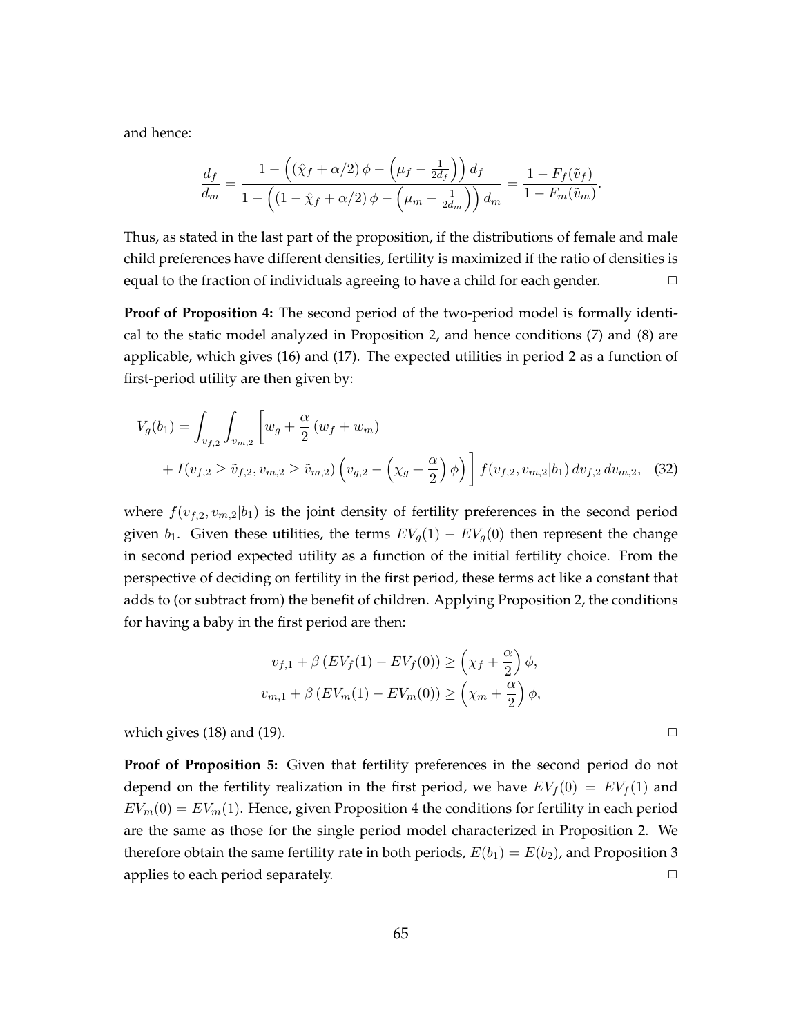and hence:

$$\frac{d_f}{d_m} = \frac{1 - \left( \left( \hat{\chi}_f + \alpha/2 \right) \phi - \left( \mu_f - \frac{1}{2d_f} \right) \right) d_f}{1 - \left( \left( 1 - \hat{\chi}_f + \alpha/2 \right) \phi - \left( \mu_m - \frac{1}{2d_m} \right) \right) d_m} = \frac{1 - F_f(\tilde{v}_f)}{1 - F_m(\tilde{v}_m)}.$$

Thus, as stated in the last part of the proposition, if the distributions of female and male child preferences have different densities, fertility is maximized if the ratio of densities is equal to the fraction of individuals agreeing to have a child for each gender. □

**Proof of Proposition 4:** The second period of the two-period model is formally identical to the static model analyzed in Proposition 2, and hence conditions (7) and (8) are applicable, which gives (16) and (17). The expected utilities in period 2 as a function of first-period utility are then given by:

$$V_g(b_1) = \int_{v_{f,2}} \int_{v_{m,2}} \left[ w_g + \frac{\alpha}{2} \left( w_f + w_m \right) + I(v_{f,2} \geq \tilde{v}_{f,2}, v_{m,2} \geq \tilde{v}_{m,2}) \left( v_{g,2} - \left( \chi_g + \frac{\alpha}{2} \right) \phi \right) \right] f(v_{f,2}, v_{m,2} | b_1) \, dv_{f,2} \, dv_{m,2}, \quad (32)$$

where $f(v_{f,2}, v_{m,2}|b_1)$ is the joint density of fertility preferences in the second period given $b_1$. Given these utilities, the terms $EV_g(1) - EV_g(0)$ then represent the change in second period expected utility as a function of the initial fertility choice. From the perspective of deciding on fertility in the first period, these terms act like a constant that adds to (or subtract from) the benefit of children. Applying Proposition 2, the conditions for having a baby in the first period are then:

$$v_{f,1} + \beta \left( EV_f(1) - EV_f(0) \right) \geq \left( \chi_f + \frac{\alpha}{2} \right) \phi,$$
$$v_{m,1} + \beta \left( EV_m(1) - EV_m(0) \right) \geq \left( \chi_m + \frac{\alpha}{2} \right) \phi,$$

which gives (18) and (19). □

**Proof of Proposition 5:** Given that fertility preferences in the second period do not depend on the fertility realization in the first period, we have $EV_f(0) = EV_f(1)$ and $EV_m(0) = EV_m(1)$. Hence, given Proposition 4 the conditions for fertility in each period are the same as those for the single period model characterized in Proposition 2. We therefore obtain the same fertility rate in both periods, $E(b_1) = E(b_2)$, and Proposition 3 applies to each period separately. □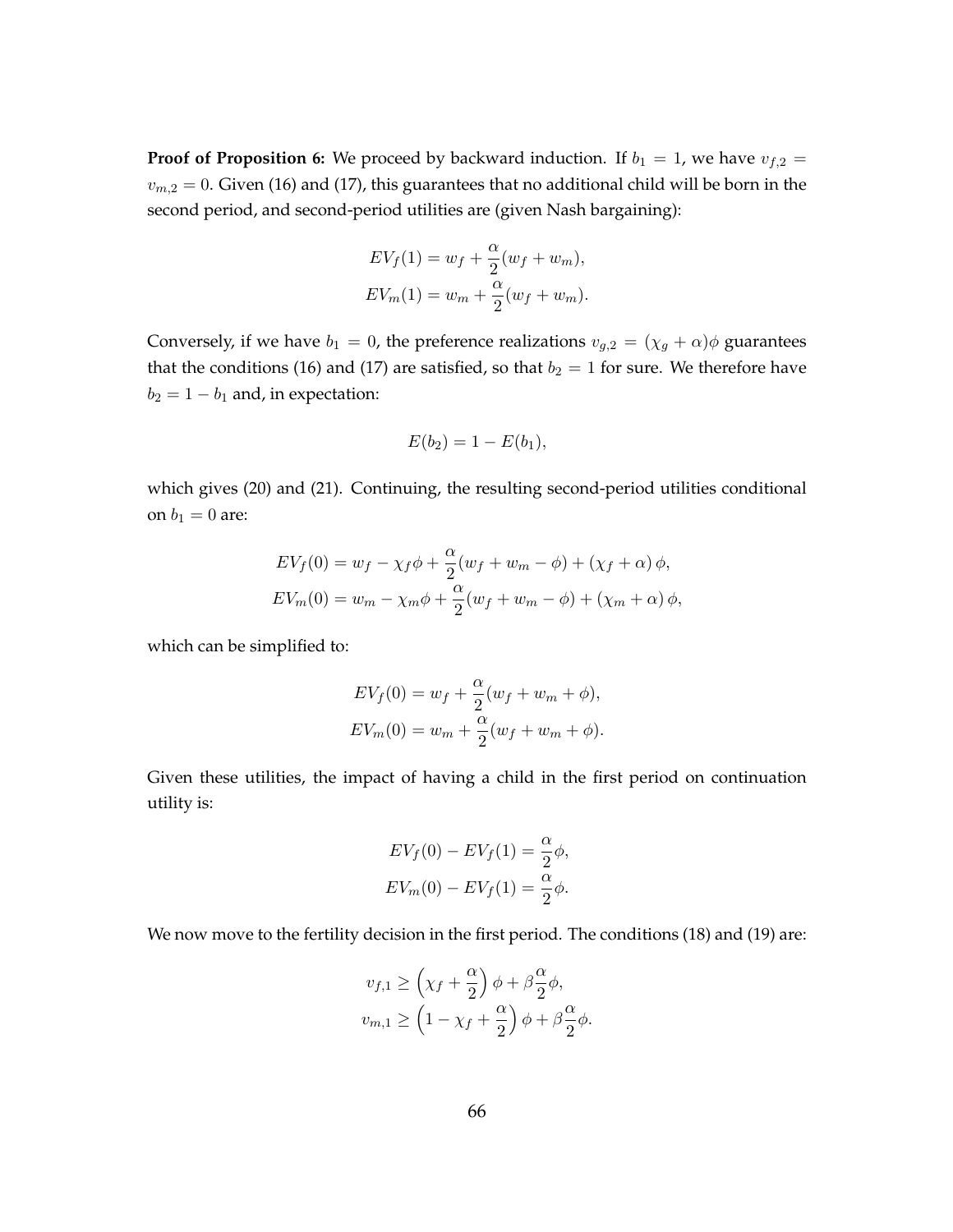**Proof of Proposition 6:** We proceed by backward induction. If $b_1 = 1$, we have $v_{f,2} = v_{m,2} = 0$. Given (16) and (17), this guarantees that no additional child will be born in the second period, and second-period utilities are (given Nash bargaining):

$$EV_f(1) = w_f + \frac{\alpha}{2}(w_f + w_m),$$
$$EV_m(1) = w_m + \frac{\alpha}{2}(w_f + w_m).$$

Conversely, if we have $b_1 = 0$, the preference realizations $v_{g,2} = (\chi_g + \alpha)\phi$ guarantees that the conditions (16) and (17) are satisfied, so that $b_2 = 1$ for sure. We therefore have $b_2 = 1 - b_1$ and, in expectation:

$$E(b_2) = 1 - E(b_1),$$

which gives (20) and (21). Continuing, the resulting second-period utilities conditional on $b_1 = 0$ are:

$$EV_f(0) = w_f - \chi_f\phi + \frac{\alpha}{2}(w_f + w_m - \phi) + (\chi_f + \alpha)\,\phi,$$
$$EV_m(0) = w_m - \chi_m\phi + \frac{\alpha}{2}(w_f + w_m - \phi) + (\chi_m + \alpha)\,\phi,$$

which can be simplified to:

$$EV_f(0) = w_f + \frac{\alpha}{2}(w_f + w_m + \phi),$$
$$EV_m(0) = w_m + \frac{\alpha}{2}(w_f + w_m + \phi).$$

Given these utilities, the impact of having a child in the first period on continuation utility is:

$$EV_f(0) - EV_f(1) = \frac{\alpha}{2}\phi,$$
$$EV_m(0) - EV_f(1) = \frac{\alpha}{2}\phi.$$

We now move to the fertility decision in the first period. The conditions (18) and (19) are:

$$v_{f,1} \geq \left(\chi_f + \frac{\alpha}{2}\right)\phi + \beta\frac{\alpha}{2}\phi,$$
$$v_{m,1} \geq \left(1 - \chi_f + \frac{\alpha}{2}\right)\phi + \beta\frac{\alpha}{2}\phi.$$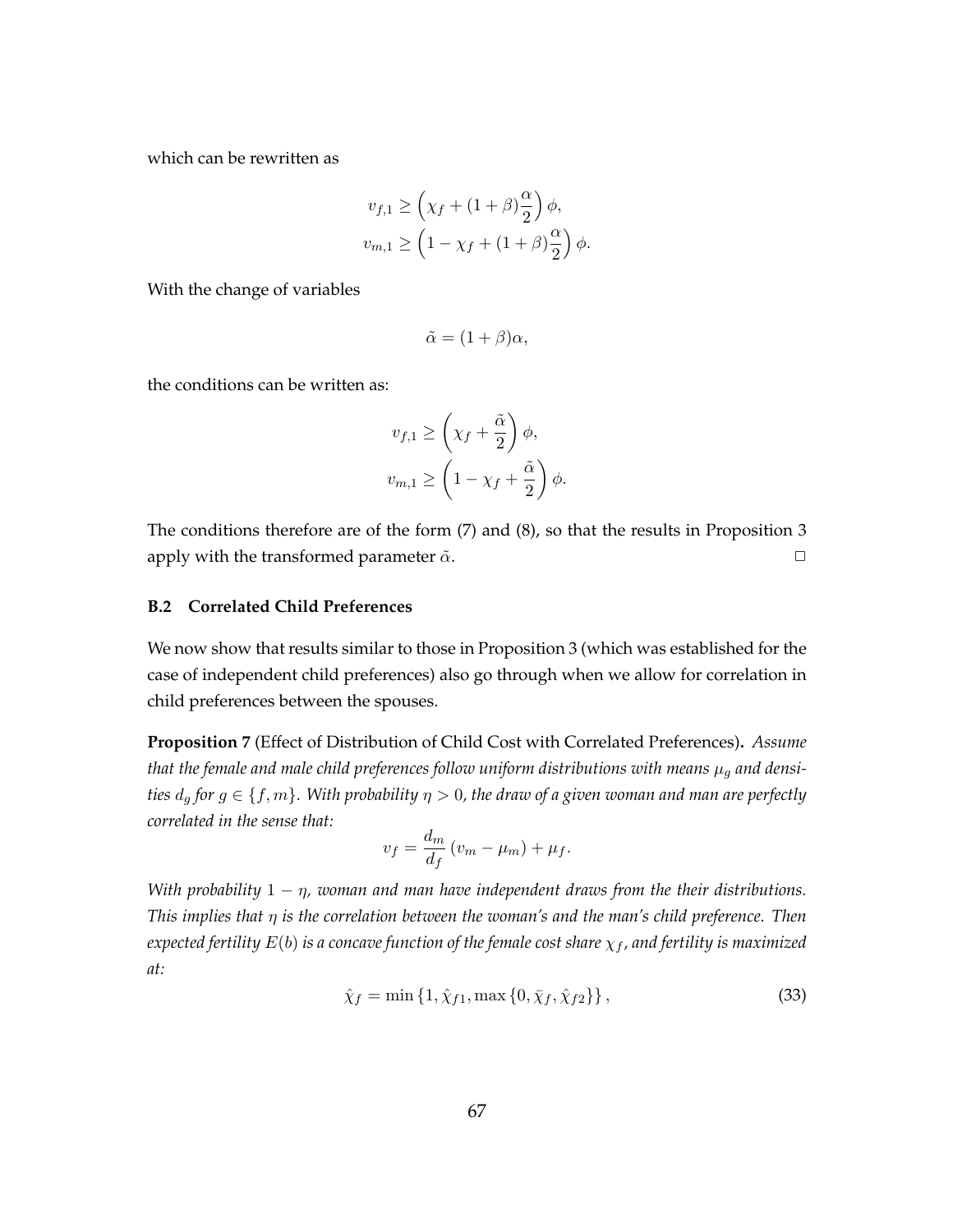which can be rewritten as

$$
\begin{aligned}
v_{f,1} &\geq \left(\chi_f + (1+\beta)\frac{\alpha}{2}\right)\phi, \\
v_{m,1} &\geq \left(1 - \chi_f + (1+\beta)\frac{\alpha}{2}\right)\phi.
\end{aligned}
$$

With the change of variables

$$
\tilde{\alpha} = (1+\beta)\alpha,
$$

the conditions can be written as:

$$
\begin{aligned}
v_{f,1} &\geq \left(\chi_f + \frac{\tilde{\alpha}}{2}\right)\phi, \\
v_{m,1} &\geq \left(1 - \chi_f + \frac{\tilde{\alpha}}{2}\right)\phi.
\end{aligned}
$$

The conditions therefore are of the form (7) and (8), so that the results in Proposition 3 apply with the transformed parameter $\tilde{\alpha}$. □

### B.2 Correlated Child Preferences

We now show that results similar to those in Proposition 3 (which was established for the case of independent child preferences) also go through when we allow for correlation in child preferences between the spouses.

**Proposition 7** (Effect of Distribution of Child Cost with Correlated Preferences)**.** *Assume that the female and male child preferences follow uniform distributions with means $\mu_g$ and densities $d_g$ for $g \in \{f, m\}$. With probability $\eta > 0$, the draw of a given woman and man are perfectly correlated in the sense that:*

$$
v_f = \frac{d_m}{d_f}\left(v_m - \mu_m\right) + \mu_f.
$$

*With probability $1 - \eta$, woman and man have independent draws from the their distributions. This implies that $\eta$ is the correlation between the woman's and the man's child preference. Then expected fertility $E(b)$ is a concave function of the female cost share $\chi_f$, and fertility is maximized at:*

$$
\hat{\chi}_f = \min\left\{1, \hat{\chi}_{f1}, \max\left\{0, \bar{\chi}_f, \hat{\chi}_{f2}\right\}\right\}, \tag{33}
$$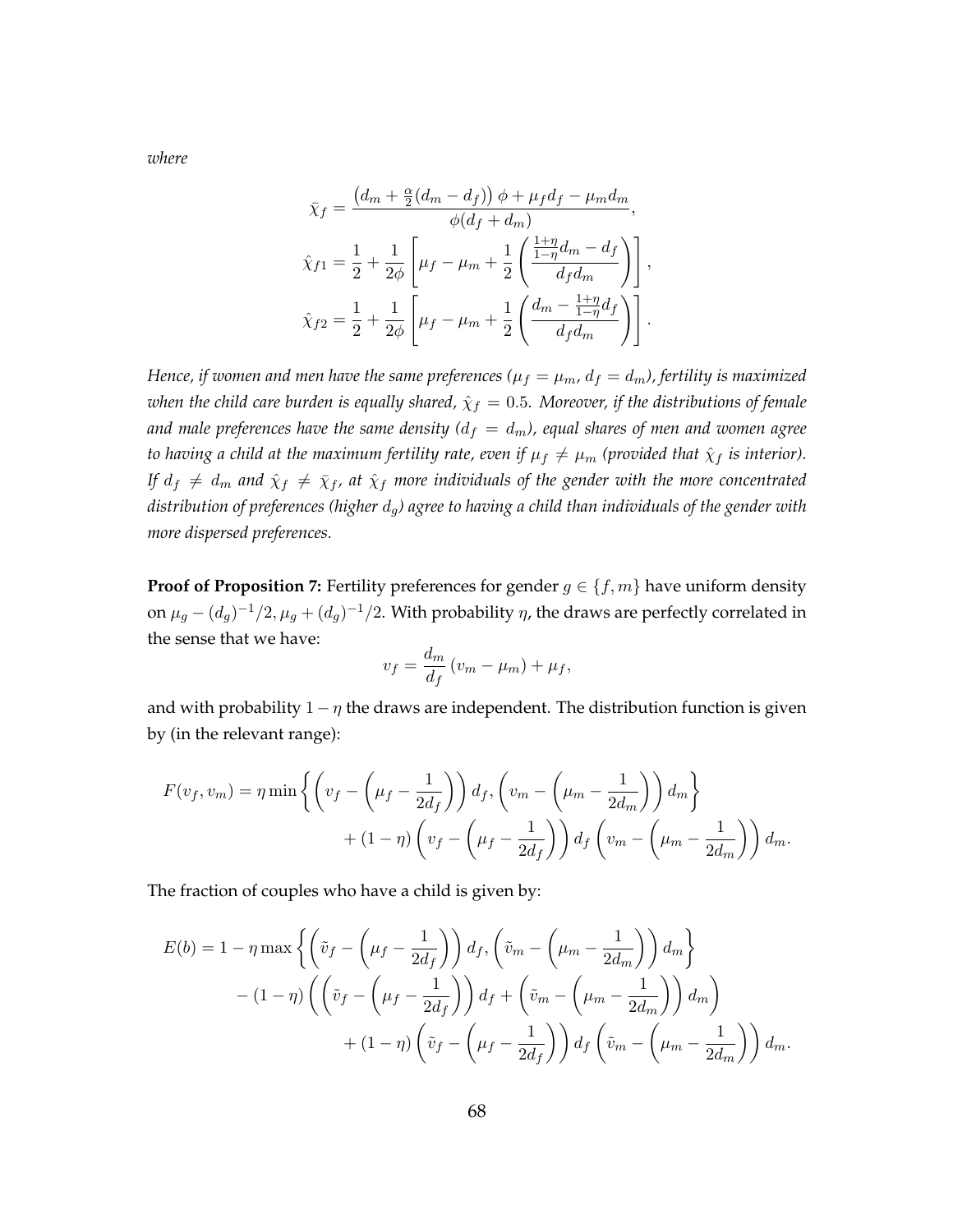*where*

$$\bar{\chi}_f = \frac{\left(d_m + \frac{\alpha}{2}(d_m - d_f)\right)\phi + \mu_f d_f - \mu_m d_m}{\phi(d_f + d_m)},$$

$$\hat{\chi}_{f1} = \frac{1}{2} + \frac{1}{2\phi}\left[\mu_f - \mu_m + \frac{1}{2}\left(\frac{\frac{1+\eta}{1-\eta}d_m - d_f}{d_f d_m}\right)\right],$$

$$\hat{\chi}_{f2} = \frac{1}{2} + \frac{1}{2\phi}\left[\mu_f - \mu_m + \frac{1}{2}\left(\frac{d_m - \frac{1+\eta}{1-\eta}d_f}{d_f d_m}\right)\right].$$

*Hence, if women and men have the same preferences ($\mu_f = \mu_m$, $d_f = d_m$), fertility is maximized when the child care burden is equally shared, $\hat{\chi}_f = 0.5$. Moreover, if the distributions of female and male preferences have the same density ($d_f = d_m$), equal shares of men and women agree to having a child at the maximum fertility rate, even if $\mu_f \neq \mu_m$ (provided that $\hat{\chi}_f$ is interior). If $d_f \neq d_m$ and $\hat{\chi}_f \neq \bar{\chi}_f$, at $\hat{\chi}_f$ more individuals of the gender with the more concentrated distribution of preferences (higher $d_g$) agree to having a child than individuals of the gender with more dispersed preferences.*

**Proof of Proposition 7:** Fertility preferences for gender $g \in \{f, m\}$ have uniform density on $\mu_g - (d_g)^{-1}/2, \mu_g + (d_g)^{-1}/2$. With probability $\eta$, the draws are perfectly correlated in the sense that we have:

$$v_f = \frac{d_m}{d_f}\left(v_m - \mu_m\right) + \mu_f,$$

and with probability $1 - \eta$ the draws are independent. The distribution function is given by (in the relevant range):

$$F(v_f, v_m) = \eta \min\left\{\left(v_f - \left(\mu_f - \frac{1}{2d_f}\right)\right)d_f, \left(v_m - \left(\mu_m - \frac{1}{2d_m}\right)\right)d_m\right\} + (1-\eta)\left(v_f - \left(\mu_f - \frac{1}{2d_f}\right)\right)d_f\left(v_m - \left(\mu_m - \frac{1}{2d_m}\right)\right)d_m.$$

The fraction of couples who have a child is given by:

$$E(b) = 1 - \eta \max\left\{\left(\tilde{v}_f - \left(\mu_f - \frac{1}{2d_f}\right)\right)d_f, \left(\tilde{v}_m - \left(\mu_m - \frac{1}{2d_m}\right)\right)d_m\right\} - (1-\eta)\left(\left(\tilde{v}_f - \left(\mu_f - \frac{1}{2d_f}\right)\right)d_f + \left(\tilde{v}_m - \left(\mu_m - \frac{1}{2d_m}\right)\right)d_m\right) + (1-\eta)\left(\tilde{v}_f - \left(\mu_f - \frac{1}{2d_f}\right)\right)d_f\left(\tilde{v}_m - \left(\mu_m - \frac{1}{2d_m}\right)\right)d_m.$$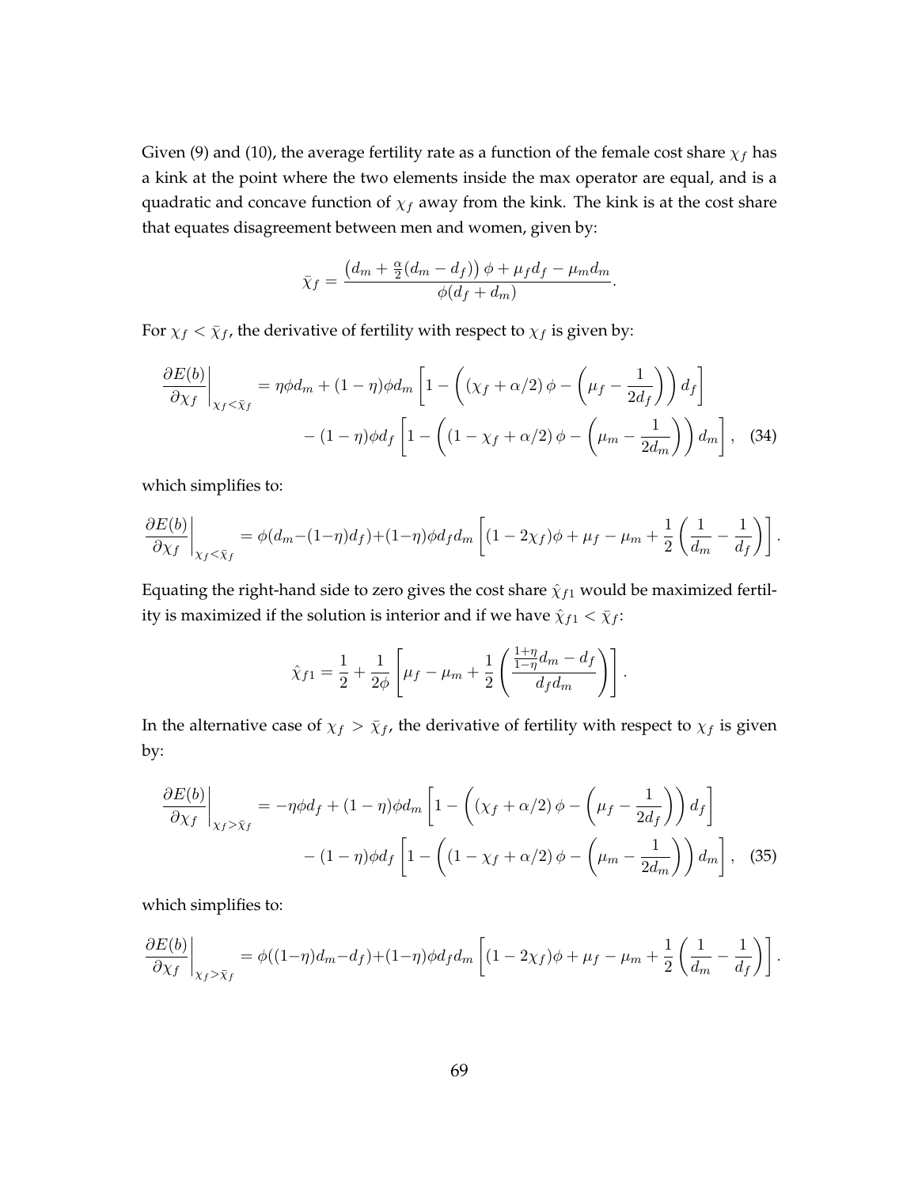Given (9) and (10), the average fertility rate as a function of the female cost share $\chi_f$ has a kink at the point where the two elements inside the max operator are equal, and is a quadratic and concave function of $\chi_f$ away from the kink. The kink is at the cost share that equates disagreement between men and women, given by:

$$\bar{\chi}_f = \frac{\left(d_m + \frac{\alpha}{2}(d_m - d_f)\right)\phi + \mu_f d_f - \mu_m d_m}{\phi(d_f + d_m)}.$$

For $\chi_f < \bar{\chi}_f$, the derivative of fertility with respect to $\chi_f$ is given by:

$$\left.\frac{\partial E(b)}{\partial \chi_f}\right|_{\chi_f < \bar{\chi}_f} = \eta\phi d_m + (1-\eta)\phi d_m \left[1 - \left(\left(\chi_f + \alpha/2\right)\phi - \left(\mu_f - \frac{1}{2d_f}\right)\right) d_f\right] \\ - (1-\eta)\phi d_f \left[1 - \left(\left(1 - \chi_f + \alpha/2\right)\phi - \left(\mu_m - \frac{1}{2d_m}\right)\right) d_m\right], \quad (34)$$

which simplifies to:

$$\left.\frac{\partial E(b)}{\partial \chi_f}\right|_{\chi_f < \bar{\chi}_f} = \phi(d_m - (1-\eta)d_f) + (1-\eta)\phi d_f d_m \left[(1 - 2\chi_f)\phi + \mu_f - \mu_m + \frac{1}{2}\left(\frac{1}{d_m} - \frac{1}{d_f}\right)\right].$$

Equating the right-hand side to zero gives the cost share $\hat{\chi}_{f1}$ would be maximized fertility is maximized if the solution is interior and if we have $\hat{\chi}_{f1} < \bar{\chi}_f$:

$$\hat{\chi}_{f1} = \frac{1}{2} + \frac{1}{2\phi}\left[\mu_f - \mu_m + \frac{1}{2}\left(\frac{\frac{1+\eta}{1-\eta}d_m - d_f}{d_f d_m}\right)\right].$$

In the alternative case of $\chi_f > \bar{\chi}_f$, the derivative of fertility with respect to $\chi_f$ is given by:

$$\left.\frac{\partial E(b)}{\partial \chi_f}\right|_{\chi_f > \bar{\chi}_f} = -\eta\phi d_f + (1-\eta)\phi d_m \left[1 - \left(\left(\chi_f + \alpha/2\right)\phi - \left(\mu_f - \frac{1}{2d_f}\right)\right) d_f\right] \\ - (1-\eta)\phi d_f \left[1 - \left(\left(1 - \chi_f + \alpha/2\right)\phi - \left(\mu_m - \frac{1}{2d_m}\right)\right) d_m\right], \quad (35)$$

which simplifies to:

$$\left.\frac{\partial E(b)}{\partial \chi_f}\right|_{\chi_f > \bar{\chi}_f} = \phi((1-\eta)d_m - d_f) + (1-\eta)\phi d_f d_m \left[(1 - 2\chi_f)\phi + \mu_f - \mu_m + \frac{1}{2}\left(\frac{1}{d_m} - \frac{1}{d_f}\right)\right].$$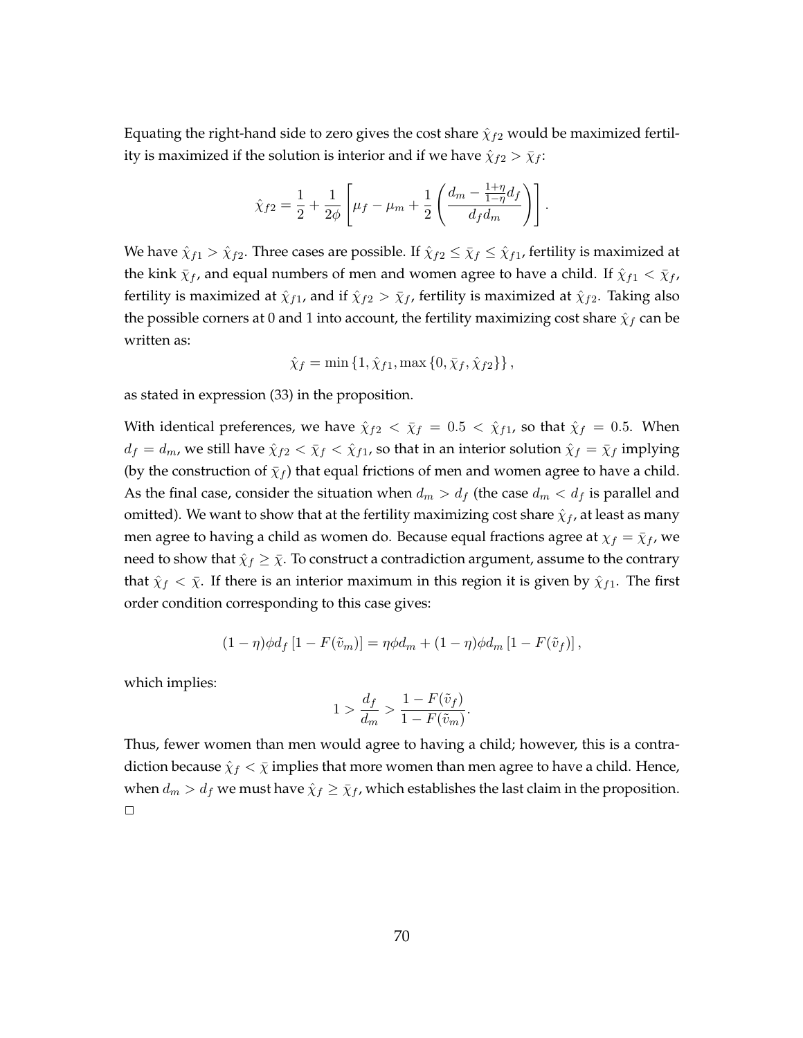Equating the right-hand side to zero gives the cost share $\hat{\chi}_{f2}$ would be maximized fertility is maximized if the solution is interior and if we have $\hat{\chi}_{f2} > \bar{\chi}_f$:

$$\hat{\chi}_{f2} = \frac{1}{2} + \frac{1}{2\phi}\left[\mu_f - \mu_m + \frac{1}{2}\left(\frac{d_m - \frac{1+\eta}{1-\eta}d_f}{d_f d_m}\right)\right].$$

We have $\hat{\chi}_{f1} > \hat{\chi}_{f2}$. Three cases are possible. If $\hat{\chi}_{f2} \leq \bar{\chi}_f \leq \hat{\chi}_{f1}$, fertility is maximized at the kink $\bar{\chi}_f$, and equal numbers of men and women agree to have a child. If $\hat{\chi}_{f1} < \bar{\chi}_f$, fertility is maximized at $\hat{\chi}_{f1}$, and if $\hat{\chi}_{f2} > \bar{\chi}_f$, fertility is maximized at $\hat{\chi}_{f2}$. Taking also the possible corners at 0 and 1 into account, the fertility maximizing cost share $\hat{\chi}_f$ can be written as:

$$\hat{\chi}_f = \min\left\{1, \hat{\chi}_{f1}, \max\left\{0, \bar{\chi}_f, \hat{\chi}_{f2}\right\}\right\},$$

as stated in expression (33) in the proposition.

With identical preferences, we have $\hat{\chi}_{f2} < \bar{\chi}_f = 0.5 < \hat{\chi}_{f1}$, so that $\hat{\chi}_f = 0.5$. When $d_f = d_m$, we still have $\hat{\chi}_{f2} < \bar{\chi}_f < \hat{\chi}_{f1}$, so that in an interior solution $\hat{\chi}_f = \bar{\chi}_f$ implying (by the construction of $\bar{\chi}_f$) that equal frictions of men and women agree to have a child. As the final case, consider the situation when $d_m > d_f$ (the case $d_m < d_f$ is parallel and omitted). We want to show that at the fertility maximizing cost share $\hat{\chi}_f$, at least as many men agree to having a child as women do. Because equal fractions agree at $\chi_f = \bar{\chi}_f$, we need to show that $\hat{\chi}_f \geq \bar{\chi}$. To construct a contradiction argument, assume to the contrary that $\hat{\chi}_f < \bar{\chi}$. If there is an interior maximum in this region it is given by $\hat{\chi}_{f1}$. The first order condition corresponding to this case gives:

$$(1-\eta)\phi d_f\left[1 - F(\tilde{v}_m)\right] = \eta\phi d_m + (1-\eta)\phi d_m\left[1 - F(\tilde{v}_f)\right],$$

which implies:

$$1 > \frac{d_f}{d_m} > \frac{1 - F(\tilde{v}_f)}{1 - F(\tilde{v}_m)}.$$

Thus, fewer women than men would agree to having a child; however, this is a contradiction because $\hat{\chi}_f < \bar{\chi}$ implies that more women than men agree to have a child. Hence, when $d_m > d_f$ we must have $\hat{\chi}_f \geq \bar{\chi}_f$, which establishes the last claim in the proposition. □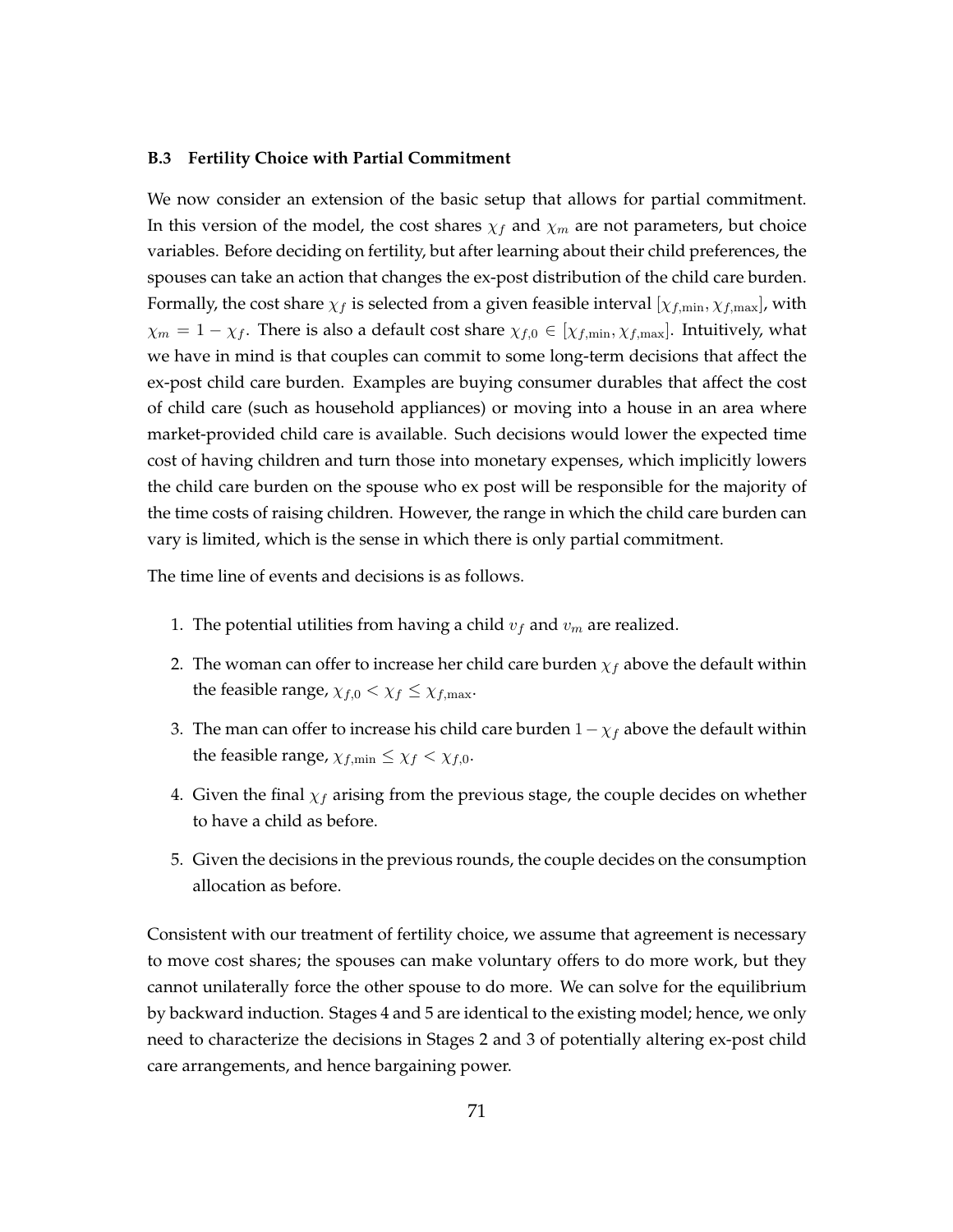### B.3 Fertility Choice with Partial Commitment

We now consider an extension of the basic setup that allows for partial commitment. In this version of the model, the cost shares $\chi_f$ and $\chi_m$ are not parameters, but choice variables. Before deciding on fertility, but after learning about their child preferences, the spouses can take an action that changes the ex-post distribution of the child care burden. Formally, the cost share $\chi_f$ is selected from a given feasible interval $[\chi_{f,\min}, \chi_{f,\max}]$, with $\chi_m = 1 - \chi_f$. There is also a default cost share $\chi_{f,0} \in [\chi_{f,\min}, \chi_{f,\max}]$. Intuitively, what we have in mind is that couples can commit to some long-term decisions that affect the ex-post child care burden. Examples are buying consumer durables that affect the cost of child care (such as household appliances) or moving into a house in an area where market-provided child care is available. Such decisions would lower the expected time cost of having children and turn those into monetary expenses, which implicitly lowers the child care burden on the spouse who ex post will be responsible for the majority of the time costs of raising children. However, the range in which the child care burden can vary is limited, which is the sense in which there is only partial commitment.

The time line of events and decisions is as follows.

1. The potential utilities from having a child $v_f$ and $v_m$ are realized.
2. The woman can offer to increase her child care burden $\chi_f$ above the default within the feasible range, $\chi_{f,0} < \chi_f \leq \chi_{f,\max}$.
3. The man can offer to increase his child care burden $1 - \chi_f$ above the default within the feasible range, $\chi_{f,\min} \leq \chi_f < \chi_{f,0}$.
4. Given the final $\chi_f$ arising from the previous stage, the couple decides on whether to have a child as before.
5. Given the decisions in the previous rounds, the couple decides on the consumption allocation as before.

Consistent with our treatment of fertility choice, we assume that agreement is necessary to move cost shares; the spouses can make voluntary offers to do more work, but they cannot unilaterally force the other spouse to do more. We can solve for the equilibrium by backward induction. Stages 4 and 5 are identical to the existing model; hence, we only need to characterize the decisions in Stages 2 and 3 of potentially altering ex-post child care arrangements, and hence bargaining power.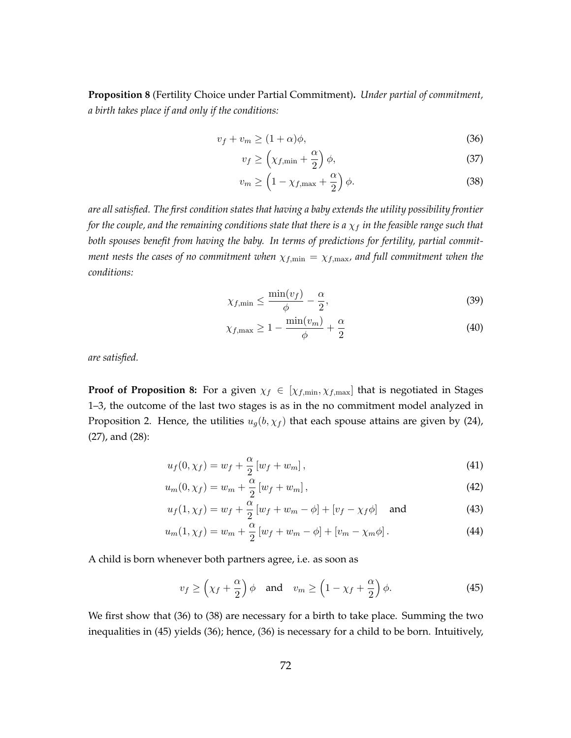**Proposition 8** (Fertility Choice under Partial Commitment)**.** *Under partial of commitment, a birth takes place if and only if the conditions:*

$$v_f + v_m \geq (1+\alpha)\phi, \tag{36}$$

$$v_f \geq \left(\chi_{f,\min} + \frac{\alpha}{2}\right)\phi, \tag{37}$$

$$v_m \geq \left(1 - \chi_{f,\max} + \frac{\alpha}{2}\right)\phi. \tag{38}$$

*are all satisfied. The first condition states that having a baby extends the utility possibility frontier for the couple, and the remaining conditions state that there is a $\chi_f$ in the feasible range such that both spouses benefit from having the baby. In terms of predictions for fertility, partial commitment nests the cases of no commitment when $\chi_{f,\min} = \chi_{f,\max}$, and full commitment when the conditions:*

$$\chi_{f,\min} \leq \frac{\min(v_f)}{\phi} - \frac{\alpha}{2}, \tag{39}$$

$$\chi_{f,\max} \geq 1 - \frac{\min(v_m)}{\phi} + \frac{\alpha}{2} \tag{40}$$

*are satisfied.*

**Proof of Proposition 8:** For a given $\chi_f \in [\chi_{f,\min}, \chi_{f,\max}]$ that is negotiated in Stages 1–3, the outcome of the last two stages is as in the no commitment model analyzed in Proposition 2. Hence, the utilities $u_g(b, \chi_f)$ that each spouse attains are given by (24), (27), and (28):

$$u_f(0, \chi_f) = w_f + \frac{\alpha}{2}\left[w_f + w_m\right], \tag{41}$$

$$u_m(0, \chi_f) = w_m + \frac{\alpha}{2}\left[w_f + w_m\right], \tag{42}$$

$$u_f(1, \chi_f) = w_f + \frac{\alpha}{2}\left[w_f + w_m - \phi\right] + \left[v_f - \chi_f \phi\right] \quad \text{and} \tag{43}$$

$$u_m(1, \chi_f) = w_m + \frac{\alpha}{2}\left[w_f + w_m - \phi\right] + \left[v_m - \chi_m \phi\right]. \tag{44}$$

A child is born whenever both partners agree, i.e. as soon as

$$v_f \geq \left(\chi_f + \frac{\alpha}{2}\right)\phi \quad \text{and} \quad v_m \geq \left(1 - \chi_f + \frac{\alpha}{2}\right)\phi. \tag{45}$$

We first show that (36) to (38) are necessary for a birth to take place. Summing the two inequalities in (45) yields (36); hence, (36) is necessary for a child to be born. Intuitively,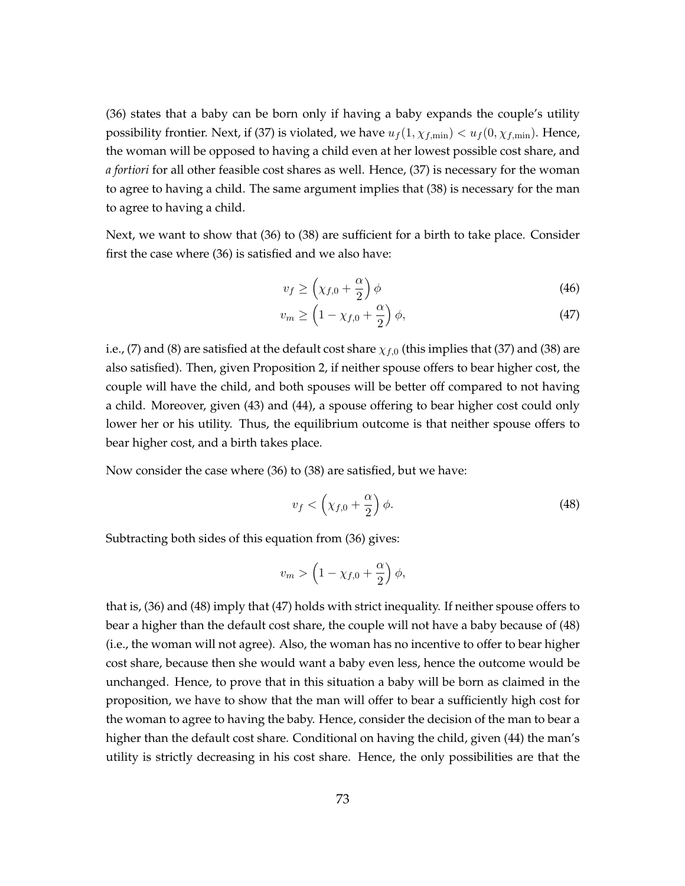(36) states that a baby can be born only if having a baby expands the couple's utility possibility frontier. Next, if (37) is violated, we have $u_f(1, \chi_{f,\min}) < u_f(0, \chi_{f,\min})$. Hence, the woman will be opposed to having a child even at her lowest possible cost share, and *a fortiori* for all other feasible cost shares as well. Hence, (37) is necessary for the woman to agree to having a child. The same argument implies that (38) is necessary for the man to agree to having a child.

Next, we want to show that (36) to (38) are sufficient for a birth to take place. Consider first the case where (36) is satisfied and we also have:

$$v_f \geq \left(\chi_{f,0} + \frac{\alpha}{2}\right)\phi \tag{46}$$

$$v_m \geq \left(1 - \chi_{f,0} + \frac{\alpha}{2}\right)\phi, \tag{47}$$

i.e., (7) and (8) are satisfied at the default cost share $\chi_{f,0}$ (this implies that (37) and (38) are also satisfied). Then, given Proposition 2, if neither spouse offers to bear higher cost, the couple will have the child, and both spouses will be better off compared to not having a child. Moreover, given (43) and (44), a spouse offering to bear higher cost could only lower her or his utility. Thus, the equilibrium outcome is that neither spouse offers to bear higher cost, and a birth takes place.

Now consider the case where (36) to (38) are satisfied, but we have:

$$v_f < \left(\chi_{f,0} + \frac{\alpha}{2}\right)\phi. \tag{48}$$

Subtracting both sides of this equation from (36) gives:

$$v_m > \left(1 - \chi_{f,0} + \frac{\alpha}{2}\right)\phi,$$

that is, (36) and (48) imply that (47) holds with strict inequality. If neither spouse offers to bear a higher than the default cost share, the couple will not have a baby because of (48) (i.e., the woman will not agree). Also, the woman has no incentive to offer to bear higher cost share, because then she would want a baby even less, hence the outcome would be unchanged. Hence, to prove that in this situation a baby will be born as claimed in the proposition, we have to show that the man will offer to bear a sufficiently high cost for the woman to agree to having the baby. Hence, consider the decision of the man to bear a higher than the default cost share. Conditional on having the child, given (44) the man's utility is strictly decreasing in his cost share. Hence, the only possibilities are that the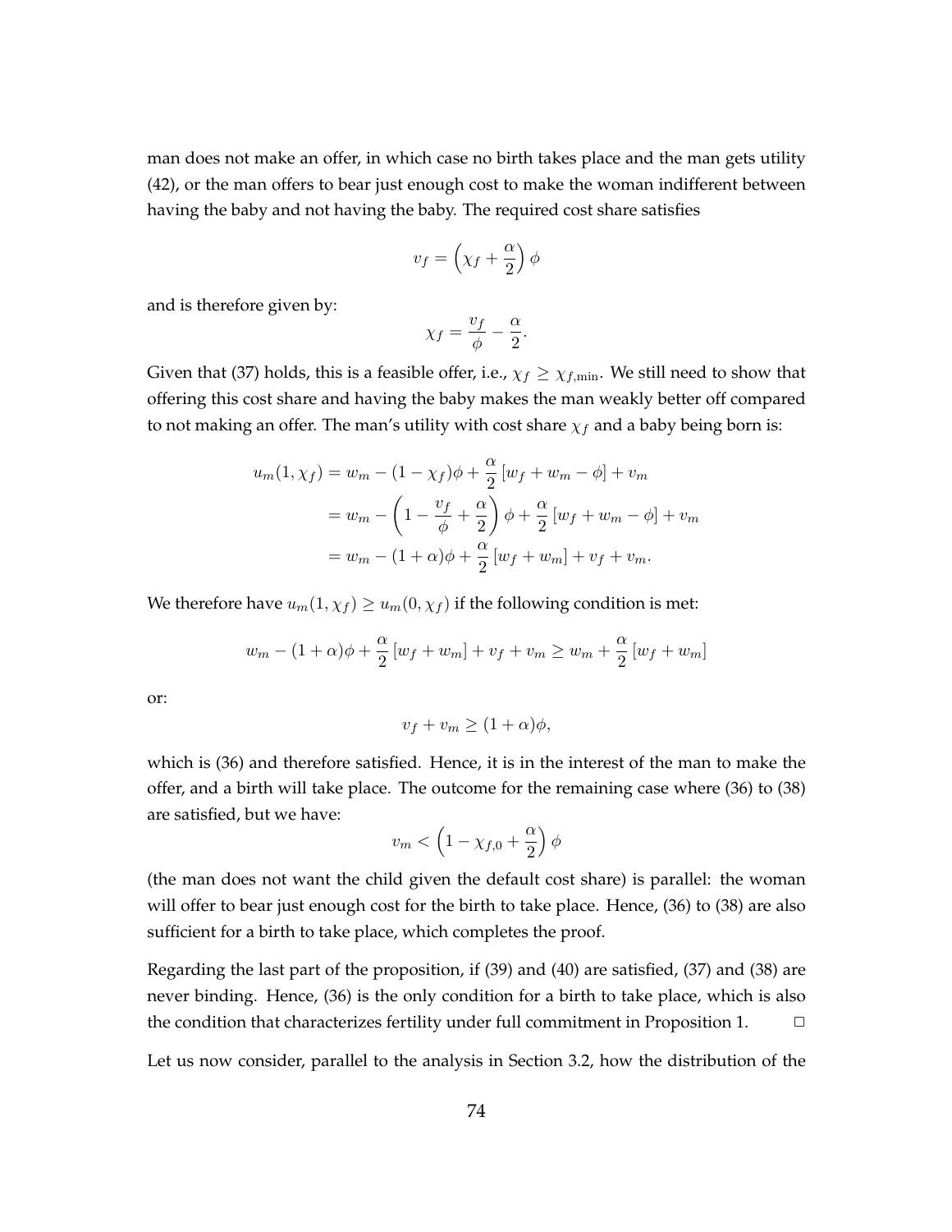man does not make an offer, in which case no birth takes place and the man gets utility (42), or the man offers to bear just enough cost to make the woman indifferent between having the baby and not having the baby. The required cost share satisfies

$$v_f = \left(\chi_f + \frac{\alpha}{2}\right)\phi$$

and is therefore given by:

$$\chi_f = \frac{v_f}{\phi} - \frac{\alpha}{2}.$$

Given that (37) holds, this is a feasible offer, i.e., $\chi_f \geq \chi_{f,\min}$. We still need to show that offering this cost share and having the baby makes the man weakly better off compared to not making an offer. The man's utility with cost share $\chi_f$ and a baby being born is:

$$\begin{aligned}
u_m(1, \chi_f) &= w_m - (1-\chi_f)\phi + \frac{\alpha}{2}\left[w_f + w_m - \phi\right] + v_m \\
&= w_m - \left(1 - \frac{v_f}{\phi} + \frac{\alpha}{2}\right)\phi + \frac{\alpha}{2}\left[w_f + w_m - \phi\right] + v_m \\
&= w_m - (1+\alpha)\phi + \frac{\alpha}{2}\left[w_f + w_m\right] + v_f + v_m.
\end{aligned}$$

We therefore have $u_m(1, \chi_f) \geq u_m(0, \chi_f)$ if the following condition is met:

$$w_m - (1+\alpha)\phi + \frac{\alpha}{2}\left[w_f + w_m\right] + v_f + v_m \geq w_m + \frac{\alpha}{2}\left[w_f + w_m\right]$$

or:

$$v_f + v_m \geq (1+\alpha)\phi,$$

which is (36) and therefore satisfied. Hence, it is in the interest of the man to make the offer, and a birth will take place. The outcome for the remaining case where (36) to (38) are satisfied, but we have:

$$v_m < \left(1 - \chi_{f,0} + \frac{\alpha}{2}\right)\phi$$

(the man does not want the child given the default cost share) is parallel: the woman will offer to bear just enough cost for the birth to take place. Hence, (36) to (38) are also sufficient for a birth to take place, which completes the proof.

Regarding the last part of the proposition, if (39) and (40) are satisfied, (37) and (38) are never binding. Hence, (36) is the only condition for a birth to take place, which is also the condition that characterizes fertility under full commitment in Proposition 1. □

Let us now consider, parallel to the analysis in Section 3.2, how the distribution of the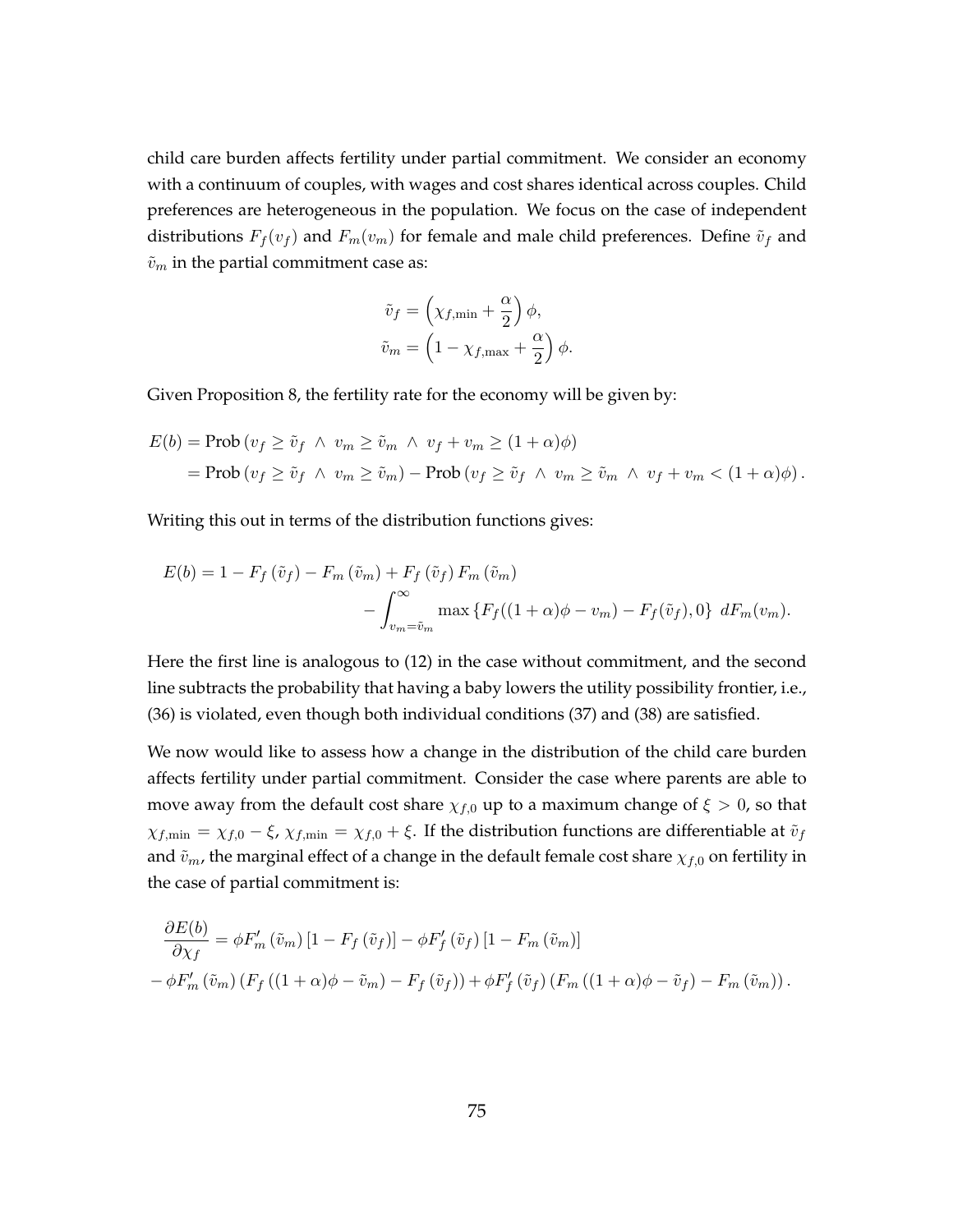child care burden affects fertility under partial commitment. We consider an economy with a continuum of couples, with wages and cost shares identical across couples. Child preferences are heterogeneous in the population. We focus on the case of independent distributions $F_f(v_f)$ and $F_m(v_m)$ for female and male child preferences. Define $\tilde{v}_f$ and $\tilde{v}_m$ in the partial commitment case as:

$$\tilde{v}_f = \left(\chi_{f,\min} + \frac{\alpha}{2}\right)\phi,$$
$$\tilde{v}_m = \left(1 - \chi_{f,\max} + \frac{\alpha}{2}\right)\phi.$$

Given Proposition 8, the fertility rate for the economy will be given by:

$$\begin{aligned}
E(b) &= \text{Prob}\left(v_f \geq \tilde{v}_f \ \wedge \ v_m \geq \tilde{v}_m \ \wedge \ v_f + v_m \geq (1+\alpha)\phi\right) \\
&= \text{Prob}\left(v_f \geq \tilde{v}_f \ \wedge \ v_m \geq \tilde{v}_m\right) - \text{Prob}\left(v_f \geq \tilde{v}_f \ \wedge \ v_m \geq \tilde{v}_m \ \wedge \ v_f + v_m < (1+\alpha)\phi\right).
\end{aligned}$$

Writing this out in terms of the distribution functions gives:

$$\begin{aligned}
E(b) = 1 &- F_f\left(\tilde{v}_f\right) - F_m\left(\tilde{v}_m\right) + F_f\left(\tilde{v}_f\right) F_m\left(\tilde{v}_m\right) \\
&- \int_{v_m = \tilde{v}_m}^{\infty} \max\left\{F_f((1+\alpha)\phi - v_m) - F_f(\tilde{v}_f), 0\right\} \, dF_m(v_m).
\end{aligned}$$

Here the first line is analogous to (12) in the case without commitment, and the second line subtracts the probability that having a baby lowers the utility possibility frontier, i.e., (36) is violated, even though both individual conditions (37) and (38) are satisfied.

We now would like to assess how a change in the distribution of the child care burden affects fertility under partial commitment. Consider the case where parents are able to move away from the default cost share $\chi_{f,0}$ up to a maximum change of $\xi > 0$, so that $\chi_{f,\min} = \chi_{f,0} - \xi$, $\chi_{f,\min} = \chi_{f,0} + \xi$. If the distribution functions are differentiable at $\tilde{v}_f$ and $\tilde{v}_m$, the marginal effect of a change in the default female cost share $\chi_{f,0}$ on fertility in the case of partial commitment is:

$$\begin{aligned}
\frac{\partial E(b)}{\partial \chi_f} &= \phi F_m'\left(\tilde{v}_m\right)\left[1 - F_f\left(\tilde{v}_f\right)\right] - \phi F_f'\left(\tilde{v}_f\right)\left[1 - F_m\left(\tilde{v}_m\right)\right] \\
&- \phi F_m'\left(\tilde{v}_m\right)\left(F_f\left((1+\alpha)\phi - \tilde{v}_m\right) - F_f\left(\tilde{v}_f\right)\right) + \phi F_f'\left(\tilde{v}_f\right)\left(F_m\left((1+\alpha)\phi - \tilde{v}_f\right) - F_m\left(\tilde{v}_m\right)\right).
\end{aligned}$$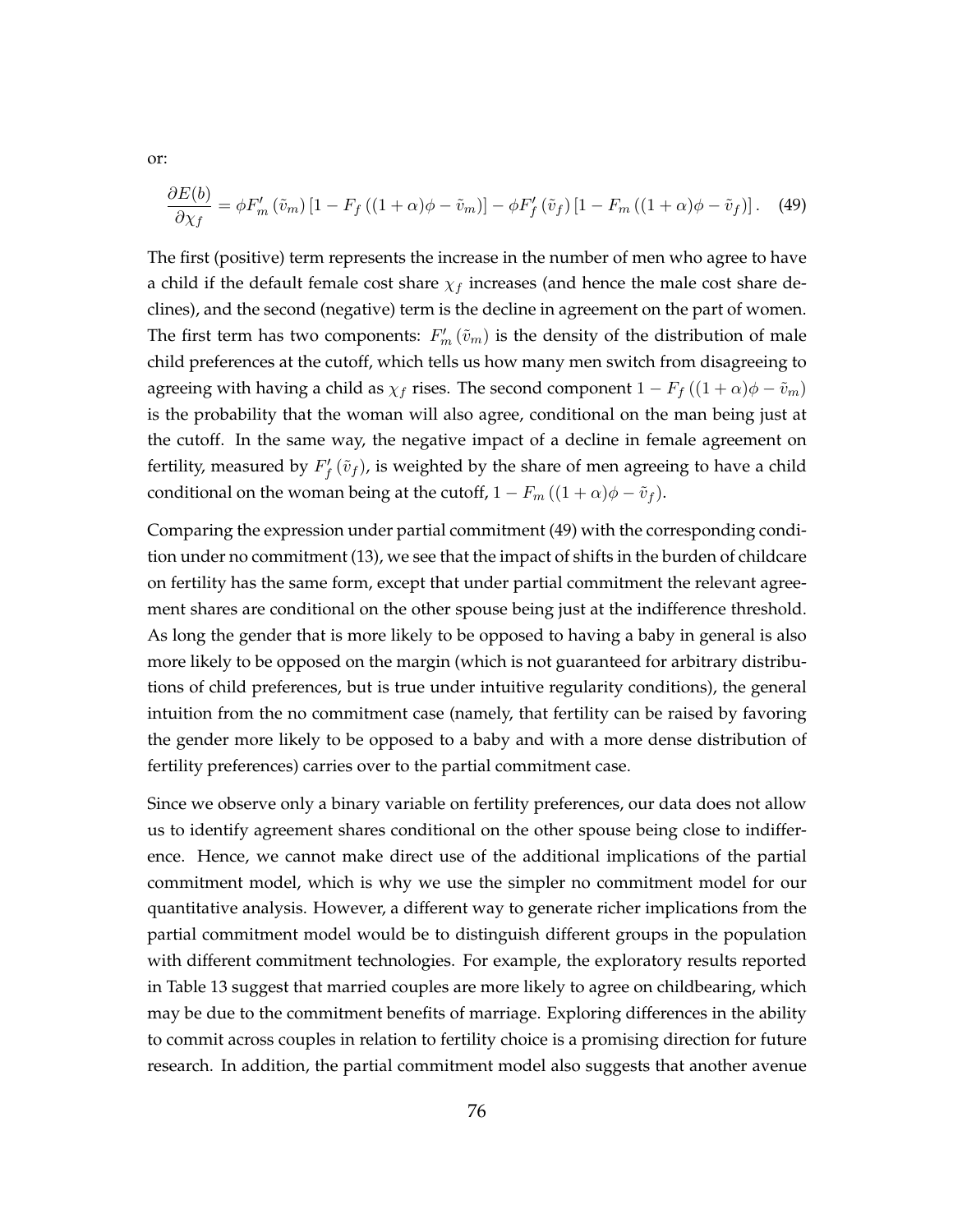or:

$$\frac{\partial E(b)}{\partial \chi_f} = \phi F_m'(\tilde{v}_m)\left[1 - F_f\left((1+\alpha)\phi - \tilde{v}_m\right)\right] - \phi F_f'(\tilde{v}_f)\left[1 - F_m\left((1+\alpha)\phi - \tilde{v}_f\right)\right]. \quad (49)$$

The first (positive) term represents the increase in the number of men who agree to have a child if the default female cost share $\chi_f$ increases (and hence the male cost share declines), and the second (negative) term is the decline in agreement on the part of women. The first term has two components: $F_m'(\tilde{v}_m)$ is the density of the distribution of male child preferences at the cutoff, which tells us how many men switch from disagreeing to agreeing with having a child as $\chi_f$ rises. The second component $1 - F_f((1+\alpha)\phi - \tilde{v}_m)$ is the probability that the woman will also agree, conditional on the man being just at the cutoff. In the same way, the negative impact of a decline in female agreement on fertility, measured by $F_f'(\tilde{v}_f)$, is weighted by the share of men agreeing to have a child conditional on the woman being at the cutoff, $1 - F_m((1+\alpha)\phi - \tilde{v}_f)$.

Comparing the expression under partial commitment (49) with the corresponding condition under no commitment (13), we see that the impact of shifts in the burden of childcare on fertility has the same form, except that under partial commitment the relevant agreement shares are conditional on the other spouse being just at the indifference threshold. As long the gender that is more likely to be opposed to having a baby in general is also more likely to be opposed on the margin (which is not guaranteed for arbitrary distributions of child preferences, but is true under intuitive regularity conditions), the general intuition from the no commitment case (namely, that fertility can be raised by favoring the gender more likely to be opposed to a baby and with a more dense distribution of fertility preferences) carries over to the partial commitment case.

Since we observe only a binary variable on fertility preferences, our data does not allow us to identify agreement shares conditional on the other spouse being close to indifference. Hence, we cannot make direct use of the additional implications of the partial commitment model, which is why we use the simpler no commitment model for our quantitative analysis. However, a different way to generate richer implications from the partial commitment model would be to distinguish different groups in the population with different commitment technologies. For example, the exploratory results reported in Table 13 suggest that married couples are more likely to agree on childbearing, which may be due to the commitment benefits of marriage. Exploring differences in the ability to commit across couples in relation to fertility choice is a promising direction for future research. In addition, the partial commitment model also suggests that another avenue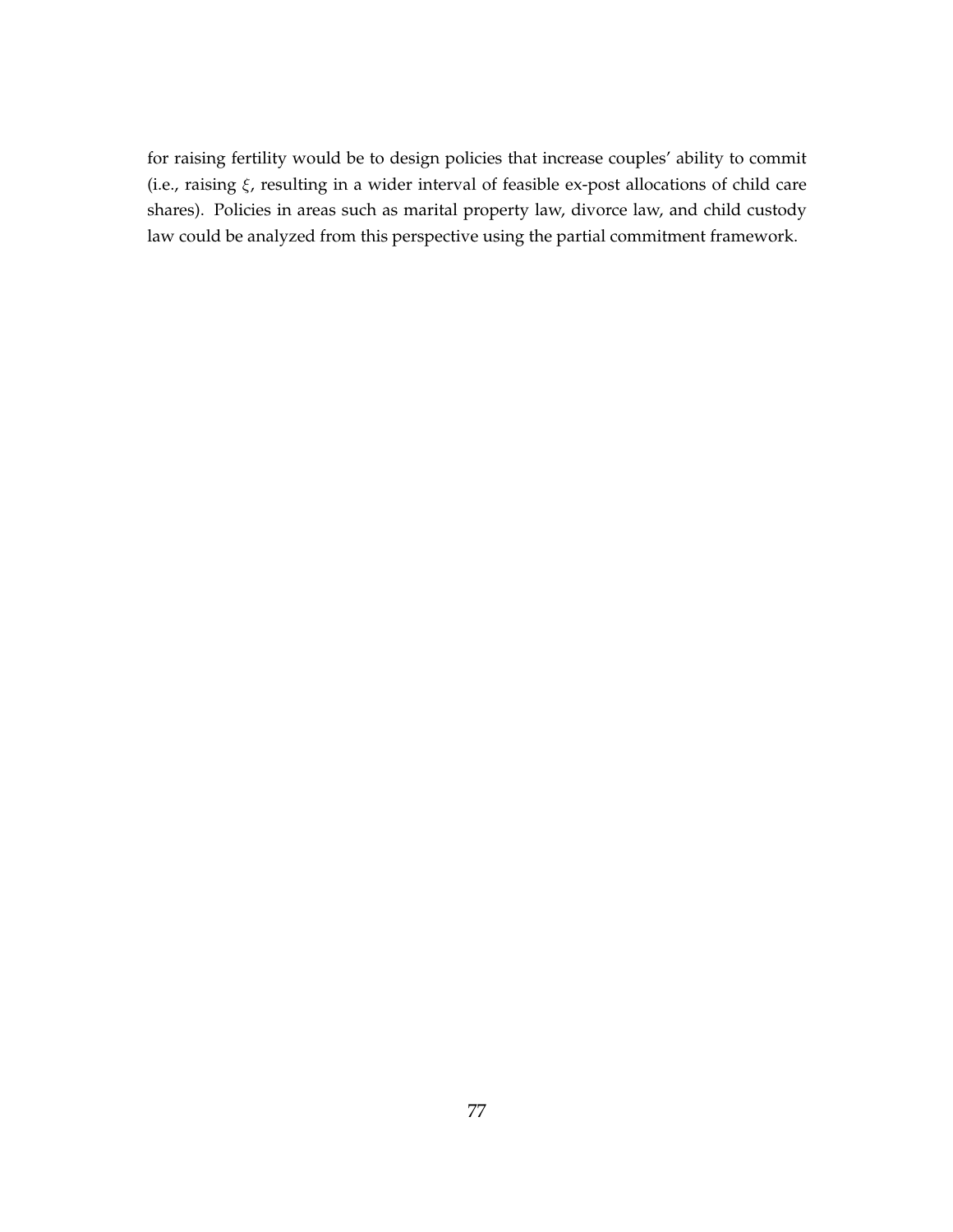for raising fertility would be to design policies that increase couples' ability to commit (i.e., raising $\xi$, resulting in a wider interval of feasible ex-post allocations of child care shares). Policies in areas such as marital property law, divorce law, and child custody law could be analyzed from this perspective using the partial commitment framework.